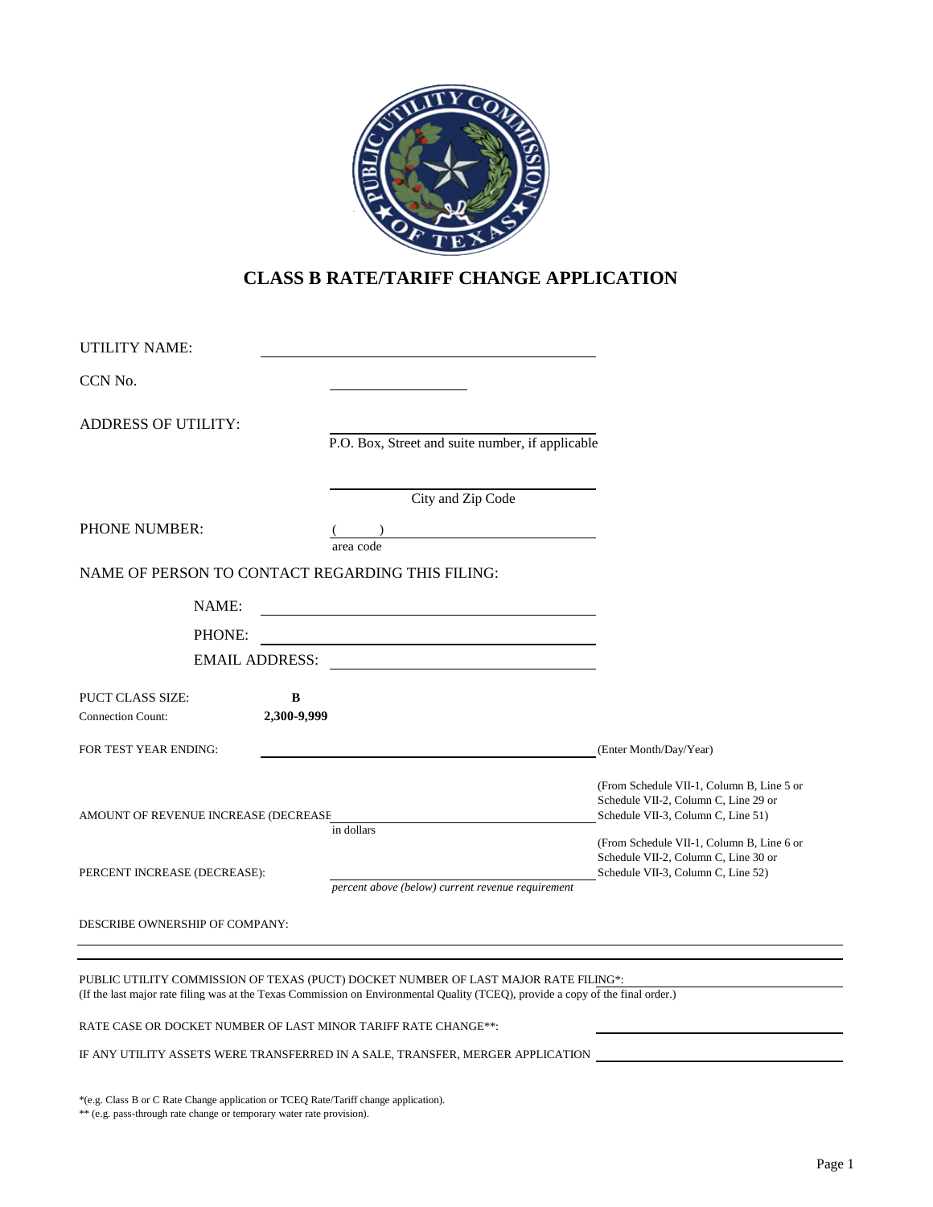# CLASS B RATE/TARIFF CHANGE APPLICATION

UTILITY NAME: ______________________

CCN No. ______________________

ADDRESS OF UTILITY: ______________________
P.O. Box, Street and suite number, if applicable

______________________
City and Zip Code

PHONE NUMBER: (      ) ______________________
area code

NAME OF PERSON TO CONTACT REGARDING THIS FILING:

NAME: ______________________

PHONE: ______________________

EMAIL ADDRESS: ______________________

PUCT CLASS SIZE: **B**
Connection Count: **2,300-9,999**

FOR TEST YEAR ENDING: ______________________ (Enter Month/Day/Year)

AMOUNT OF REVENUE INCREASE (DECREASE ______________________ (From Schedule VII-1, Column B, Line 5 or Schedule VII-2, Column C, Line 29 or Schedule VII-3, Column C, Line 51)
in dollars

PERCENT INCREASE (DECREASE): ______________________ (From Schedule VII-1, Column B, Line 6 or Schedule VII-2, Column C, Line 30 or Schedule VII-3, Column C, Line 52)
*percent above (below) current revenue requirement*

DESCRIBE OWNERSHIP OF COMPANY:

______________________

PUBLIC UTILITY COMMISSION OF TEXAS (PUCT) DOCKET NUMBER OF LAST MAJOR RATE FILING*: ______________________
(If the last major rate filing was at the Texas Commission on Environmental Quality (TCEQ), provide a copy of the final order.)

RATE CASE OR DOCKET NUMBER OF LAST MINOR TARIFF RATE CHANGE**: ______________________

IF ANY UTILITY ASSETS WERE TRANSFERRED IN A SALE, TRANSFER, MERGER APPLICATION ______________________

*(e.g. Class B or C Rate Change application or TCEQ Rate/Tariff change application).
** (e.g. pass-through rate change or temporary water rate provision).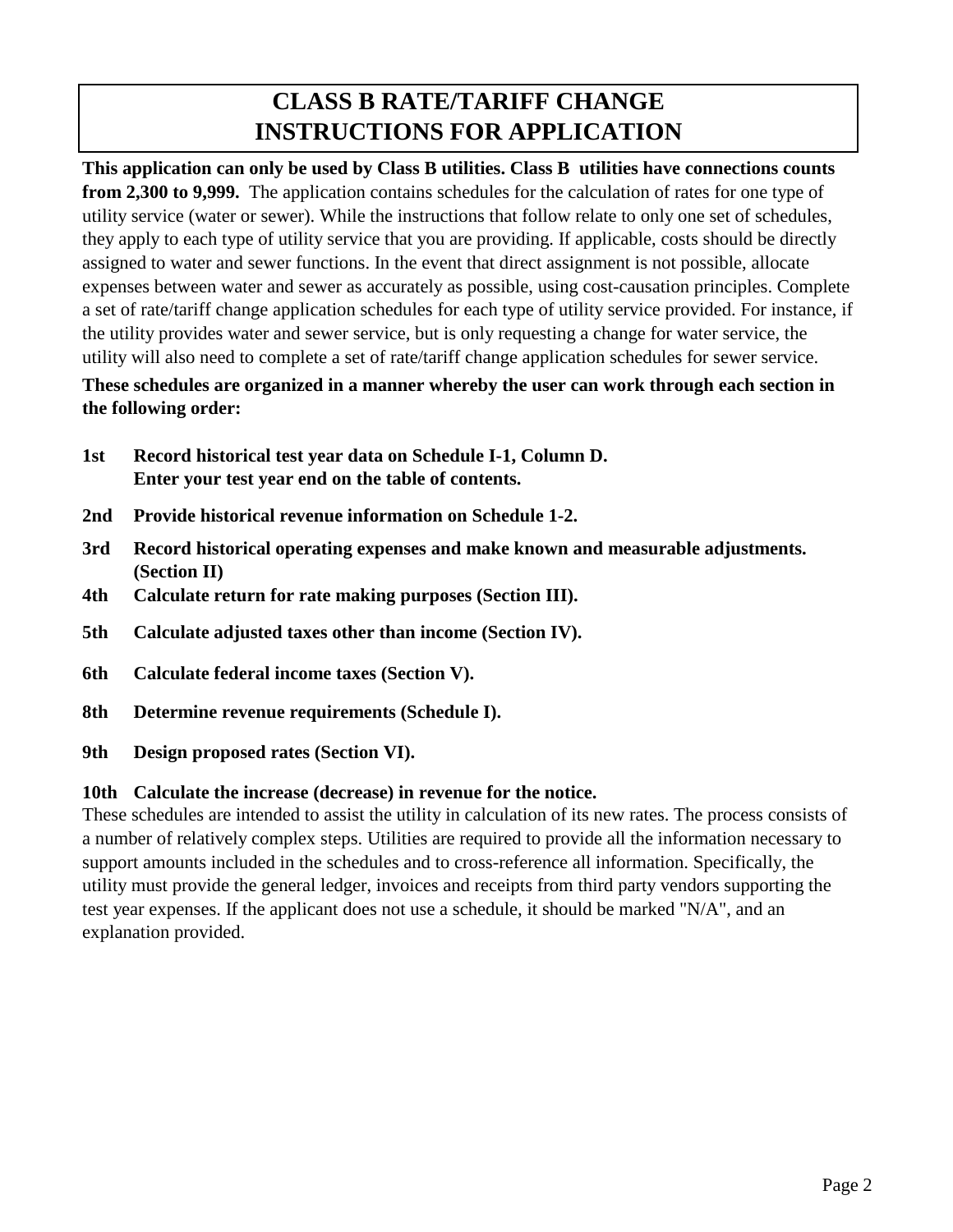# CLASS B RATE/TARIFF CHANGE INSTRUCTIONS FOR APPLICATION

**This application can only be used by Class B utilities. Class B utilities have connections counts from 2,300 to 9,999.** The application contains schedules for the calculation of rates for one type of utility service (water or sewer). While the instructions that follow relate to only one set of schedules, they apply to each type of utility service that you are providing. If applicable, costs should be directly assigned to water and sewer functions. In the event that direct assignment is not possible, allocate expenses between water and sewer as accurately as possible, using cost-causation principles. Complete a set of rate/tariff change application schedules for each type of utility service provided. For instance, if the utility provides water and sewer service, but is only requesting a change for water service, the utility will also need to complete a set of rate/tariff change application schedules for sewer service.

**These schedules are organized in a manner whereby the user can work through each section in the following order:**

**1st** **Record historical test year data on Schedule I-1, Column D. Enter your test year end on the table of contents.**

**2nd** **Provide historical revenue information on Schedule 1-2.**

**3rd** **Record historical operating expenses and make known and measurable adjustments. (Section II)**

**4th** **Calculate return for rate making purposes (Section III).**

**5th** **Calculate adjusted taxes other than income (Section IV).**

**6th** **Calculate federal income taxes (Section V).**

**8th** **Determine revenue requirements (Schedule I).**

**9th** **Design proposed rates (Section VI).**

**10th** **Calculate the increase (decrease) in revenue for the notice.**

These schedules are intended to assist the utility in calculation of its new rates. The process consists of a number of relatively complex steps. Utilities are required to provide all the information necessary to support amounts included in the schedules and to cross-reference all information. Specifically, the utility must provide the general ledger, invoices and receipts from third party vendors supporting the test year expenses. If the applicant does not use a schedule, it should be marked "N/A", and an explanation provided.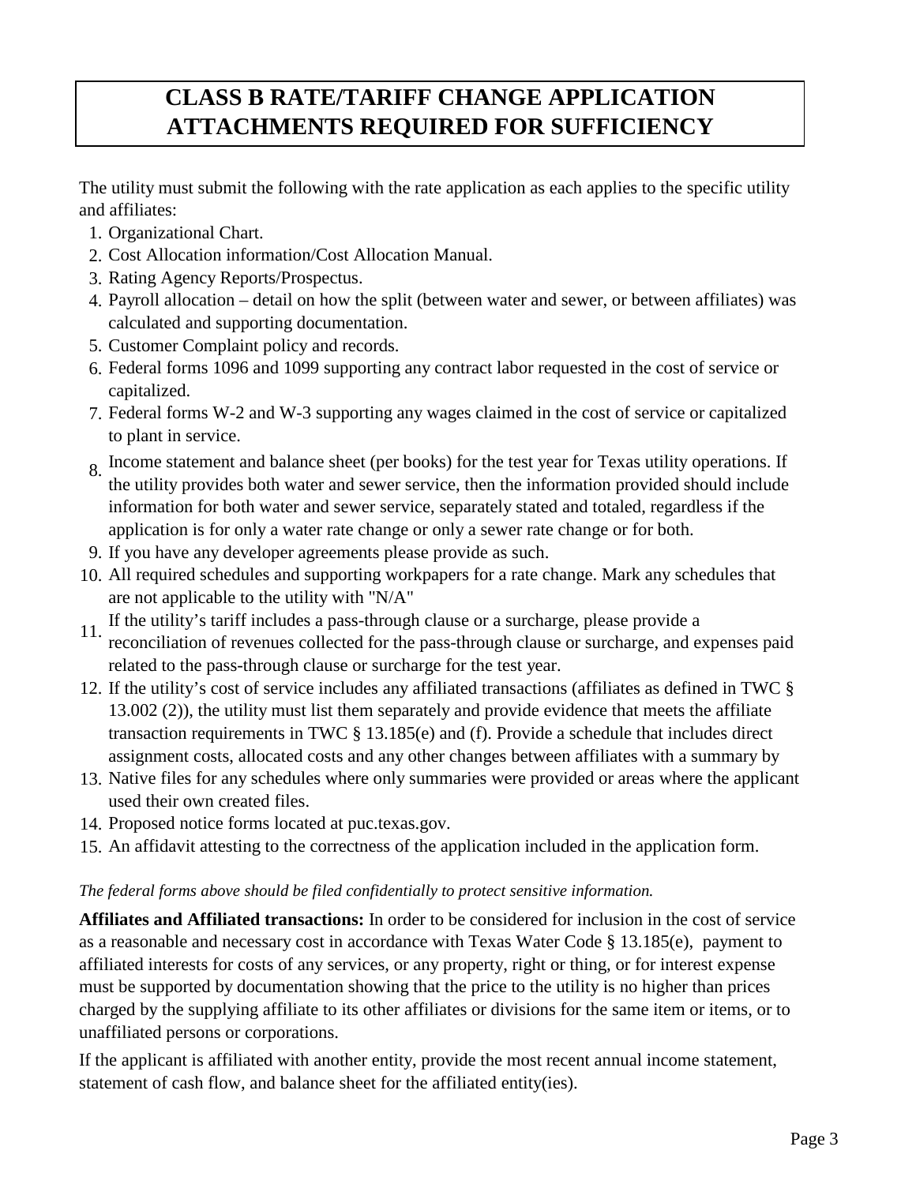# CLASS B RATE/TARIFF CHANGE APPLICATION ATTACHMENTS REQUIRED FOR SUFFICIENCY

The utility must submit the following with the rate application as each applies to the specific utility and affiliates:

1. Organizational Chart.
2. Cost Allocation information/Cost Allocation Manual.
3. Rating Agency Reports/Prospectus.
4. Payroll allocation – detail on how the split (between water and sewer, or between affiliates) was calculated and supporting documentation.
5. Customer Complaint policy and records.
6. Federal forms 1096 and 1099 supporting any contract labor requested in the cost of service or capitalized.
7. Federal forms W-2 and W-3 supporting any wages claimed in the cost of service or capitalized to plant in service.
8. Income statement and balance sheet (per books) for the test year for Texas utility operations. If the utility provides both water and sewer service, then the information provided should include information for both water and sewer service, separately stated and totaled, regardless if the application is for only a water rate change or only a sewer rate change or for both.
9. If you have any developer agreements please provide as such.
10. All required schedules and supporting workpapers for a rate change. Mark any schedules that are not applicable to the utility with "N/A"
11. If the utility's tariff includes a pass-through clause or a surcharge, please provide a reconciliation of revenues collected for the pass-through clause or surcharge, and expenses paid related to the pass-through clause or surcharge for the test year.
12. If the utility's cost of service includes any affiliated transactions (affiliates as defined in TWC § 13.002 (2)), the utility must list them separately and provide evidence that meets the affiliate transaction requirements in TWC § 13.185(e) and (f). Provide a schedule that includes direct assignment costs, allocated costs and any other changes between affiliates with a summary by
13. Native files for any schedules where only summaries were provided or areas where the applicant used their own created files.
14. Proposed notice forms located at puc.texas.gov.
15. An affidavit attesting to the correctness of the application included in the application form.

*The federal forms above should be filed confidentially to protect sensitive information.*

**Affiliates and Affiliated transactions:** In order to be considered for inclusion in the cost of service as a reasonable and necessary cost in accordance with Texas Water Code § 13.185(e), payment to affiliated interests for costs of any services, or any property, right or thing, or for interest expense must be supported by documentation showing that the price to the utility is no higher than prices charged by the supplying affiliate to its other affiliates or divisions for the same item or items, or to unaffiliated persons or corporations.

If the applicant is affiliated with another entity, provide the most recent annual income statement, statement of cash flow, and balance sheet for the affiliated entity(ies).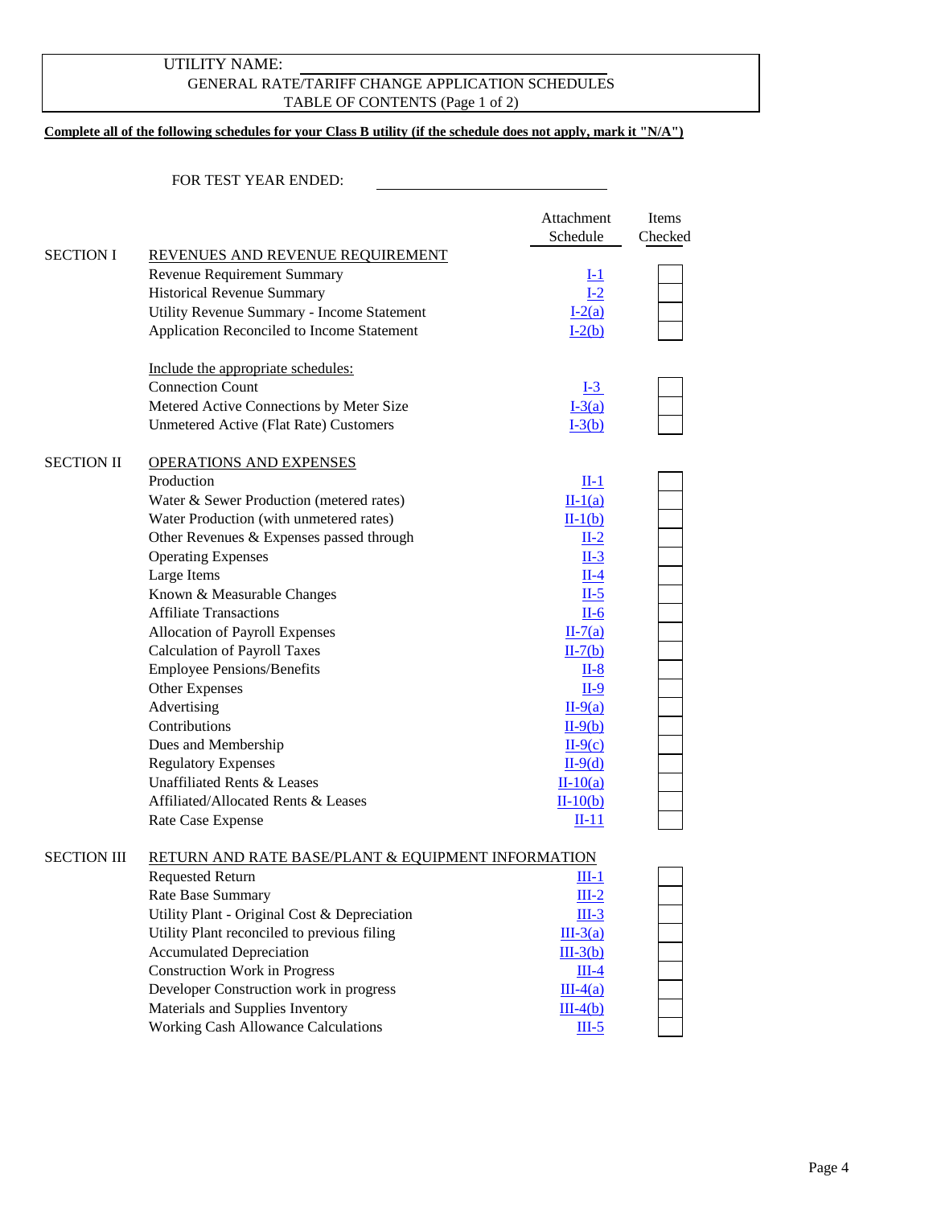UTILITY NAME: ______________________

GENERAL RATE/TARIFF CHANGE APPLICATION SCHEDULES

TABLE OF CONTENTS (Page 1 of 2)

**Complete all of the following schedules for your Class B utility (if the schedule does not apply, mark it "N/A")**

FOR TEST YEAR ENDED: ______________________

| | | Attachment Schedule | Items Checked |
|---|---|---|---|
| SECTION I | REVENUES AND REVENUE REQUIREMENT | | |
| | Revenue Requirement Summary | I-1 | |
| | Historical Revenue Summary | I-2 | |
| | Utility Revenue Summary - Income Statement | I-2(a) | |
| | Application Reconciled to Income Statement | I-2(b) | |
| | Include the appropriate schedules: | | |
| | Connection Count | I-3 | |
| | Metered Active Connections by Meter Size | I-3(a) | |
| | Unmetered Active (Flat Rate) Customers | I-3(b) | |
| SECTION II | OPERATIONS AND EXPENSES | | |
| | Production | II-1 | |
| | Water & Sewer Production (metered rates) | II-1(a) | |
| | Water Production (with unmetered rates) | II-1(b) | |
| | Other Revenues & Expenses passed through | II-2 | |
| | Operating Expenses | II-3 | |
| | Large Items | II-4 | |
| | Known & Measurable Changes | II-5 | |
| | Affiliate Transactions | II-6 | |
| | Allocation of Payroll Expenses | II-7(a) | |
| | Calculation of Payroll Taxes | II-7(b) | |
| | Employee Pensions/Benefits | II-8 | |
| | Other Expenses | II-9 | |
| | Advertising | II-9(a) | |
| | Contributions | II-9(b) | |
| | Dues and Membership | II-9(c) | |
| | Regulatory Expenses | II-9(d) | |
| | Unaffiliated Rents & Leases | II-10(a) | |
| | Affiliated/Allocated Rents & Leases | II-10(b) | |
| | Rate Case Expense | II-11 | |
| SECTION III | RETURN AND RATE BASE/PLANT & EQUIPMENT INFORMATION | | |
| | Requested Return | III-1 | |
| | Rate Base Summary | III-2 | |
| | Utility Plant - Original Cost & Depreciation | III-3 | |
| | Utility Plant reconciled to previous filing | III-3(a) | |
| | Accumulated Depreciation | III-3(b) | |
| | Construction Work in Progress | III-4 | |
| | Developer Construction work in progress | III-4(a) | |
| | Materials and Supplies Inventory | III-4(b) | |
| | Working Cash Allowance Calculations | III-5 | |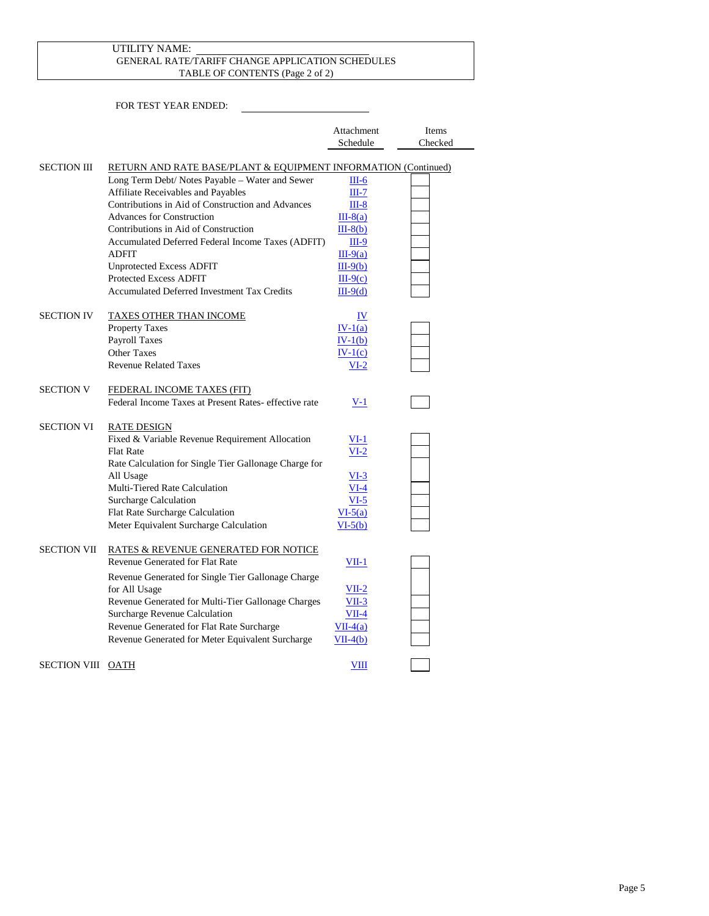UTILITY NAME: ______________________________

GENERAL RATE/TARIFF CHANGE APPLICATION SCHEDULES

TABLE OF CONTENTS (Page 2 of 2)

FOR TEST YEAR ENDED: ______________________

| | | Attachment Schedule | Items Checked |
|---|---|---|---|
| SECTION III | RETURN AND RATE BASE/PLANT & EQUIPMENT INFORMATION (Continued) | | |
| | Long Term Debt/ Notes Payable – Water and Sewer | III-6 | |
| | Affiliate Receivables and Payables | III-7 | |
| | Contributions in Aid of Construction and Advances | III-8 | |
| | Advances for Construction | III-8(a) | |
| | Contributions in Aid of Construction | III-8(b) | |
| | Accumulated Deferred Federal Income Taxes (ADFIT) | III-9 | |
| | ADFIT | III-9(a) | |
| | Unprotected Excess ADFIT | III-9(b) | |
| | Protected Excess ADFIT | III-9(c) | |
| | Accumulated Deferred Investment Tax Credits | III-9(d) | |
| SECTION IV | TAXES OTHER THAN INCOME | IV | |
| | Property Taxes | IV-1(a) | |
| | Payroll Taxes | IV-1(b) | |
| | Other Taxes | IV-1(c) | |
| | Revenue Related Taxes | VI-2 | |
| SECTION V | FEDERAL INCOME TAXES (FIT) | | |
| | Federal Income Taxes at Present Rates- effective rate | V-1 | |
| SECTION VI | RATE DESIGN | | |
| | Fixed & Variable Revenue Requirement Allocation | VI-1 | |
| | Flat Rate | VI-2 | |
| | Rate Calculation for Single Tier Gallonage Charge for All Usage | VI-3 | |
| | Multi-Tiered Rate Calculation | VI-4 | |
| | Surcharge Calculation | VI-5 | |
| | Flat Rate Surcharge Calculation | VI-5(a) | |
| | Meter Equivalent Surcharge Calculation | VI-5(b) | |
| SECTION VII | RATES & REVENUE GENERATED FOR NOTICE | | |
| | Revenue Generated for Flat Rate | VII-1 | |
| | Revenue Generated for Single Tier Gallonage Charge for All Usage | VII-2 | |
| | Revenue Generated for Multi-Tier Gallonage Charges | VII-3 | |
| | Surcharge Revenue Calculation | VII-4 | |
| | Revenue Generated for Flat Rate Surcharge | VII-4(a) | |
| | Revenue Generated for Meter Equivalent Surcharge | VII-4(b) | |
| SECTION VIII | OATH | VIII | |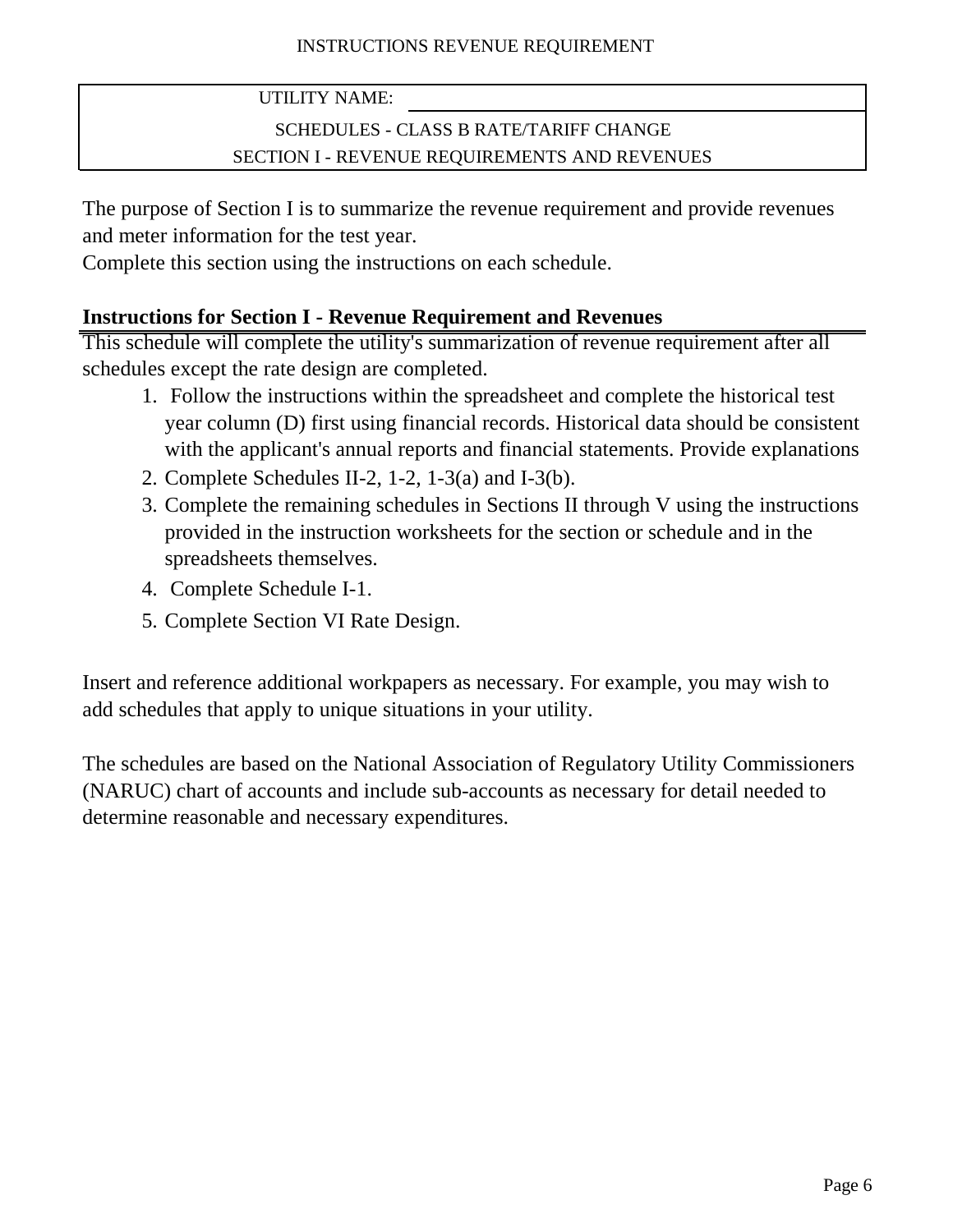INSTRUCTIONS REVENUE REQUIREMENT

| UTILITY NAME: | |
|---|---|
| SCHEDULES - CLASS B RATE/TARIFF CHANGE | |
| SECTION I - REVENUE REQUIREMENTS AND REVENUES | |

The purpose of Section I is to summarize the revenue requirement and provide revenues and meter information for the test year.
Complete this section using the instructions on each schedule.

**Instructions for Section I - Revenue Requirement and Revenues**

This schedule will complete the utility's summarization of revenue requirement after all schedules except the rate design are completed.

1. Follow the instructions within the spreadsheet and complete the historical test year column (D) first using financial records. Historical data should be consistent with the applicant's annual reports and financial statements. Provide explanations
2. Complete Schedules II-2, 1-2, 1-3(a) and I-3(b).
3. Complete the remaining schedules in Sections II through V using the instructions provided in the instruction worksheets for the section or schedule and in the spreadsheets themselves.
4. Complete Schedule I-1.
5. Complete Section VI Rate Design.

Insert and reference additional workpapers as necessary. For example, you may wish to add schedules that apply to unique situations in your utility.

The schedules are based on the National Association of Regulatory Utility Commissioners (NARUC) chart of accounts and include sub-accounts as necessary for detail needed to determine reasonable and necessary expenditures.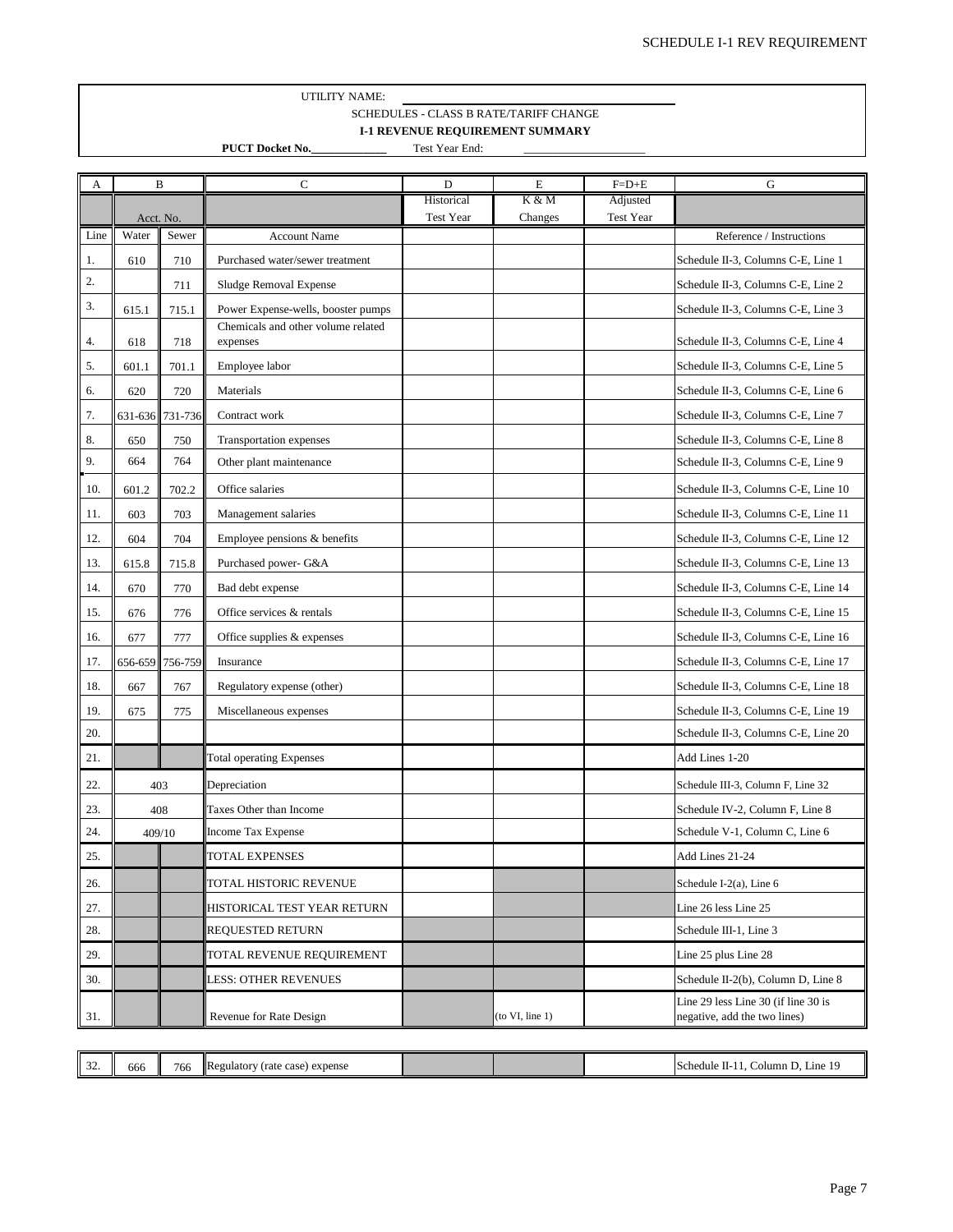UTILITY NAME: \_\_\_\_\_\_\_\_\_\_\_\_\_\_\_\_\_\_\_\_\_\_\_\_\_\_\_\_\_\_\_\_\_\_\_\_\_\_\_\_

SCHEDULES - CLASS B RATE/TARIFF CHANGE

**I-1 REVENUE REQUIREMENT SUMMARY**

**PUCT Docket No.\_\_\_\_\_\_\_\_\_\_\_\_\_** Test Year End: \_\_\_\_\_\_\_\_\_\_\_\_\_\_\_\_\_\_\_\_\_\_

| A | B | | C | D | E | F=D+E | G |
|---|---|---|---|---|---|---|---|
| | Acct. No. | | | Historical Test Year | K & M Changes | Adjusted Test Year | |
| Line | Water | Sewer | Account Name | | | | Reference / Instructions |
| 1. | 610 | 710 | Purchased water/sewer treatment | | | | Schedule II-3, Columns C-E, Line 1 |
| 2. | | 711 | Sludge Removal Expense | | | | Schedule II-3, Columns C-E, Line 2 |
| 3. | 615.1 | 715.1 | Power Expense-wells, booster pumps | | | | Schedule II-3, Columns C-E, Line 3 |
| 4. | 618 | 718 | Chemicals and other volume related expenses | | | | Schedule II-3, Columns C-E, Line 4 |
| 5. | 601.1 | 701.1 | Employee labor | | | | Schedule II-3, Columns C-E, Line 5 |
| 6. | 620 | 720 | Materials | | | | Schedule II-3, Columns C-E, Line 6 |
| 7. | 631-636 | 731-736 | Contract work | | | | Schedule II-3, Columns C-E, Line 7 |
| 8. | 650 | 750 | Transportation expenses | | | | Schedule II-3, Columns C-E, Line 8 |
| 9. | 664 | 764 | Other plant maintenance | | | | Schedule II-3, Columns C-E, Line 9 |
| 10. | 601.2 | 702.2 | Office salaries | | | | Schedule II-3, Columns C-E, Line 10 |
| 11. | 603 | 703 | Management salaries | | | | Schedule II-3, Columns C-E, Line 11 |
| 12. | 604 | 704 | Employee pensions & benefits | | | | Schedule II-3, Columns C-E, Line 12 |
| 13. | 615.8 | 715.8 | Purchased power- G&A | | | | Schedule II-3, Columns C-E, Line 13 |
| 14. | 670 | 770 | Bad debt expense | | | | Schedule II-3, Columns C-E, Line 14 |
| 15. | 676 | 776 | Office services & rentals | | | | Schedule II-3, Columns C-E, Line 15 |
| 16. | 677 | 777 | Office supplies & expenses | | | | Schedule II-3, Columns C-E, Line 16 |
| 17. | 656-659 | 756-759 | Insurance | | | | Schedule II-3, Columns C-E, Line 17 |
| 18. | 667 | 767 | Regulatory expense (other) | | | | Schedule II-3, Columns C-E, Line 18 |
| 19. | 675 | 775 | Miscellaneous expenses | | | | Schedule II-3, Columns C-E, Line 19 |
| 20. | | | | | | | Schedule II-3, Columns C-E, Line 20 |
| 21. | | | Total operating Expenses | | | | Add Lines 1-20 |
| 22. | 403 | | Depreciation | | | | Schedule III-3, Column F, Line 32 |
| 23. | 408 | | Taxes Other than Income | | | | Schedule IV-2, Column F, Line 8 |
| 24. | 409/10 | | Income Tax Expense | | | | Schedule V-1, Column C, Line 6 |
| 25. | | | TOTAL EXPENSES | | | | Add Lines 21-24 |
| 26. | | | TOTAL HISTORIC REVENUE | | | | Schedule I-2(a), Line 6 |
| 27. | | | HISTORICAL TEST YEAR RETURN | | | | Line 26 less Line 25 |
| 28. | | | REQUESTED RETURN | | | | Schedule III-1, Line 3 |
| 29. | | | TOTAL REVENUE REQUIREMENT | | | | Line 25 plus Line 28 |
| 30. | | | LESS: OTHER REVENUES | | | | Schedule II-2(b), Column D, Line 8 |
| 31. | | | Revenue for Rate Design | | (to VI, line 1) | | Line 29 less Line 30 (if line 30 is negative, add the two lines) |

| Line | Water | Sewer | Account Name | | | | Reference / Instructions |
|---|---|---|---|---|---|---|---|
| 32. | 666 | 766 | Regulatory (rate case) expense | | | | Schedule II-11, Column D, Line 19 |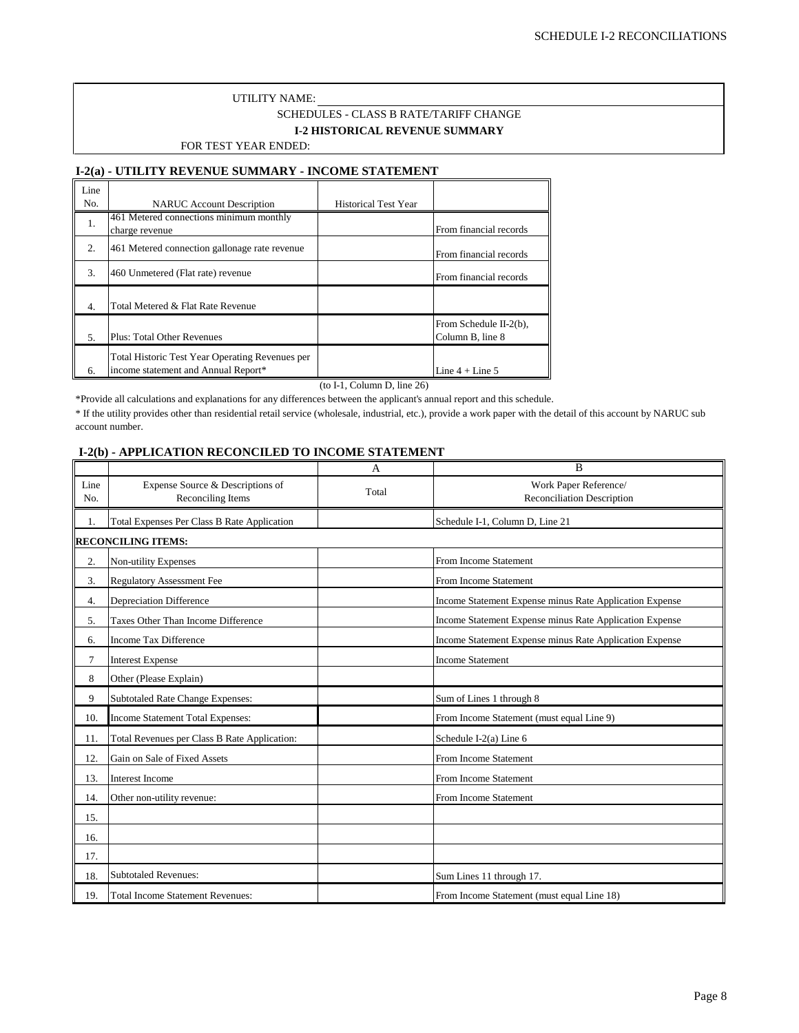UTILITY NAME:

SCHEDULES - CLASS B RATE/TARIFF CHANGE

**I-2 HISTORICAL REVENUE SUMMARY**

FOR TEST YEAR ENDED:

## I-2(a) - UTILITY REVENUE SUMMARY - INCOME STATEMENT

| Line No. | NARUC Account Description | Historical Test Year | |
|---|---|---|---|
| 1. | 461 Metered connections minimum monthly charge revenue | | From financial records |
| 2. | 461 Metered connection gallonage rate revenue | | From financial records |
| 3. | 460 Unmetered (Flat rate) revenue | | From financial records |
| 4. | Total Metered & Flat Rate Revenue | | |
| 5. | Plus: Total Other Revenues | | From Schedule II-2(b), Column B, line 8 |
| 6. | Total Historic Test Year Operating Revenues per income statement and Annual Report* | | Line 4 + Line 5 |

(to I-1, Column D, line 26)

*Provide all calculations and explanations for any differences between the applicant's annual report and this schedule.

* If the utility provides other than residential retail service (wholesale, industrial, etc.), provide a work paper with the detail of this account by NARUC sub account number.

## I-2(b) - APPLICATION RECONCILED TO INCOME STATEMENT

| | | A | B |
|---|---|---|---|
| Line No. | Expense Source & Descriptions of Reconciling Items | Total | Work Paper Reference/ Reconciliation Description |
| 1. | Total Expenses Per Class B Rate Application | | Schedule I-1, Column D, Line 21 |
| | **RECONCILING ITEMS:** | | |
| 2. | Non-utility Expenses | | From Income Statement |
| 3. | Regulatory Assessment Fee | | From Income Statement |
| 4. | Depreciation Difference | | Income Statement Expense minus Rate Application Expense |
| 5. | Taxes Other Than Income Difference | | Income Statement Expense minus Rate Application Expense |
| 6. | Income Tax Difference | | Income Statement Expense minus Rate Application Expense |
| 7 | Interest Expense | | Income Statement |
| 8 | Other (Please Explain) | | |
| 9 | Subtotaled Rate Change Expenses: | | Sum of Lines 1 through 8 |
| 10. | Income Statement Total Expenses: | | From Income Statement (must equal Line 9) |
| 11. | Total Revenues per Class B Rate Application: | | Schedule I-2(a) Line 6 |
| 12. | Gain on Sale of Fixed Assets | | From Income Statement |
| 13. | Interest Income | | From Income Statement |
| 14. | Other non-utility revenue: | | From Income Statement |
| 15. | | | |
| 16. | | | |
| 17. | | | |
| 18. | Subtotaled Revenues: | | Sum Lines 11 through 17. |
| 19. | Total Income Statement Revenues: | | From Income Statement (must equal Line 18) |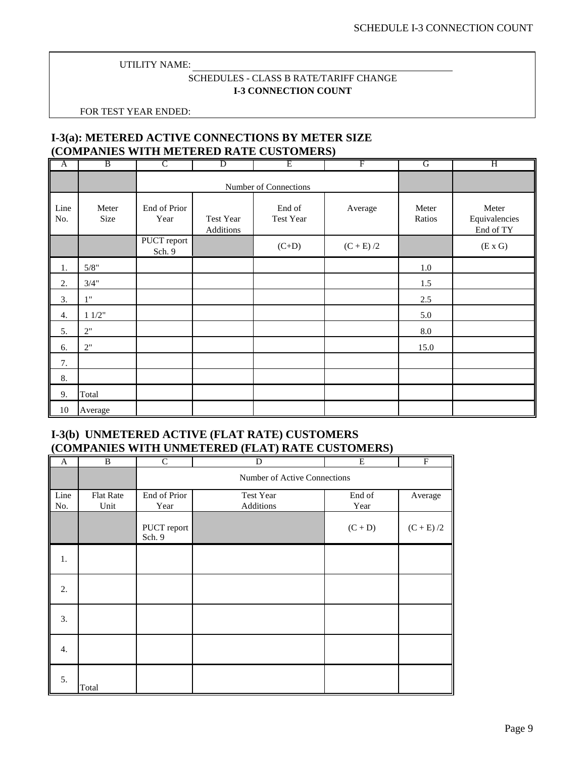UTILITY NAME: _______________________________________________

SCHEDULES - CLASS B RATE/TARIFF CHANGE

**I-3 CONNECTION COUNT**

FOR TEST YEAR ENDED:

## I-3(a): METERED ACTIVE CONNECTIONS BY METER SIZE (COMPANIES WITH METERED RATE CUSTOMERS)

| A | B | C | D | E | F | G | H |
|---|---|---|---|---|---|---|---|
| | | Number of Connections | | | | | |
| Line No. | Meter Size | End of Prior Year | Test Year Additions | End of Test Year | Average | Meter Ratios | Meter Equivalencies End of TY |
| | | PUCT report Sch. 9 | | (C+D) | (C + E) /2 | | (E x G) |
| 1. | 5/8" | | | | | 1.0 | |
| 2. | 3/4" | | | | | 1.5 | |
| 3. | 1" | | | | | 2.5 | |
| 4. | 1 1/2" | | | | | 5.0 | |
| 5. | 2" | | | | | 8.0 | |
| 6. | 2" | | | | | 15.0 | |
| 7. | | | | | | | |
| 8. | | | | | | | |
| 9. | Total | | | | | | |
| 10 | Average | | | | | | |

## I-3(b) UNMETERED ACTIVE (FLAT RATE) CUSTOMERS (COMPANIES WITH UNMETERED (FLAT) RATE CUSTOMERS)

| A | B | C | D | E | F |
|---|---|---|---|---|---|
| | | Number of Active Connections | | | |
| Line No. | Flat Rate Unit | End of Prior Year | Test Year Additions | End of Year | Average |
| | | PUCT report Sch. 9 | | (C + D) | (C + E) /2 |
| 1. | | | | | |
| 2. | | | | | |
| 3. | | | | | |
| 4. | | | | | |
| 5. | Total | | | | |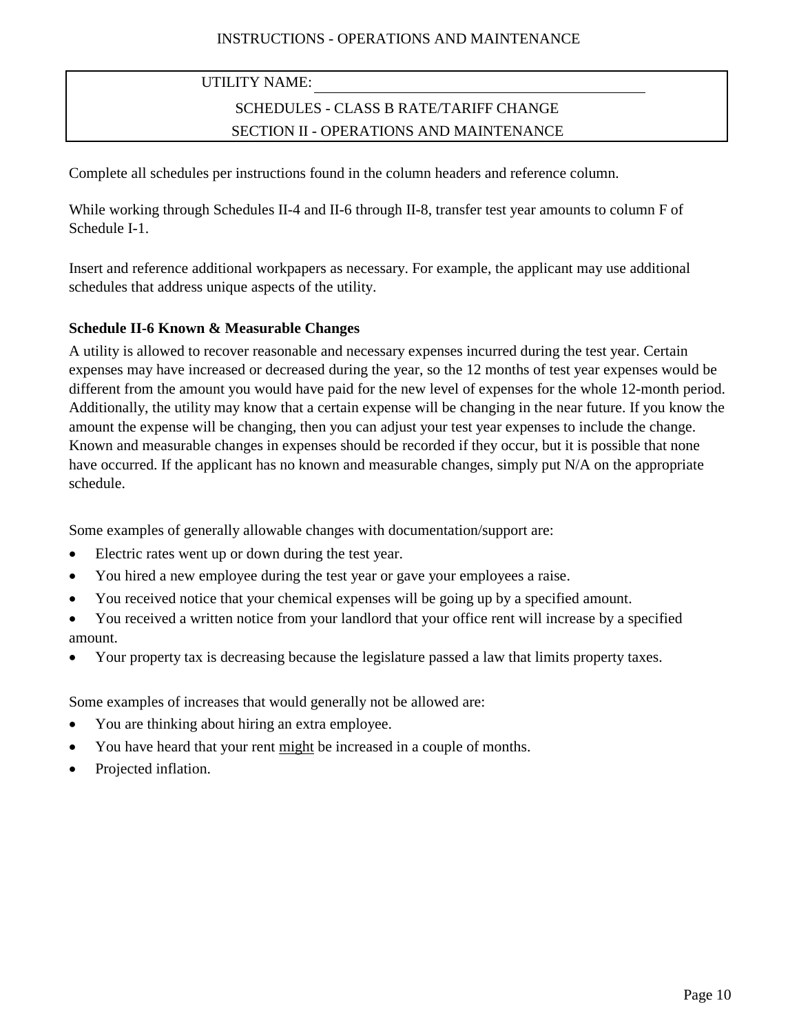INSTRUCTIONS - OPERATIONS AND MAINTENANCE

| UTILITY NAME: ______________________________ |
|---|
| SCHEDULES - CLASS B RATE/TARIFF CHANGE |
| SECTION II - OPERATIONS AND MAINTENANCE |

Complete all schedules per instructions found in the column headers and reference column.

While working through Schedules II-4 and II-6 through II-8, transfer test year amounts to column F of Schedule I-1.

Insert and reference additional workpapers as necessary. For example, the applicant may use additional schedules that address unique aspects of the utility.

**Schedule II-6 Known & Measurable Changes**

A utility is allowed to recover reasonable and necessary expenses incurred during the test year. Certain expenses may have increased or decreased during the year, so the 12 months of test year expenses would be different from the amount you would have paid for the new level of expenses for the whole 12-month period. Additionally, the utility may know that a certain expense will be changing in the near future. If you know the amount the expense will be changing, then you can adjust your test year expenses to include the change. Known and measurable changes in expenses should be recorded if they occur, but it is possible that none have occurred. If the applicant has no known and measurable changes, simply put N/A on the appropriate schedule.

Some examples of generally allowable changes with documentation/support are:

- Electric rates went up or down during the test year.
- You hired a new employee during the test year or gave your employees a raise.
- You received notice that your chemical expenses will be going up by a specified amount.
- You received a written notice from your landlord that your office rent will increase by a specified amount.
- Your property tax is decreasing because the legislature passed a law that limits property taxes.

Some examples of increases that would generally not be allowed are:

- You are thinking about hiring an extra employee.
- You have heard that your rent <u>might</u> be increased in a couple of months.
- Projected inflation.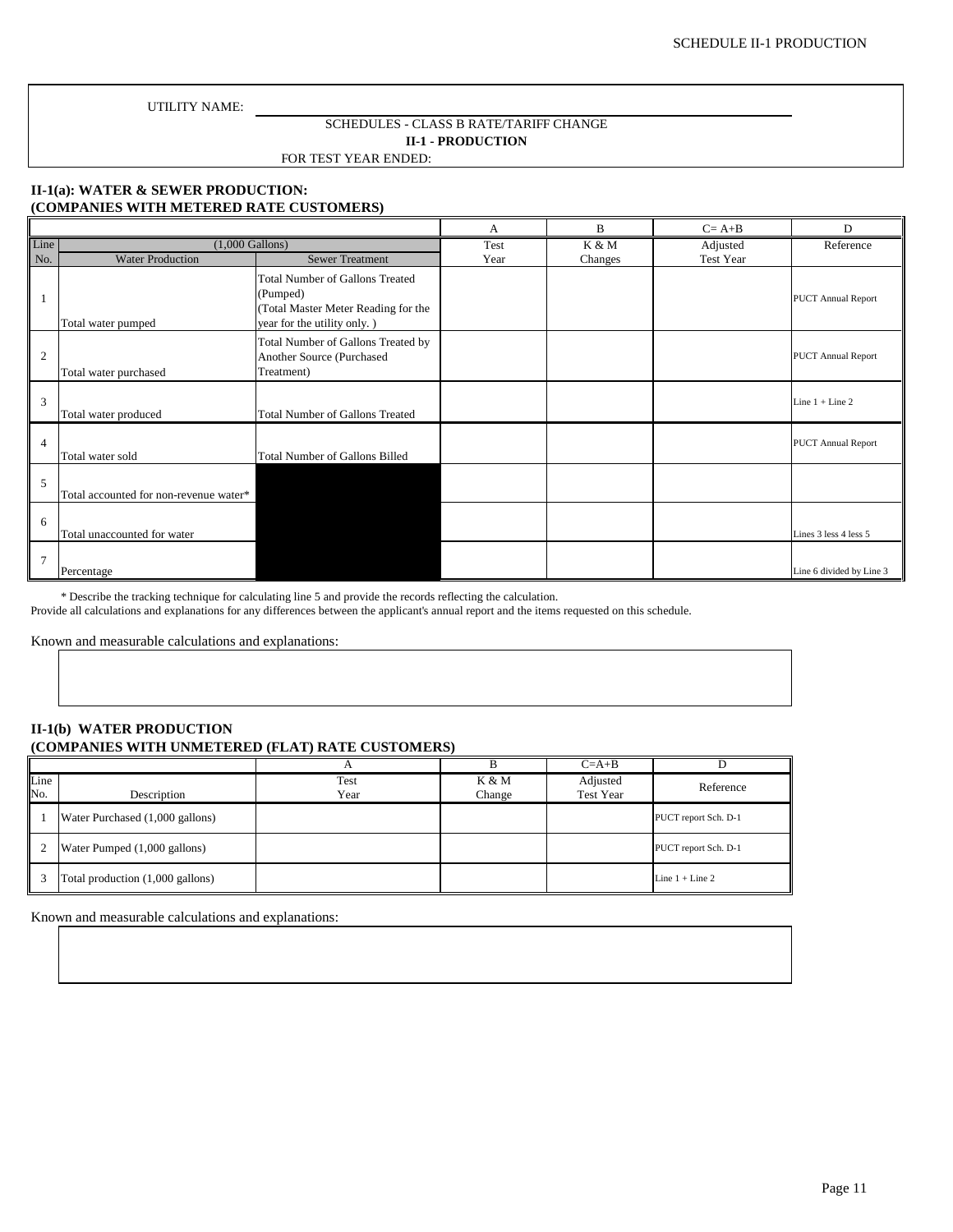UTILITY NAME: ______________________________

SCHEDULES - CLASS B RATE/TARIFF CHANGE

**II-1 - PRODUCTION**

FOR TEST YEAR ENDED:

### II-1(a): WATER & SEWER PRODUCTION:
### (COMPANIES WITH METERED RATE CUSTOMERS)

| | | | A | B | C= A+B | D |
|---|---|---|---|---|---|---|
| Line | (1,000 Gallons) | | Test | K & M | Adjusted | Reference |
| No. | Water Production | Sewer Treatment | Year | Changes | Test Year | |
| 1 | Total water pumped | Total Number of Gallons Treated (Pumped) (Total Master Meter Reading for the year for the utility only. ) | | | | PUCT Annual Report |
| 2 | Total water purchased | Total Number of Gallons Treated by Another Source (Purchased Treatment) | | | | PUCT Annual Report |
| 3 | Total water produced | Total Number of Gallons Treated | | | | Line 1 + Line 2 |
| 4 | Total water sold | Total Number of Gallons Billed | | | | PUCT Annual Report |
| 5 | Total accounted for non-revenue water* | | | | | |
| 6 | Total unaccounted for water | | | | | Lines 3 less 4 less 5 |
| 7 | Percentage | | | | | Line 6 divided by Line 3 |

\* Describe the tracking technique for calculating line 5 and provide the records reflecting the calculation.

Provide all calculations and explanations for any differences between the applicant's annual report and the items requested on this schedule.

Known and measurable calculations and explanations:

### II-1(b) WATER PRODUCTION
### (COMPANIES WITH UNMETERED (FLAT) RATE CUSTOMERS)

| | | A | B | C=A+B | D |
|---|---|---|---|---|---|
| Line No. | Description | Test Year | K & M Change | Adjusted Test Year | Reference |
| 1 | Water Purchased (1,000 gallons) | | | | PUCT report Sch. D-1 |
| 2 | Water Pumped (1,000 gallons) | | | | PUCT report Sch. D-1 |
| 3 | Total production (1,000 gallons) | | | | Line 1 + Line 2 |

Known and measurable calculations and explanations: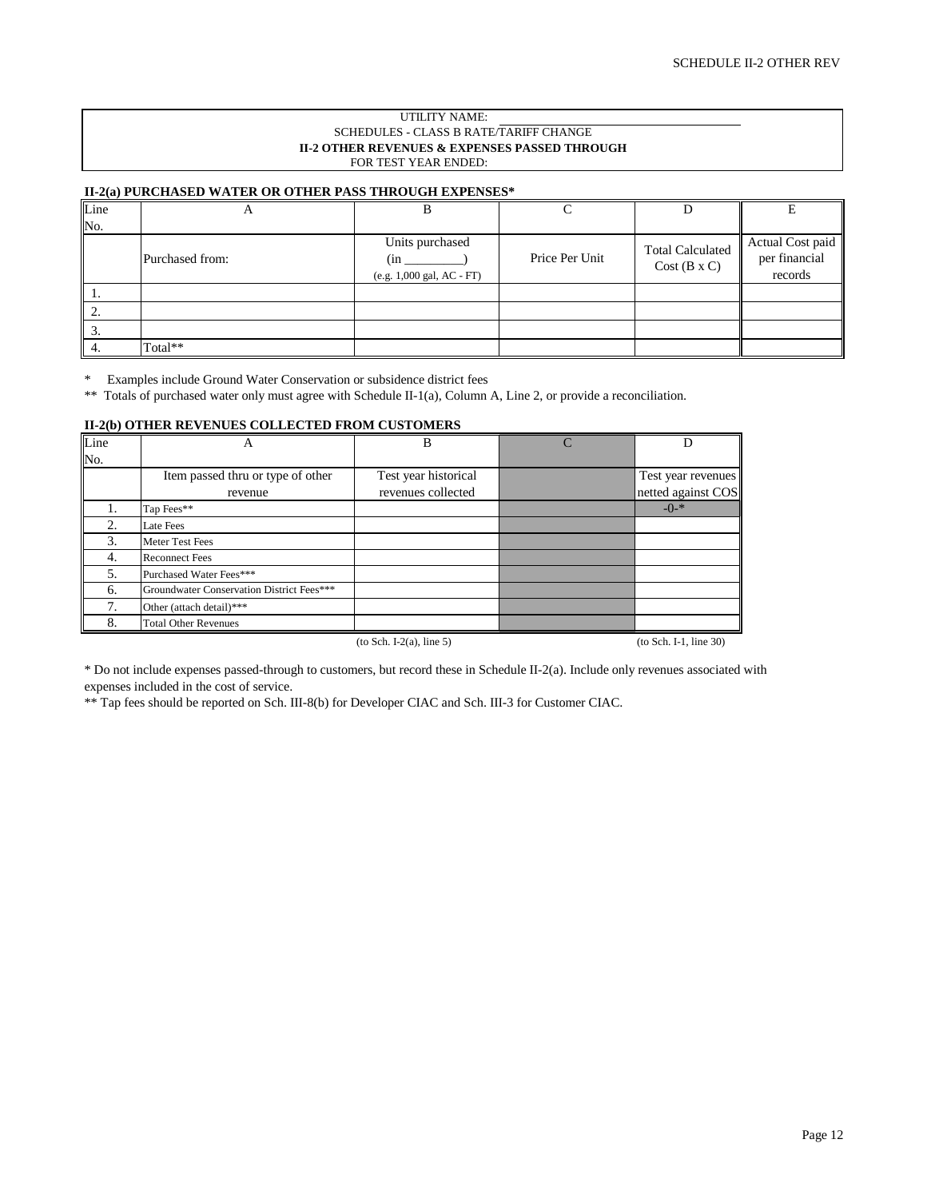SCHEDULE II-2 OTHER REV

UTILITY NAME: ____________________

SCHEDULES - CLASS B RATE/TARIFF CHANGE

**II-2 OTHER REVENUES & EXPENSES PASSED THROUGH**

FOR TEST YEAR ENDED:

**II-2(a) PURCHASED WATER OR OTHER PASS THROUGH EXPENSES***

| Line No. | A | B | C | D | E |
|---|---|---|---|---|---|
| | Purchased from: | Units purchased (in _________) (e.g. 1,000 gal, AC - FT) | Price Per Unit | Total Calculated Cost (B x C) | Actual Cost paid per financial records |
| 1. | | | | | |
| 2. | | | | | |
| 3. | | | | | |
| 4. | Total** | | | | |

* Examples include Ground Water Conservation or subsidence district fees

** Totals of purchased water only must agree with Schedule II-1(a), Column A, Line 2, or provide a reconciliation.

**II-2(b) OTHER REVENUES COLLECTED FROM CUSTOMERS**

| Line No. | A | B | C | D |
|---|---|---|---|---|
| | Item passed thru or type of other revenue | Test year historical revenues collected | | Test year revenues netted against COS |
| 1. | Tap Fees** | | | -0-* |
| 2. | Late Fees | | | |
| 3. | Meter Test Fees | | | |
| 4. | Reconnect Fees | | | |
| 5. | Purchased Water Fees*** | | | |
| 6. | Groundwater Conservation District Fees*** | | | |
| 7. | Other (attach detail)*** | | | |
| 8. | Total Other Revenues | | | |
| | | (to Sch. I-2(a), line 5) | | (to Sch. I-1, line 30) |

* Do not include expenses passed-through to customers, but record these in Schedule II-2(a). Include only revenues associated with expenses included in the cost of service.

** Tap fees should be reported on Sch. III-8(b) for Developer CIAC and Sch. III-3 for Customer CIAC.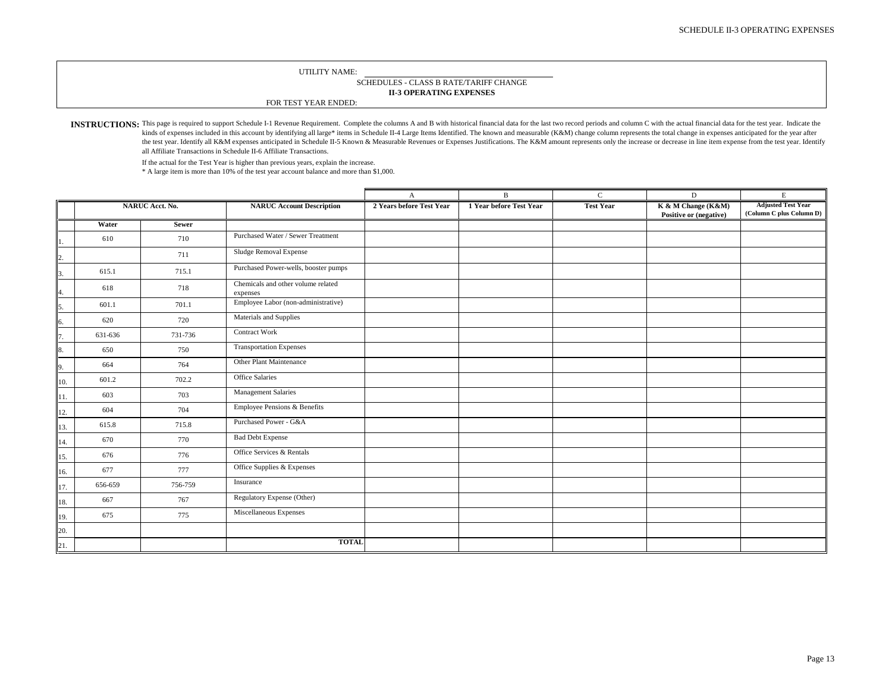UTILITY NAME: ____________________

SCHEDULES - CLASS B RATE/TARIFF CHANGE

**II-3 OPERATING EXPENSES**

FOR TEST YEAR ENDED:

**INSTRUCTIONS:** This page is required to support Schedule I-1 Revenue Requirement. Complete the columns A and B with historical financial data for the last two record periods and column C with the actual financial data for the test year. Indicate the kinds of expenses included in this account by identifying all large* items in Schedule II-4 Large Items Identified. The known and measurable (K&M) change column represents the total change in expenses anticipated for the year after the test year. Identify all K&M expenses anticipated in Schedule II-5 Known & Measurable Revenues or Expenses Justifications. The K&M amount represents only the increase or decrease in line item expense from the test year. Identify all Affiliate Transactions in Schedule II-6 Affiliate Transactions.

If the actual for the Test Year is higher than previous years, explain the increase.

* A large item is more than 10% of the test year account balance and more than $1,000.

| | NARUC Acct. No. | | NARUC Account Description | A<br>2 Years before Test Year | B<br>1 Year before Test Year | C<br>Test Year | D<br>K & M Change (K&M) Positive or (negative) | E<br>Adjusted Test Year (Column C plus Column D) |
|---|---|---|---|---|---|---|---|---|
| | Water | Sewer | | | | | | |
| 1. | 610 | 710 | Purchased Water / Sewer Treatment | | | | | |
| 2. | | 711 | Sludge Removal Expense | | | | | |
| 3. | 615.1 | 715.1 | Purchased Power-wells, booster pumps | | | | | |
| 4. | 618 | 718 | Chemicals and other volume related expenses | | | | | |
| 5. | 601.1 | 701.1 | Employee Labor (non-administrative) | | | | | |
| 6. | 620 | 720 | Materials and Supplies | | | | | |
| 7. | 631-636 | 731-736 | Contract Work | | | | | |
| 8. | 650 | 750 | Transportation Expenses | | | | | |
| 9. | 664 | 764 | Other Plant Maintenance | | | | | |
| 10. | 601.2 | 702.2 | Office Salaries | | | | | |
| 11. | 603 | 703 | Management Salaries | | | | | |
| 12. | 604 | 704 | Employee Pensions & Benefits | | | | | |
| 13. | 615.8 | 715.8 | Purchased Power - G&A | | | | | |
| 14. | 670 | 770 | Bad Debt Expense | | | | | |
| 15. | 676 | 776 | Office Services & Rentals | | | | | |
| 16. | 677 | 777 | Office Supplies & Expenses | | | | | |
| 17. | 656-659 | 756-759 | Insurance | | | | | |
| 18. | 667 | 767 | Regulatory Expense (Other) | | | | | |
| 19. | 675 | 775 | Miscellaneous Expenses | | | | | |
| 20. | | | | | | | | |
| 21. | | | TOTAL | | | | | |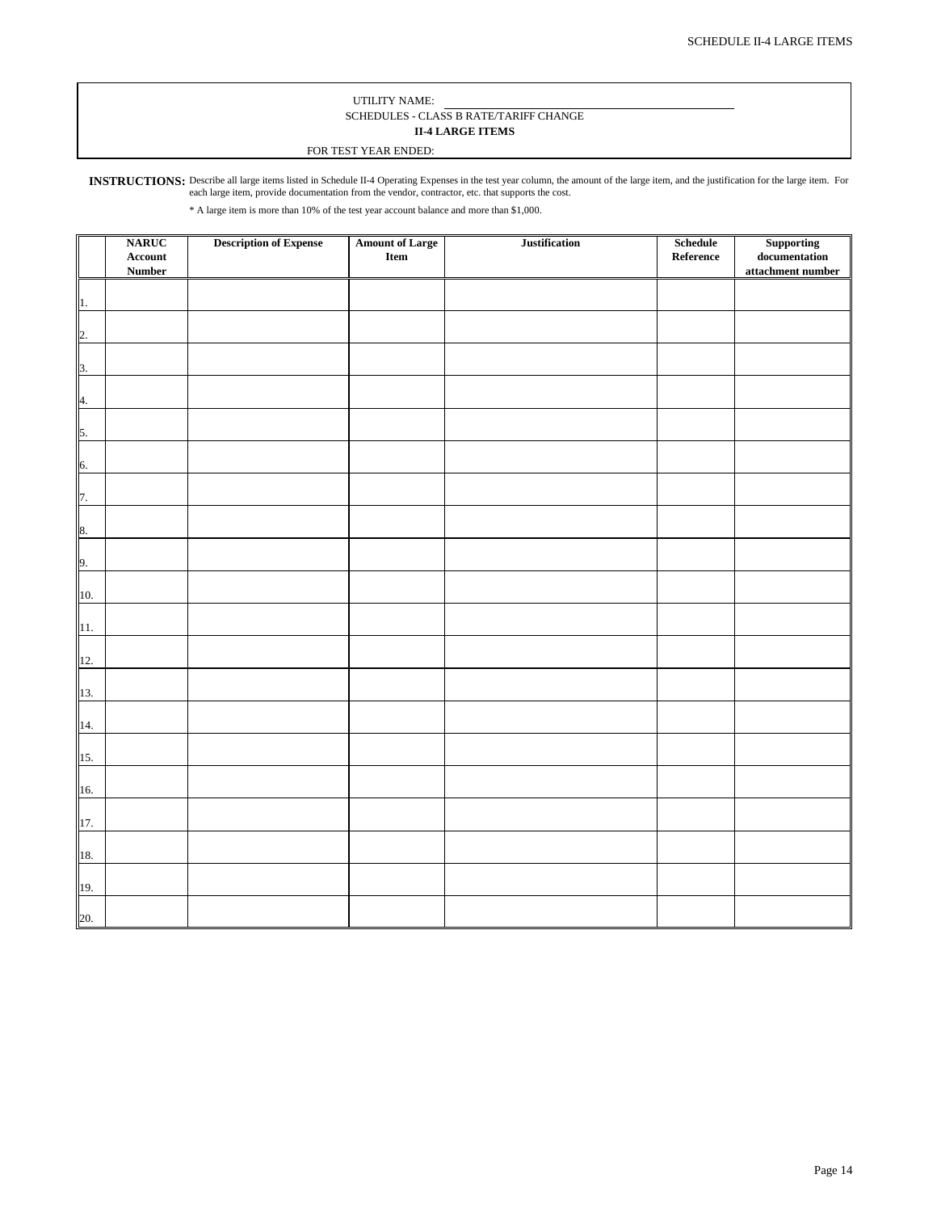UTILITY NAME: ______________________________

SCHEDULES - CLASS B RATE/TARIFF CHANGE

**II-4 LARGE ITEMS**

FOR TEST YEAR ENDED:

**INSTRUCTIONS:** Describe all large items listed in Schedule II-4 Operating Expenses in the test year column, the amount of the large item, and the justification for the large item. For each large item, provide documentation from the vendor, contractor, etc. that supports the cost.

* A large item is more than 10% of the test year account balance and more than $1,000.

| | NARUC Account Number | Description of Expense | Amount of Large Item | Justification | Schedule Reference | Supporting documentation attachment number |
|---|---|---|---|---|---|---|
| 1. | | | | | | |
| 2. | | | | | | |
| 3. | | | | | | |
| 4. | | | | | | |
| 5. | | | | | | |
| 6. | | | | | | |
| 7. | | | | | | |
| 8. | | | | | | |
| 9. | | | | | | |
| 10. | | | | | | |
| 11. | | | | | | |
| 12. | | | | | | |
| 13. | | | | | | |
| 14. | | | | | | |
| 15. | | | | | | |
| 16. | | | | | | |
| 17. | | | | | | |
| 18. | | | | | | |
| 19. | | | | | | |
| 20. | | | | | | |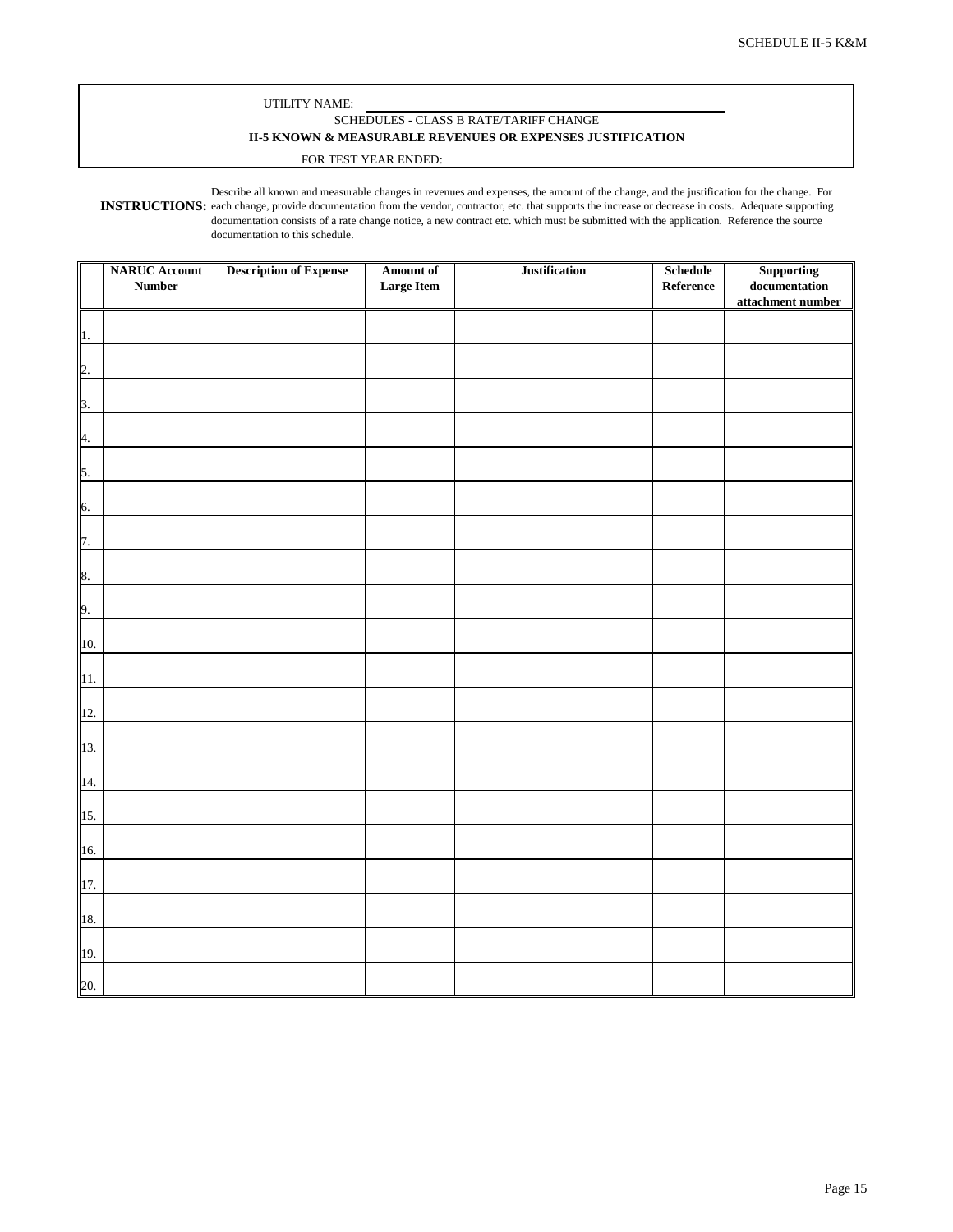SCHEDULE II-5 K&M

UTILITY NAME: ______________________________

SCHEDULES - CLASS B RATE/TARIFF CHANGE

**II-5 KNOWN & MEASURABLE REVENUES OR EXPENSES JUSTIFICATION**

FOR TEST YEAR ENDED:

**INSTRUCTIONS:** Describe all known and measurable changes in revenues and expenses, the amount of the change, and the justification for the change. For each change, provide documentation from the vendor, contractor, etc. that supports the increase or decrease in costs. Adequate supporting documentation consists of a rate change notice, a new contract etc. which must be submitted with the application. Reference the source documentation to this schedule.

| | NARUC Account Number | Description of Expense | Amount of Large Item | Justification | Schedule Reference | Supporting documentation attachment number |
|---|---|---|---|---|---|---|
| 1. | | | | | | |
| 2. | | | | | | |
| 3. | | | | | | |
| 4. | | | | | | |
| 5. | | | | | | |
| 6. | | | | | | |
| 7. | | | | | | |
| 8. | | | | | | |
| 9. | | | | | | |
| 10. | | | | | | |
| 11. | | | | | | |
| 12. | | | | | | |
| 13. | | | | | | |
| 14. | | | | | | |
| 15. | | | | | | |
| 16. | | | | | | |
| 17. | | | | | | |
| 18. | | | | | | |
| 19. | | | | | | |
| 20. | | | | | | |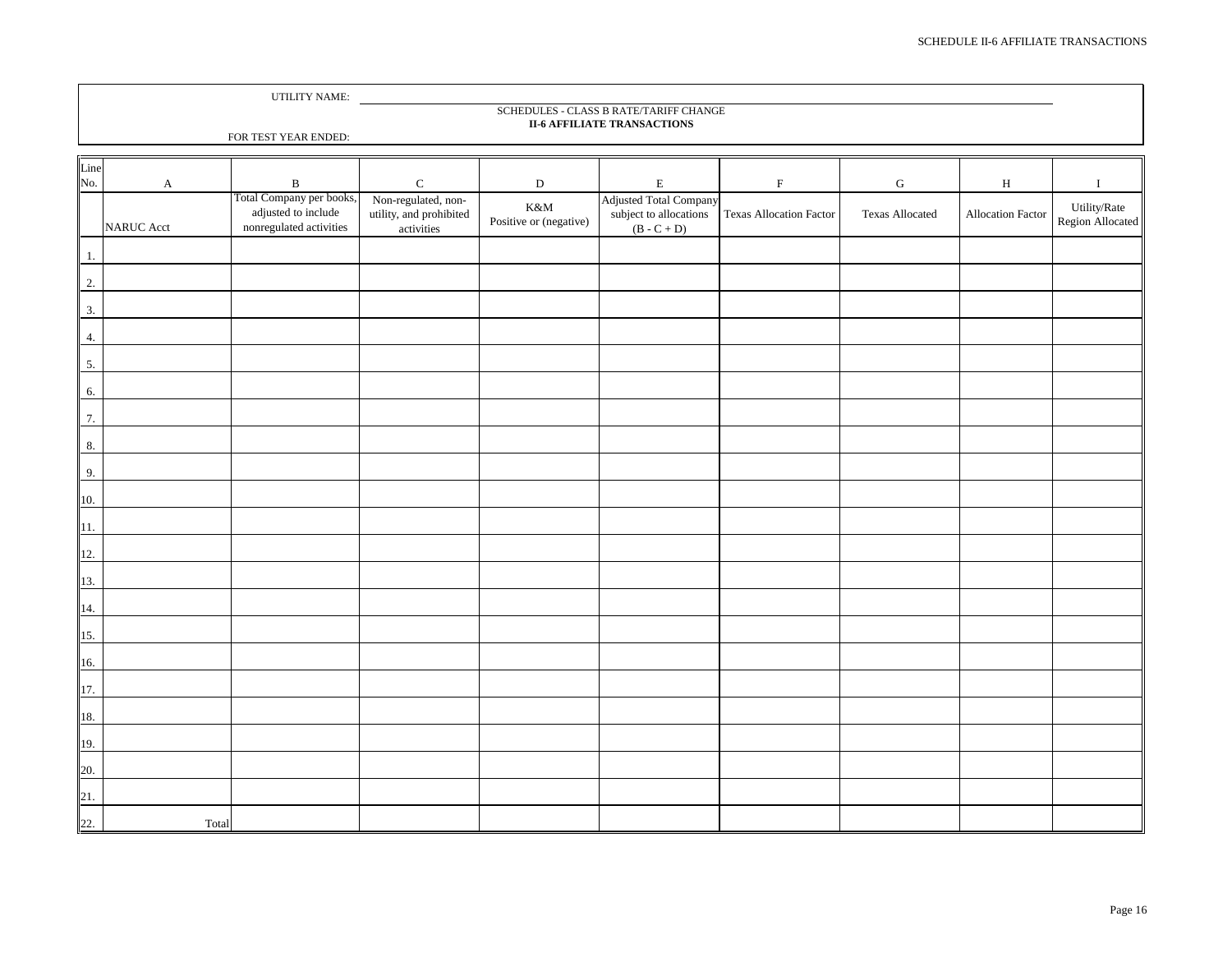UTILITY NAME: 

FOR TEST YEAR ENDED:

SCHEDULES - CLASS B RATE/TARIFF CHANGE

**II-6 AFFILIATE TRANSACTIONS**

| Line No. | A | B | C | D | E | F | G | H | I |
|---|---|---|---|---|---|---|---|---|---|
| | NARUC Acct | Total Company per books, adjusted to include nonregulated activities | Non-regulated, non-utility, and prohibited activities | K&M Positive or (negative) | Adjusted Total Company subject to allocations (B - C + D) | Texas Allocation Factor | Texas Allocated | Allocation Factor | Utility/Rate Region Allocated |
| 1. | | | | | | | | | |
| 2. | | | | | | | | | |
| 3. | | | | | | | | | |
| 4. | | | | | | | | | |
| 5. | | | | | | | | | |
| 6. | | | | | | | | | |
| 7. | | | | | | | | | |
| 8. | | | | | | | | | |
| 9. | | | | | | | | | |
| 10. | | | | | | | | | |
| 11. | | | | | | | | | |
| 12. | | | | | | | | | |
| 13. | | | | | | | | | |
| 14. | | | | | | | | | |
| 15. | | | | | | | | | |
| 16. | | | | | | | | | |
| 17. | | | | | | | | | |
| 18. | | | | | | | | | |
| 19. | | | | | | | | | |
| 20. | | | | | | | | | |
| 21. | | | | | | | | | |
| 22. | Total | | | | | | | | |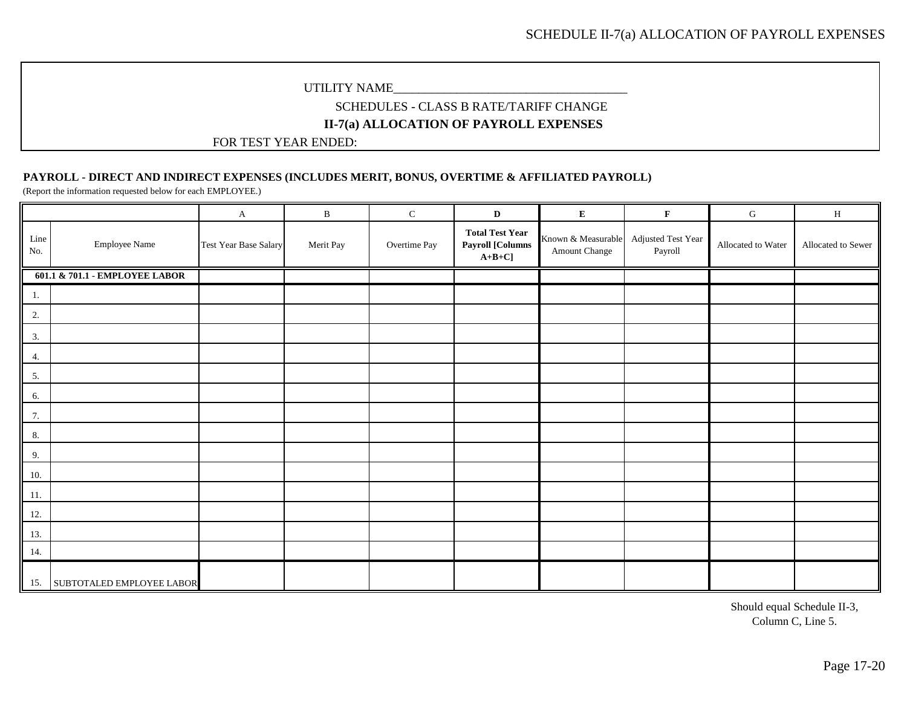UTILITY NAME______________________________________

SCHEDULES - CLASS B RATE/TARIFF CHANGE

**II-7(a) ALLOCATION OF PAYROLL EXPENSES**

FOR TEST YEAR ENDED:

**PAYROLL - DIRECT AND INDIRECT EXPENSES (INCLUDES MERIT, BONUS, OVERTIME & AFFILIATED PAYROLL)**

(Report the information requested below for each EMPLOYEE.)

| | | A | B | C | **D** | **E** | **F** | G | H |
|---|---|---|---|---|---|---|---|---|---|
| Line No. | Employee Name | Test Year Base Salary | Merit Pay | Overtime Pay | **Total Test Year Payroll [Columns A+B+C]** | Known & Measurable Amount Change | Adjusted Test Year Payroll | Allocated to Water | Allocated to Sewer |
| **601.1 & 701.1 - EMPLOYEE LABOR** | | | | | | | | | |
| 1. | | | | | | | | | |
| 2. | | | | | | | | | |
| 3. | | | | | | | | | |
| 4. | | | | | | | | | |
| 5. | | | | | | | | | |
| 6. | | | | | | | | | |
| 7. | | | | | | | | | |
| 8. | | | | | | | | | |
| 9. | | | | | | | | | |
| 10. | | | | | | | | | |
| 11. | | | | | | | | | |
| 12. | | | | | | | | | |
| 13. | | | | | | | | | |
| 14. | | | | | | | | | |
| 15. | SUBTOTALED EMPLOYEE LABOR | | | | | | | | |

Should equal Schedule II-3, Column C, Line 5.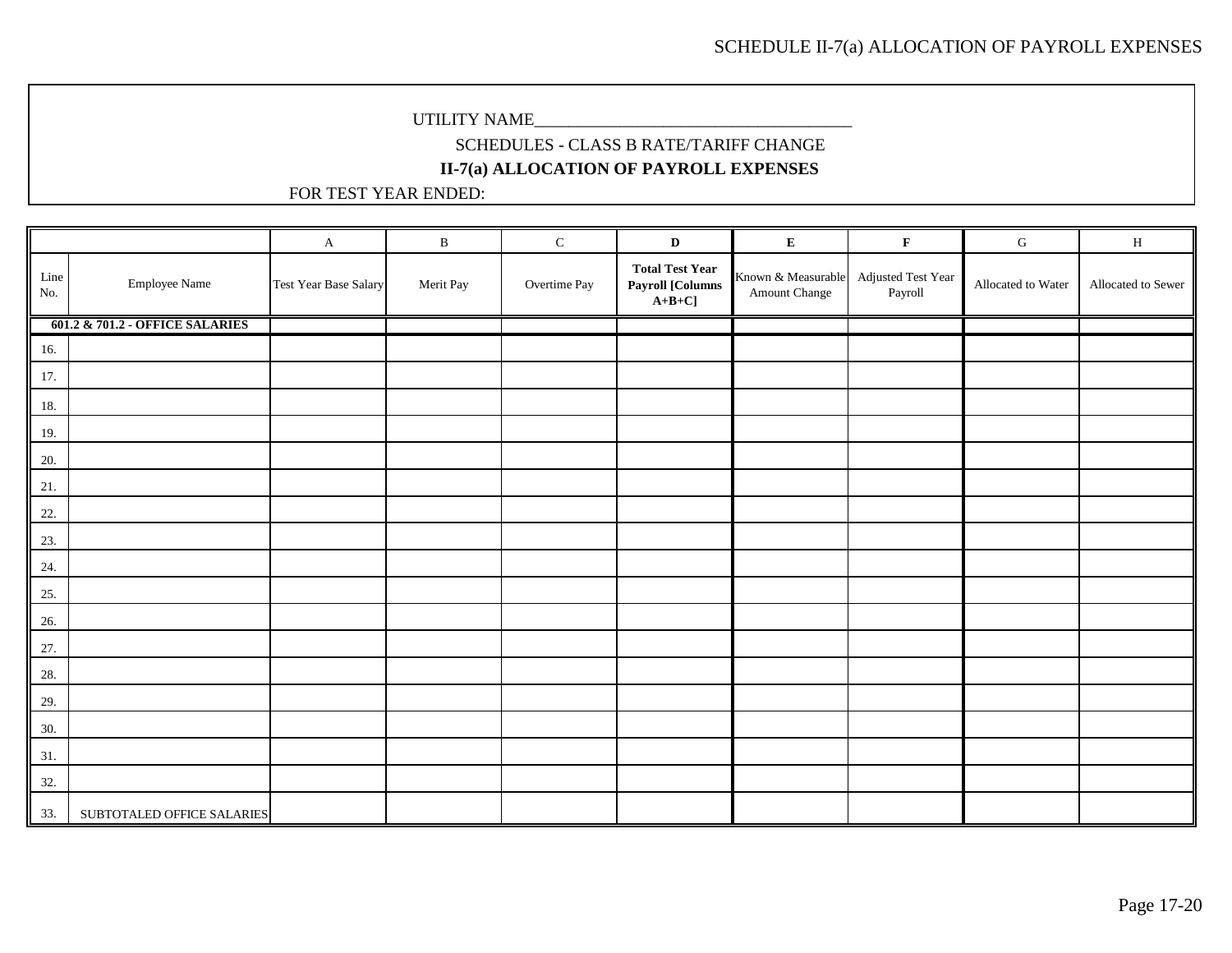UTILITY NAME_____________________________________

SCHEDULES - CLASS B RATE/TARIFF CHANGE

**II-7(a) ALLOCATION OF PAYROLL EXPENSES**

FOR TEST YEAR ENDED:

| | | A | B | C | **D** | **E** | **F** | G | H |
|---|---|---|---|---|---|---|---|---|---|
| Line No. | Employee Name | Test Year Base Salary | Merit Pay | Overtime Pay | **Total Test Year Payroll [Columns A+B+C]** | Known & Measurable Amount Change | Adjusted Test Year Payroll | Allocated to Water | Allocated to Sewer |
| **601.2 & 701.2 - OFFICE SALARIES** | | | | | | | | | |
| 16. | | | | | | | | | |
| 17. | | | | | | | | | |
| 18. | | | | | | | | | |
| 19. | | | | | | | | | |
| 20. | | | | | | | | | |
| 21. | | | | | | | | | |
| 22. | | | | | | | | | |
| 23. | | | | | | | | | |
| 24. | | | | | | | | | |
| 25. | | | | | | | | | |
| 26. | | | | | | | | | |
| 27. | | | | | | | | | |
| 28. | | | | | | | | | |
| 29. | | | | | | | | | |
| 30. | | | | | | | | | |
| 31. | | | | | | | | | |
| 32. | | | | | | | | | |
| 33. | SUBTOTALED OFFICE SALARIES | | | | | | | | |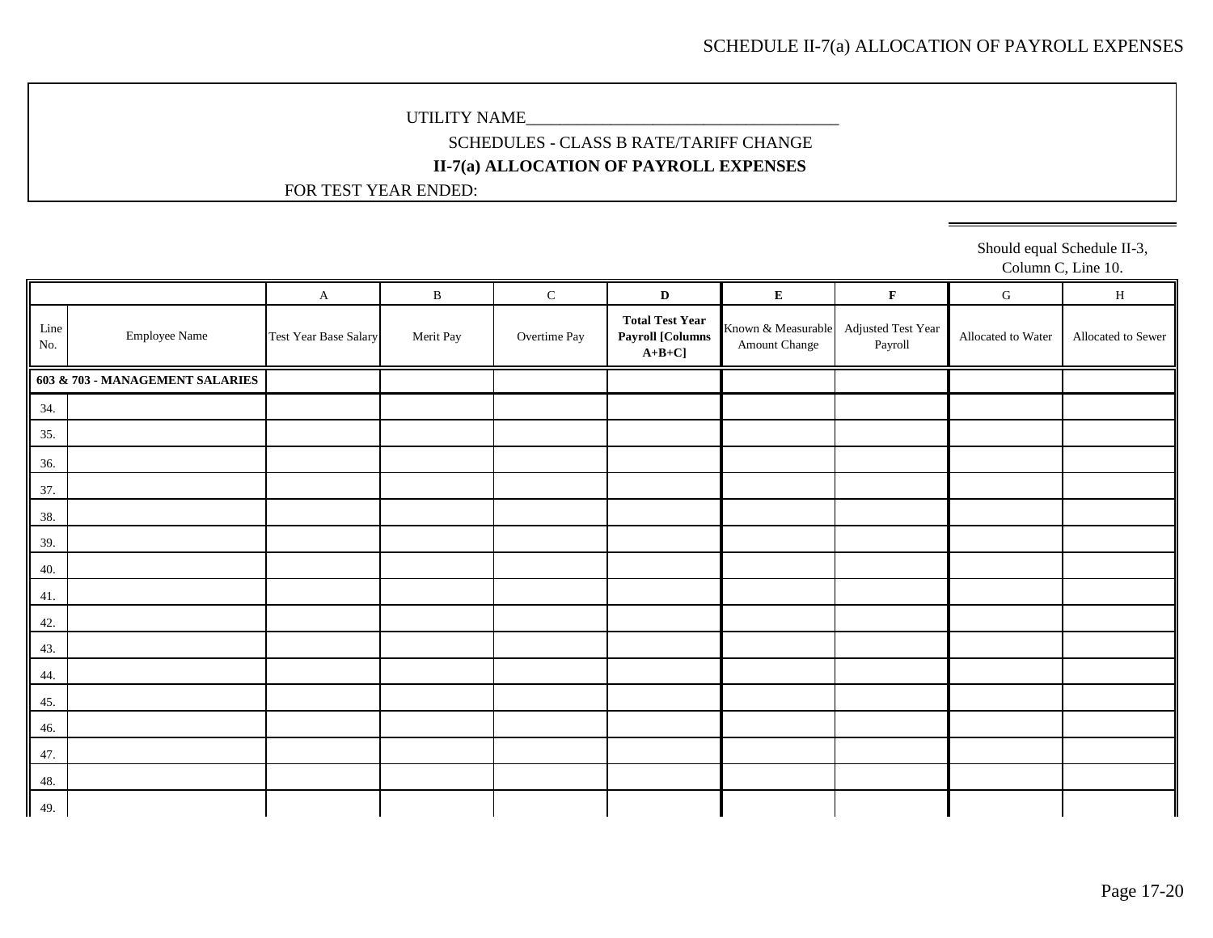SCHEDULE II-7(a) ALLOCATION OF PAYROLL EXPENSES

UTILITY NAME______________________________________

SCHEDULES - CLASS B RATE/TARIFF CHANGE

**II-7(a) ALLOCATION OF PAYROLL EXPENSES**

FOR TEST YEAR ENDED:

Should equal Schedule II-3, Column C, Line 10.

| | | A | B | C | D | E | F | G | H |
|---|---|---|---|---|---|---|---|---|---|
| Line No. | Employee Name | Test Year Base Salary | Merit Pay | Overtime Pay | **Total Test Year Payroll [Columns A+B+C]** | Known & Measurable Amount Change | Adjusted Test Year Payroll | Allocated to Water | Allocated to Sewer |
| **603 & 703 - MANAGEMENT SALARIES** | | | | | | | | | |
| 34. | | | | | | | | | |
| 35. | | | | | | | | | |
| 36. | | | | | | | | | |
| 37. | | | | | | | | | |
| 38. | | | | | | | | | |
| 39. | | | | | | | | | |
| 40. | | | | | | | | | |
| 41. | | | | | | | | | |
| 42. | | | | | | | | | |
| 43. | | | | | | | | | |
| 44. | | | | | | | | | |
| 45. | | | | | | | | | |
| 46. | | | | | | | | | |
| 47. | | | | | | | | | |
| 48. | | | | | | | | | |
| 49. | | | | | | | | | |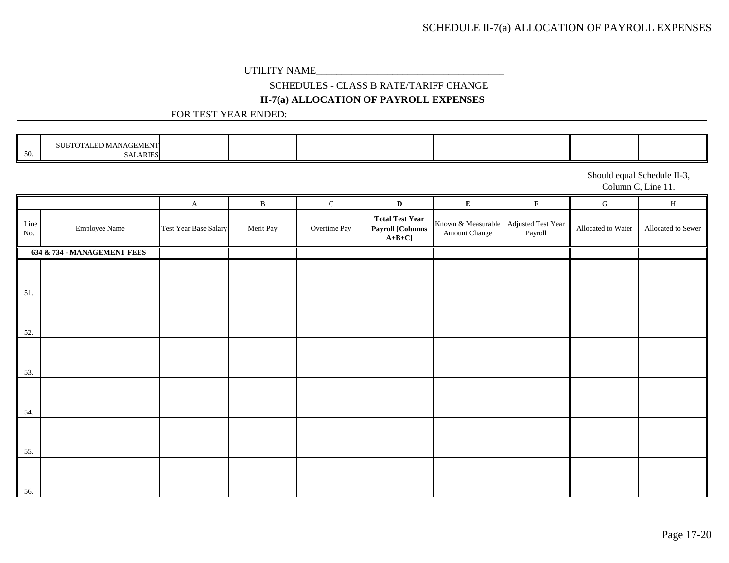SCHEDULE II-7(a) ALLOCATION OF PAYROLL EXPENSES

UTILITY NAME_____________________________________

SCHEDULES - CLASS B RATE/TARIFF CHANGE

**II-7(a) ALLOCATION OF PAYROLL EXPENSES**

FOR TEST YEAR ENDED:

| | | | | | | | | | |
|---|---|---|---|---|---|---|---|---|---|
| 50. | SUBTOTALED MANAGEMENT SALARIES | | | | | | | | |

Should equal Schedule II-3, Column C, Line 11.

| | | A | B | C | **D** | **E** | **F** | G | H |
|---|---|---|---|---|---|---|---|---|---|
| Line No. | Employee Name | Test Year Base Salary | Merit Pay | Overtime Pay | **Total Test Year Payroll [Columns A+B+C]** | Known & Measurable Amount Change | Adjusted Test Year Payroll | Allocated to Water | Allocated to Sewer |
| **634 & 734 - MANAGEMENT FEES** | | | | | | | | | |
| 51. | | | | | | | | | |
| 52. | | | | | | | | | |
| 53. | | | | | | | | | |
| 54. | | | | | | | | | |
| 55. | | | | | | | | | |
| 56. | | | | | | | | | |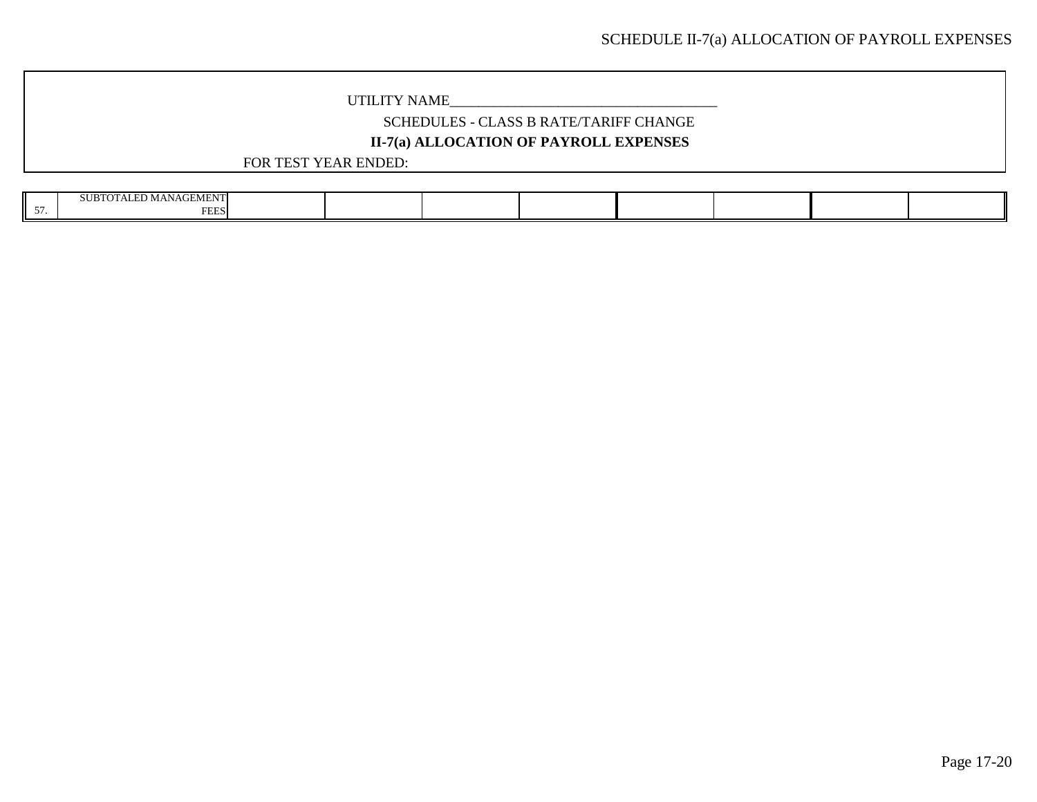UTILITY NAME_______________________________________

SCHEDULES - CLASS B RATE/TARIFF CHANGE

**II-7(a) ALLOCATION OF PAYROLL EXPENSES**

FOR TEST YEAR ENDED:

| | | | | | | | | | |
|---|---|---|---|---|---|---|---|---|---|
| 57. | SUBTOTALED MANAGEMENT FEES | | | | | | | | |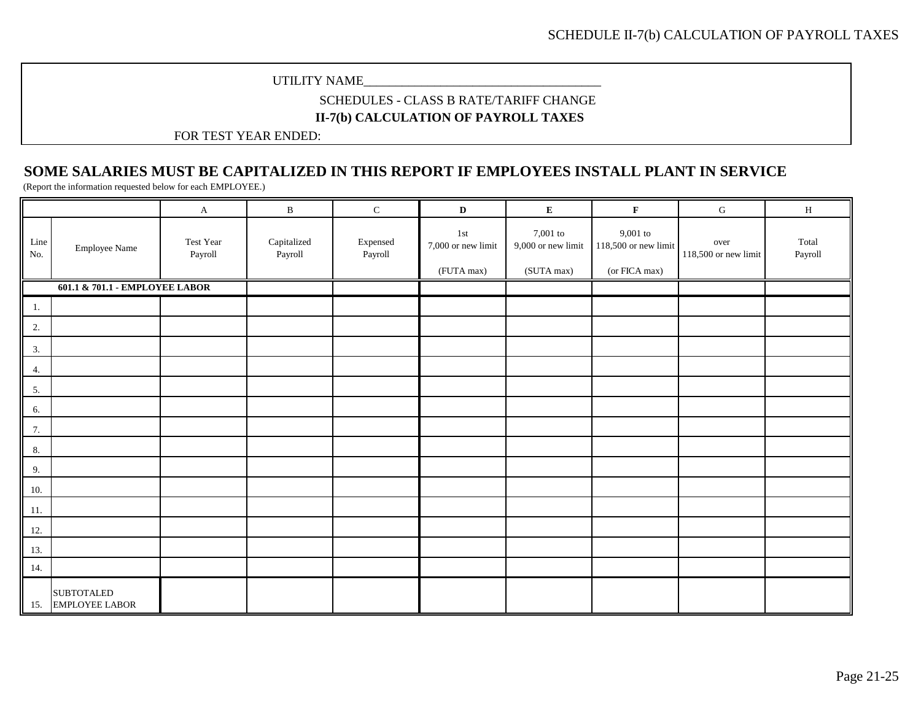UTILITY NAME_____________________________________

SCHEDULES - CLASS B RATE/TARIFF CHANGE

**II-7(b) CALCULATION OF PAYROLL TAXES**

FOR TEST YEAR ENDED:

## SOME SALARIES MUST BE CAPITALIZED IN THIS REPORT IF EMPLOYEES INSTALL PLANT IN SERVICE

(Report the information requested below for each EMPLOYEE.)

| | | A | B | C | **D** | **E** | **F** | G | H |
|---|---|---|---|---|---|---|---|---|---|
| Line No. | Employee Name | Test Year Payroll | Capitalized Payroll | Expensed Payroll | 1st 7,000 or new limit (FUTA max) | 7,001 to 9,000 or new limit (SUTA max) | 9,001 to 118,500 or new limit (or FICA max) | over 118,500 or new limit | Total Payroll |
| **601.1 & 701.1 - EMPLOYEE LABOR** | | | | | | | | | |
| 1. | | | | | | | | | |
| 2. | | | | | | | | | |
| 3. | | | | | | | | | |
| 4. | | | | | | | | | |
| 5. | | | | | | | | | |
| 6. | | | | | | | | | |
| 7. | | | | | | | | | |
| 8. | | | | | | | | | |
| 9. | | | | | | | | | |
| 10. | | | | | | | | | |
| 11. | | | | | | | | | |
| 12. | | | | | | | | | |
| 13. | | | | | | | | | |
| 14. | | | | | | | | | |
| 15. | SUBTOTALED EMPLOYEE LABOR | | | | | | | | |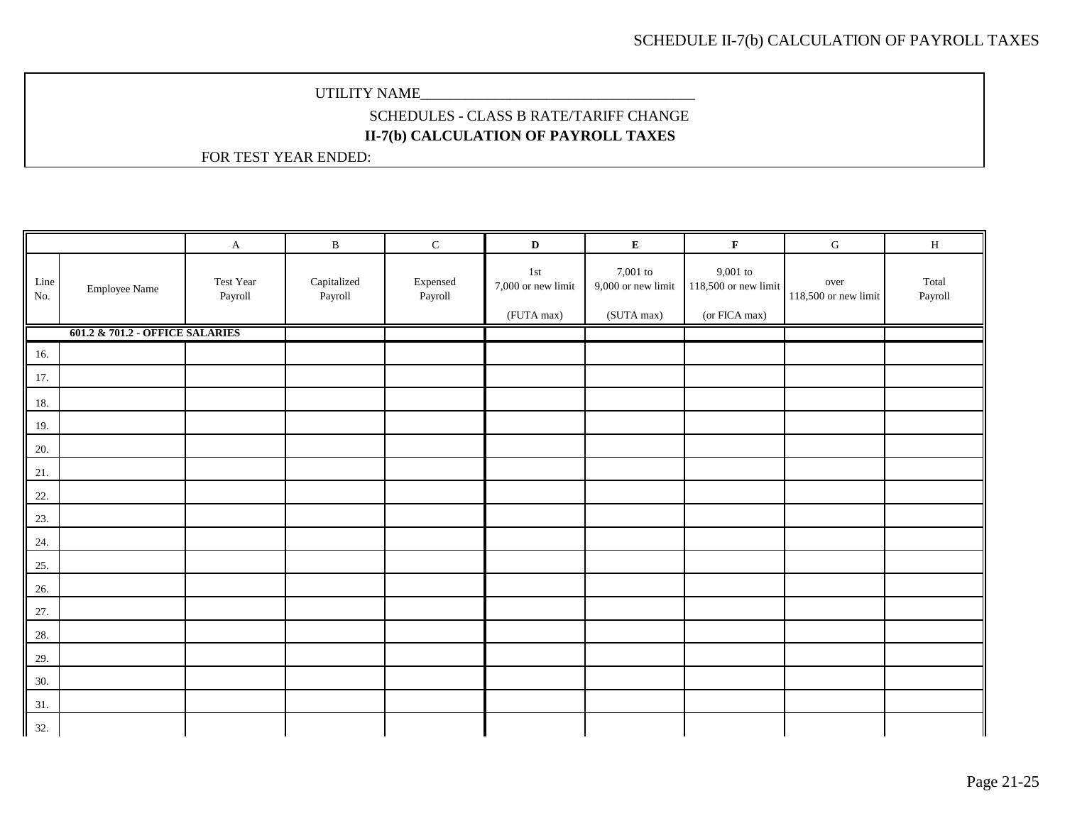SCHEDULE II-7(b) CALCULATION OF PAYROLL TAXES

UTILITY NAME_____________________________________

SCHEDULES - CLASS B RATE/TARIFF CHANGE

**II-7(b) CALCULATION OF PAYROLL TAXES**

FOR TEST YEAR ENDED:

| | | A | B | C | **D** | **E** | **F** | G | H |
|---|---|---|---|---|---|---|---|---|---|
| Line No. | Employee Name | Test Year Payroll | Capitalized Payroll | Expensed Payroll | 1st 7,000 or new limit (FUTA max) | 7,001 to 9,000 or new limit (SUTA max) | 9,001 to 118,500 or new limit (or FICA max) | over 118,500 or new limit | Total Payroll |
| | **601.2 & 701.2 - OFFICE SALARIES** | | | | | | | | |
| 16. | | | | | | | | | |
| 17. | | | | | | | | | |
| 18. | | | | | | | | | |
| 19. | | | | | | | | | |
| 20. | | | | | | | | | |
| 21. | | | | | | | | | |
| 22. | | | | | | | | | |
| 23. | | | | | | | | | |
| 24. | | | | | | | | | |
| 25. | | | | | | | | | |
| 26. | | | | | | | | | |
| 27. | | | | | | | | | |
| 28. | | | | | | | | | |
| 29. | | | | | | | | | |
| 30. | | | | | | | | | |
| 31. | | | | | | | | | |
| 32. | | | | | | | | | |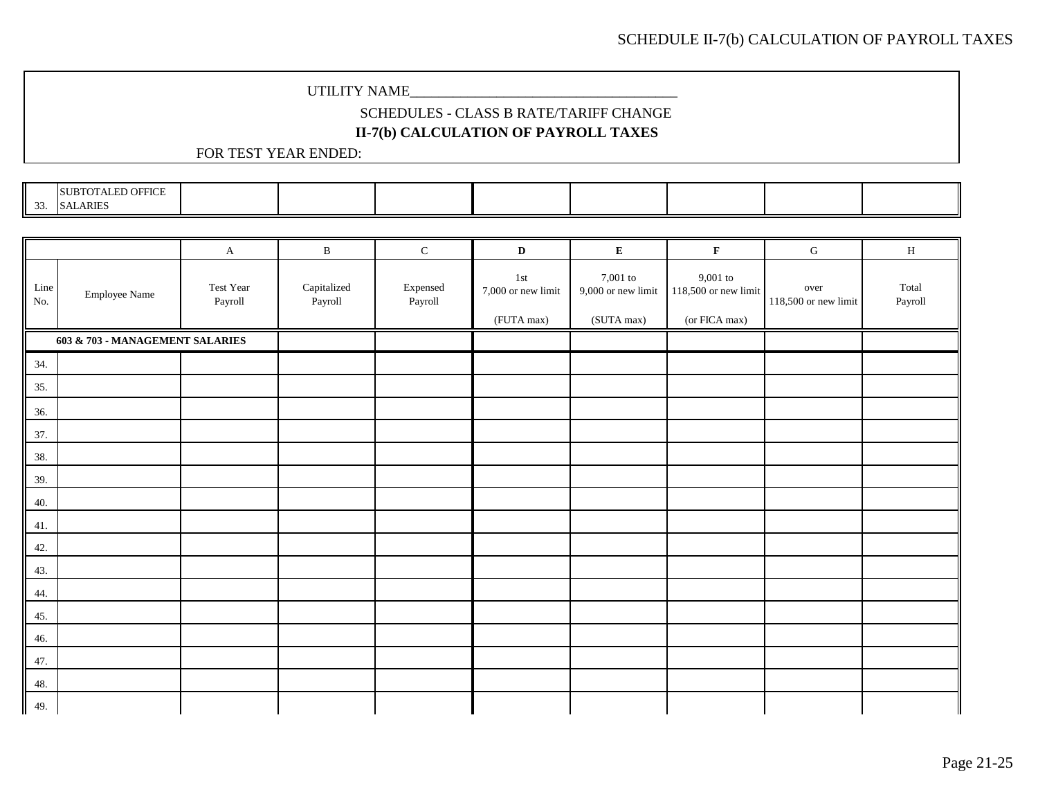UTILITY NAME____________________________________

SCHEDULES - CLASS B RATE/TARIFF CHANGE

**II-7(b) CALCULATION OF PAYROLL TAXES**

FOR TEST YEAR ENDED:

| | | | | | | | | | |
|---|---|---|---|---|---|---|---|---|---|
| 33. | SUBTOTALED OFFICE SALARIES | | | | | | | | |

| | | A | B | C | D | E | F | G | H |
|---|---|---|---|---|---|---|---|---|---|
| Line No. | Employee Name | Test Year Payroll | Capitalized Payroll | Expensed Payroll | 1st 7,000 or new limit (FUTA max) | 7,001 to 9,000 or new limit (SUTA max) | 9,001 to 118,500 or new limit (or FICA max) | over 118,500 or new limit | Total Payroll |
| | **603 & 703 - MANAGEMENT SALARIES** | | | | | | | | |
| 34. | | | | | | | | | |
| 35. | | | | | | | | | |
| 36. | | | | | | | | | |
| 37. | | | | | | | | | |
| 38. | | | | | | | | | |
| 39. | | | | | | | | | |
| 40. | | | | | | | | | |
| 41. | | | | | | | | | |
| 42. | | | | | | | | | |
| 43. | | | | | | | | | |
| 44. | | | | | | | | | |
| 45. | | | | | | | | | |
| 46. | | | | | | | | | |
| 47. | | | | | | | | | |
| 48. | | | | | | | | | |
| 49. | | | | | | | | | |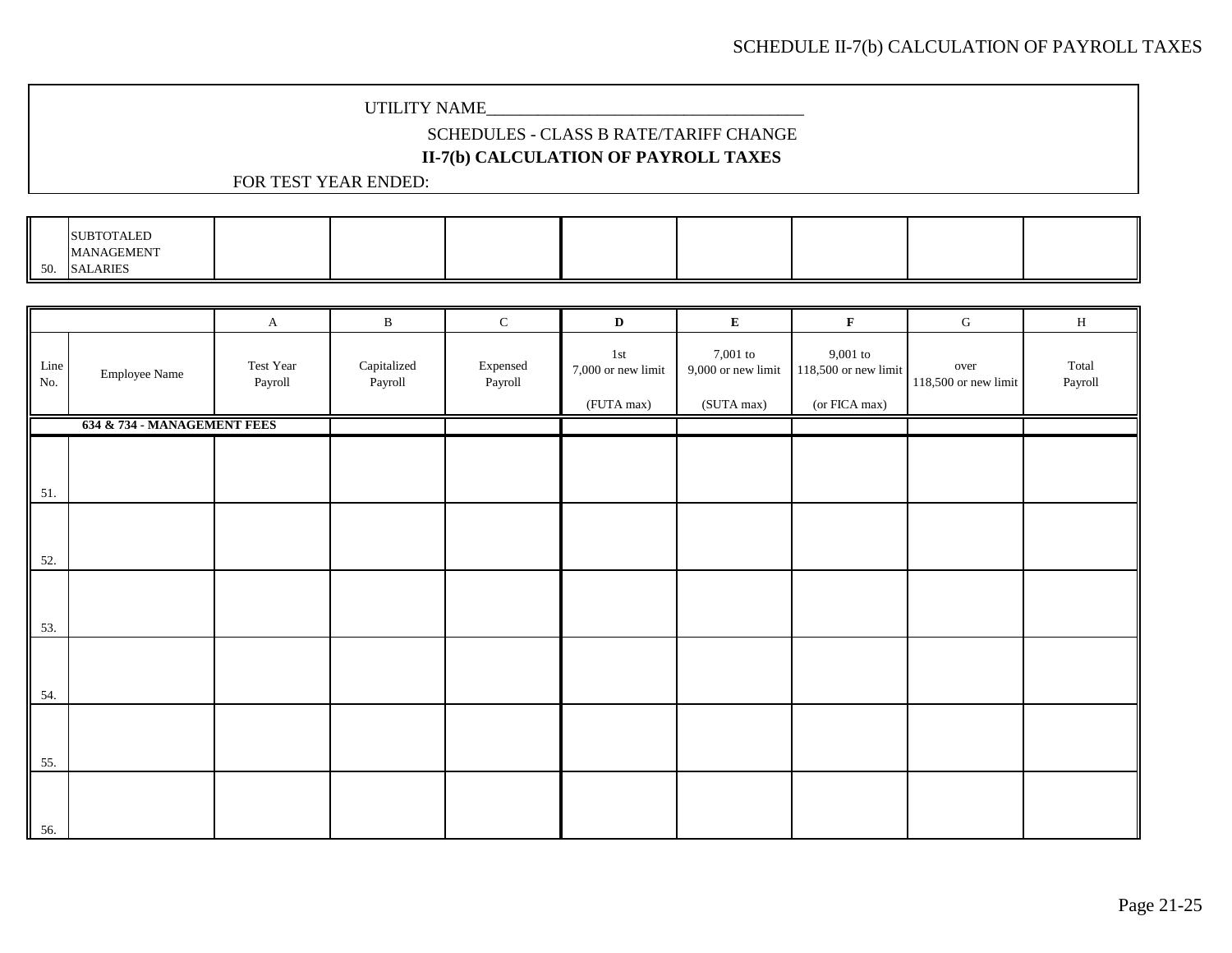UTILITY NAME\_\_\_\_\_\_\_\_\_\_\_\_\_\_\_\_\_\_\_\_\_\_\_\_\_\_\_\_\_\_\_\_\_\_\_\_\_

SCHEDULES - CLASS B RATE/TARIFF CHANGE

**II-7(b) CALCULATION OF PAYROLL TAXES**

FOR TEST YEAR ENDED:

| Line No. | | A | B | C | D | E | F | G | H |
|---|---|---|---|---|---|---|---|---|---|
| 50. | SUBTOTALED MANAGEMENT SALARIES | | | | | | | | |

| Line No. | Employee Name | A<br>Test Year Payroll | B<br>Capitalized Payroll | C<br>Expensed Payroll | **D**<br>1st 7,000 or new limit<br>(FUTA max) | **E**<br>7,001 to 9,000 or new limit<br>(SUTA max) | **F**<br>9,001 to 118,500 or new limit<br>(or FICA max) | G<br>over 118,500 or new limit | H<br>Total Payroll |
|---|---|---|---|---|---|---|---|---|---|
| | **634 & 734 - MANAGEMENT FEES** | | | | | | | | |
| 51. | | | | | | | | | |
| 52. | | | | | | | | | |
| 53. | | | | | | | | | |
| 54. | | | | | | | | | |
| 55. | | | | | | | | | |
| 56. | | | | | | | | | |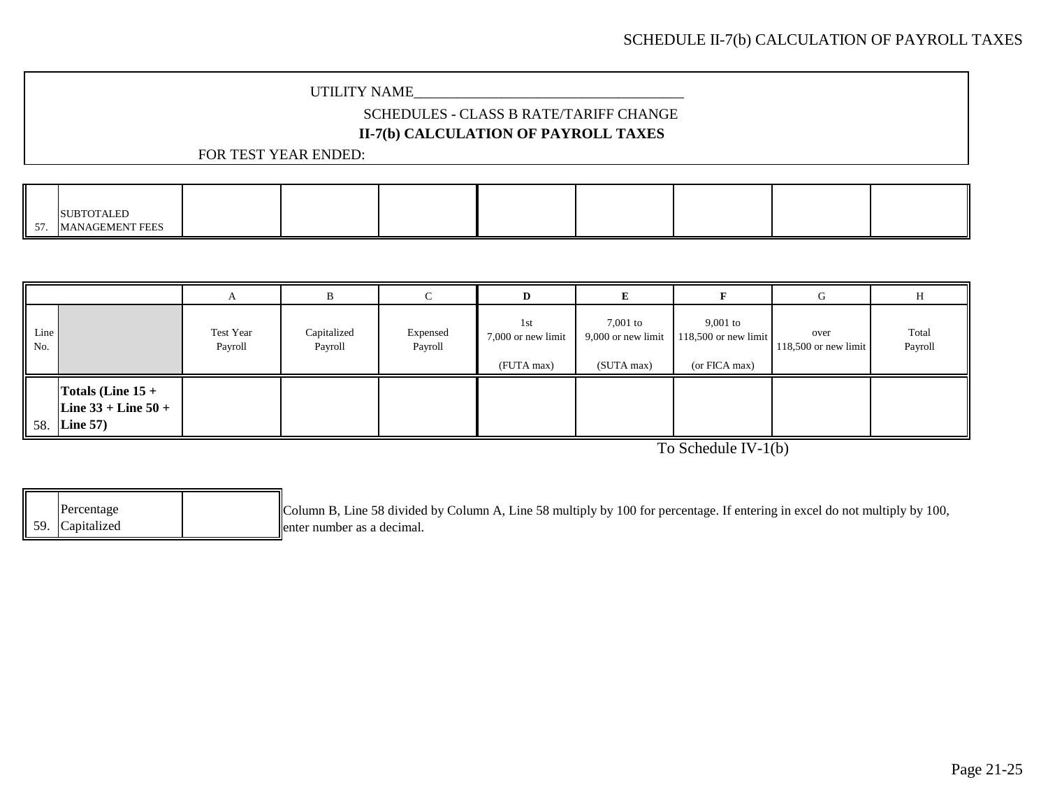UTILITY NAME\_\_\_\_\_\_\_\_\_\_\_\_\_\_\_\_\_\_\_\_\_\_\_\_\_\_\_\_\_\_\_\_\_\_\_\_

SCHEDULES - CLASS B RATE/TARIFF CHANGE

**II-7(b) CALCULATION OF PAYROLL TAXES**

FOR TEST YEAR ENDED:

| | | | | | | | | | |
|---|---|---|---|---|---|---|---|---|---|
| 57. | SUBTOTALED MANAGEMENT FEES | | | | | | | | |

| | | A | B | C | **D** | **E** | **F** | G | H |
|---|---|---|---|---|---|---|---|---|---|
| Line No. | | Test Year Payroll | Capitalized Payroll | Expensed Payroll | 1st 7,000 or new limit (FUTA max) | 7,001 to 9,000 or new limit (SUTA max) | 9,001 to 118,500 or new limit (or FICA max) | over 118,500 or new limit | Total Payroll |
| 58. | **Totals (Line 15 + Line 33 + Line 50 + Line 57)** | | | | | | | | |

To Schedule IV-1(b)

| | | |
|---|---|---|
| 59. | Percentage Capitalized | |

Column B, Line 58 divided by Column A, Line 58 multiply by 100 for percentage. If entering in excel do not multiply by 100, enter number as a decimal.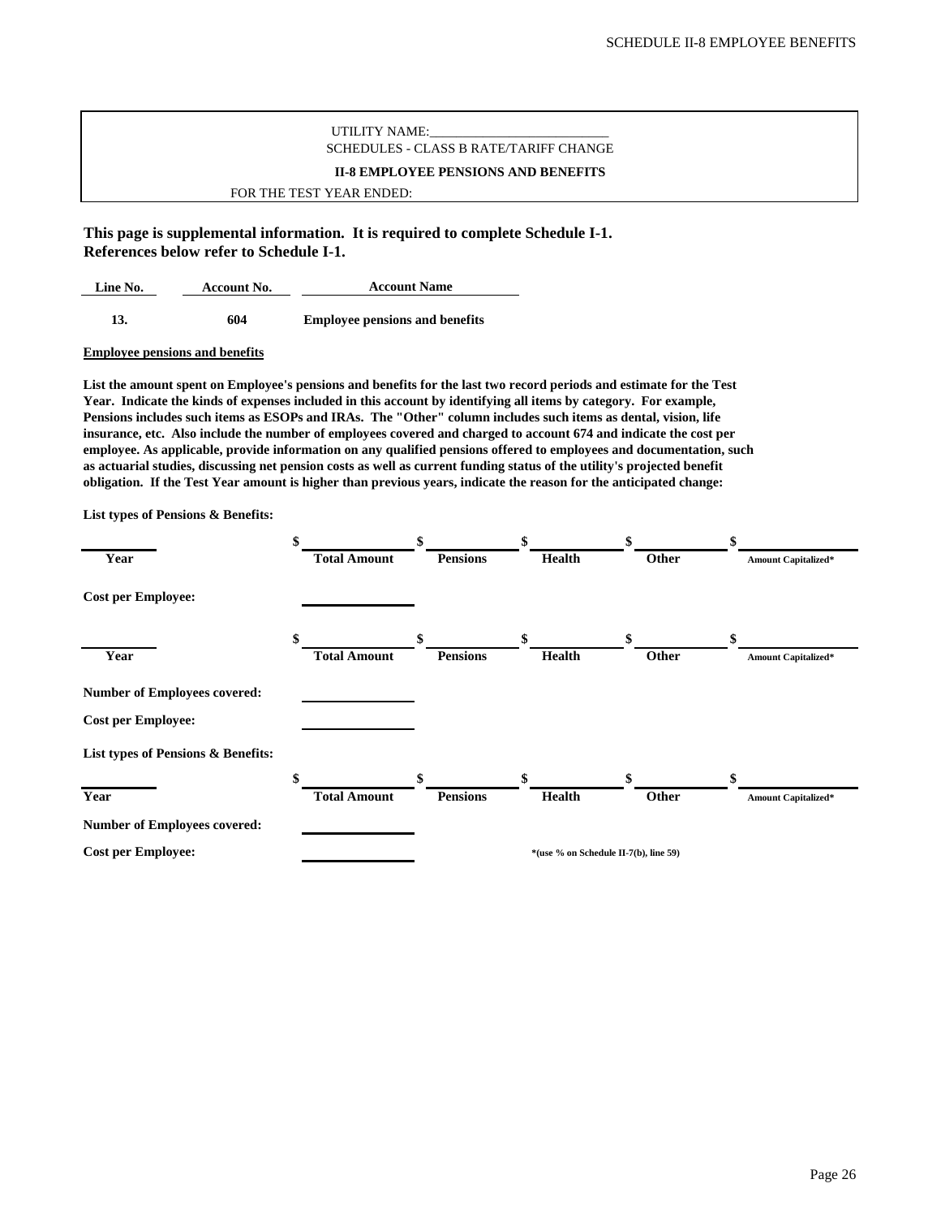UTILITY NAME:___________________________

SCHEDULES - CLASS B RATE/TARIFF CHANGE

**II-8 EMPLOYEE PENSIONS AND BENEFITS**

FOR THE TEST YEAR ENDED:

**This page is supplemental information. It is required to complete Schedule I-1. References below refer to Schedule I-1.**

| Line No. | Account No. | Account Name |
|---|---|---|
| **13.** | **604** | **Employee pensions and benefits** |

**Employee pensions and benefits**

**List the amount spent on Employee's pensions and benefits for the last two record periods and estimate for the Test Year. Indicate the kinds of expenses included in this account by identifying all items by category. For example, Pensions includes such items as ESOPs and IRAs. The "Other" column includes such items as dental, vision, life insurance, etc. Also include the number of employees covered and charged to account 674 and indicate the cost per employee. As applicable, provide information on any qualified pensions offered to employees and documentation, such as actuarial studies, discussing net pension costs as well as current funding status of the utility's projected benefit obligation. If the Test Year amount is higher than previous years, indicate the reason for the anticipated change:**

**List types of Pensions & Benefits:**

| | | | | | |
|---|---|---|---|---|---|
| ________ | $ ________ | $ ________ | $ ________ | $ ________ | $ ________ |
| **Year** | **Total Amount** | **Pensions** | **Health** | **Other** | **Amount Capitalized*** |
| **Cost per Employee:** | ________ | | | | |
| ________ | $ ________ | $ ________ | $ ________ | $ ________ | $ ________ |
| **Year** | **Total Amount** | **Pensions** | **Health** | **Other** | **Amount Capitalized*** |
| **Number of Employees covered:** | ________ | | | | |
| **Cost per Employee:** | ________ | | | | |

**List types of Pensions & Benefits:**

| | | | | | |
|---|---|---|---|---|---|
| ________ | $ ________ | $ ________ | $ ________ | $ ________ | $ ________ |
| **Year** | **Total Amount** | **Pensions** | **Health** | **Other** | **Amount Capitalized*** |
| **Number of Employees covered:** | ________ | | | | |
| **Cost per Employee:** | ________ | | | | |

**\*(use % on Schedule II-7(b), line 59)**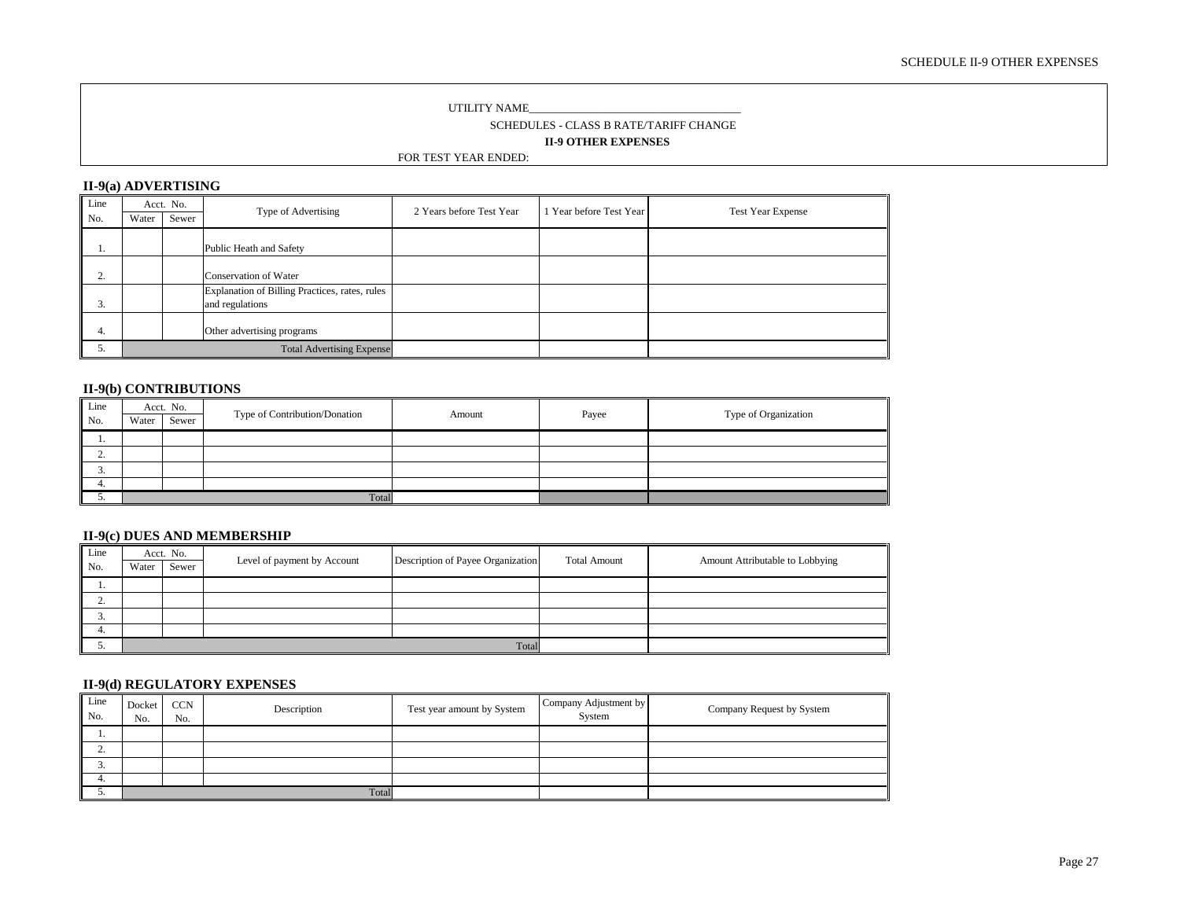UTILITY NAME___________________________________

SCHEDULES - CLASS B RATE/TARIFF CHANGE

**II-9 OTHER EXPENSES**

FOR TEST YEAR ENDED:

## II-9(a) ADVERTISING

| Line No. | Acct. No. | | Type of Advertising | 2 Years before Test Year | 1 Year before Test Year | Test Year Expense |
|---|---|---|---|---|---|---|
| | Water | Sewer | | | | |
| 1. | | | Public Heath and Safety | | | |
| 2. | | | Conservation of Water | | | |
| 3. | | | Explanation of Billing Practices, rates, rules and regulations | | | |
| 4. | | | Other advertising programs | | | |
| 5. | | | Total Advertising Expense | | | |

## II-9(b) CONTRIBUTIONS

| Line No. | Acct. No. | | Type of Contribution/Donation | Amount | Payee | Type of Organization |
|---|---|---|---|---|---|---|
| | Water | Sewer | | | | |
| 1. | | | | | | |
| 2. | | | | | | |
| 3. | | | | | | |
| 4. | | | | | | |
| 5. | | | Total | | | |

## II-9(c) DUES AND MEMBERSHIP

| Line No. | Acct. No. | | Level of payment by Account | Description of Payee Organization | Total Amount | Amount Attributable to Lobbying |
|---|---|---|---|---|---|---|
| | Water | Sewer | | | | |
| 1. | | | | | | |
| 2. | | | | | | |
| 3. | | | | | | |
| 4. | | | | | | |
| 5. | | | | Total | | |

## II-9(d) REGULATORY EXPENSES

| Line No. | Docket No. | CCN No. | Description | Test year amount by System | Company Adjustment by System | Company Request by System |
|---|---|---|---|---|---|---|
| 1. | | | | | | |
| 2. | | | | | | |
| 3. | | | | | | |
| 4. | | | | | | |
| 5. | | | Total | | | |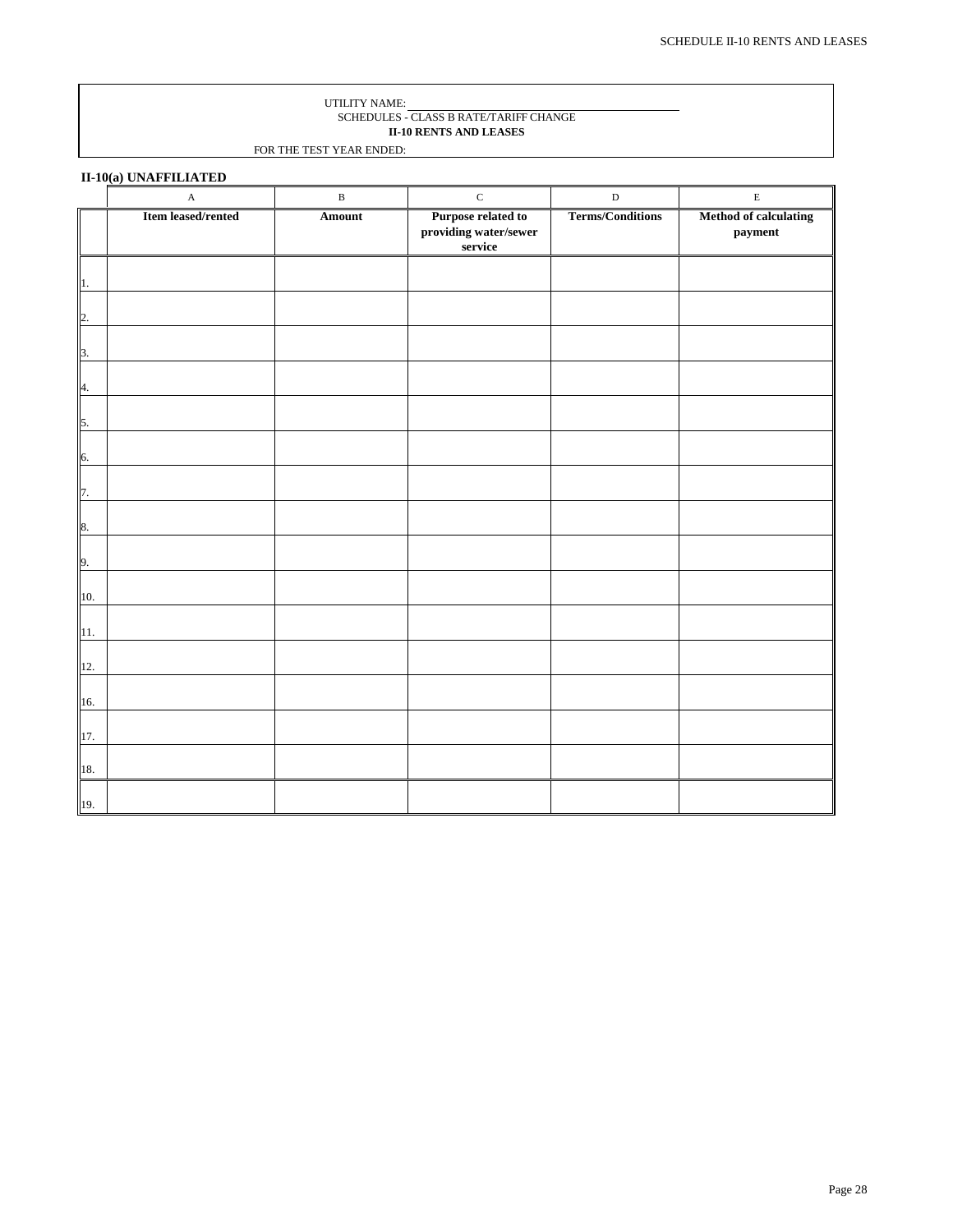UTILITY NAME: \_\_\_\_\_\_\_\_\_\_\_\_\_\_\_\_\_\_\_\_\_\_\_\_\_\_\_\_\_\_

SCHEDULES - CLASS B RATE/TARIFF CHANGE

**II-10 RENTS AND LEASES**

FOR THE TEST YEAR ENDED:

**II-10(a) UNAFFILIATED**

| | A | B | C | D | E |
|---|---|---|---|---|---|
| | **Item leased/rented** | **Amount** | **Purpose related to providing water/sewer service** | **Terms/Conditions** | **Method of calculating payment** |
| 1. | | | | | |
| 2. | | | | | |
| 3. | | | | | |
| 4. | | | | | |
| 5. | | | | | |
| 6. | | | | | |
| 7. | | | | | |
| 8. | | | | | |
| 9. | | | | | |
| 10. | | | | | |
| 11. | | | | | |
| 12. | | | | | |
| 16. | | | | | |
| 17. | | | | | |
| 18. | | | | | |
| 19. | | | | | |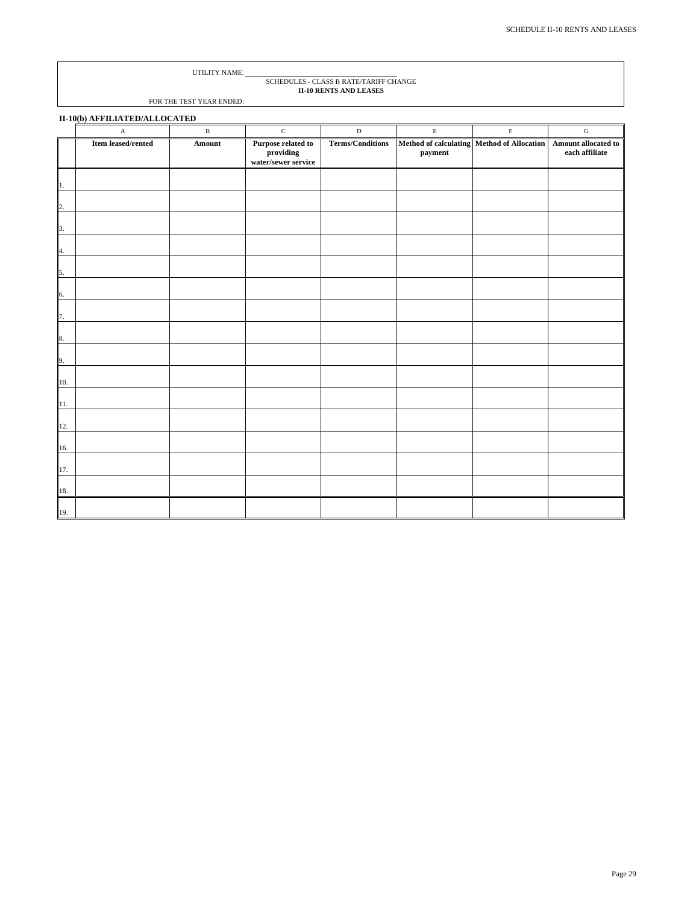UTILITY NAME: ____________________

SCHEDULES - CLASS B RATE/TARIFF CHANGE

**II-10 RENTS AND LEASES**

FOR THE TEST YEAR ENDED:

**II-10(b) AFFILIATED/ALLOCATED**

| | A | B | C | D | E | F | G |
|---|---|---|---|---|---|---|---|
| | **Item leased/rented** | **Amount** | **Purpose related to providing water/sewer service** | **Terms/Conditions** | **Method of calculating payment** | **Method of Allocation** | **Amount allocated to each affiliate** |
| 1. | | | | | | | |
| 2. | | | | | | | |
| 3. | | | | | | | |
| 4. | | | | | | | |
| 5. | | | | | | | |
| 6. | | | | | | | |
| 7. | | | | | | | |
| 8. | | | | | | | |
| 9. | | | | | | | |
| 10. | | | | | | | |
| 11. | | | | | | | |
| 12. | | | | | | | |
| 16. | | | | | | | |
| 17. | | | | | | | |
| 18. | | | | | | | |
| 19. | | | | | | | |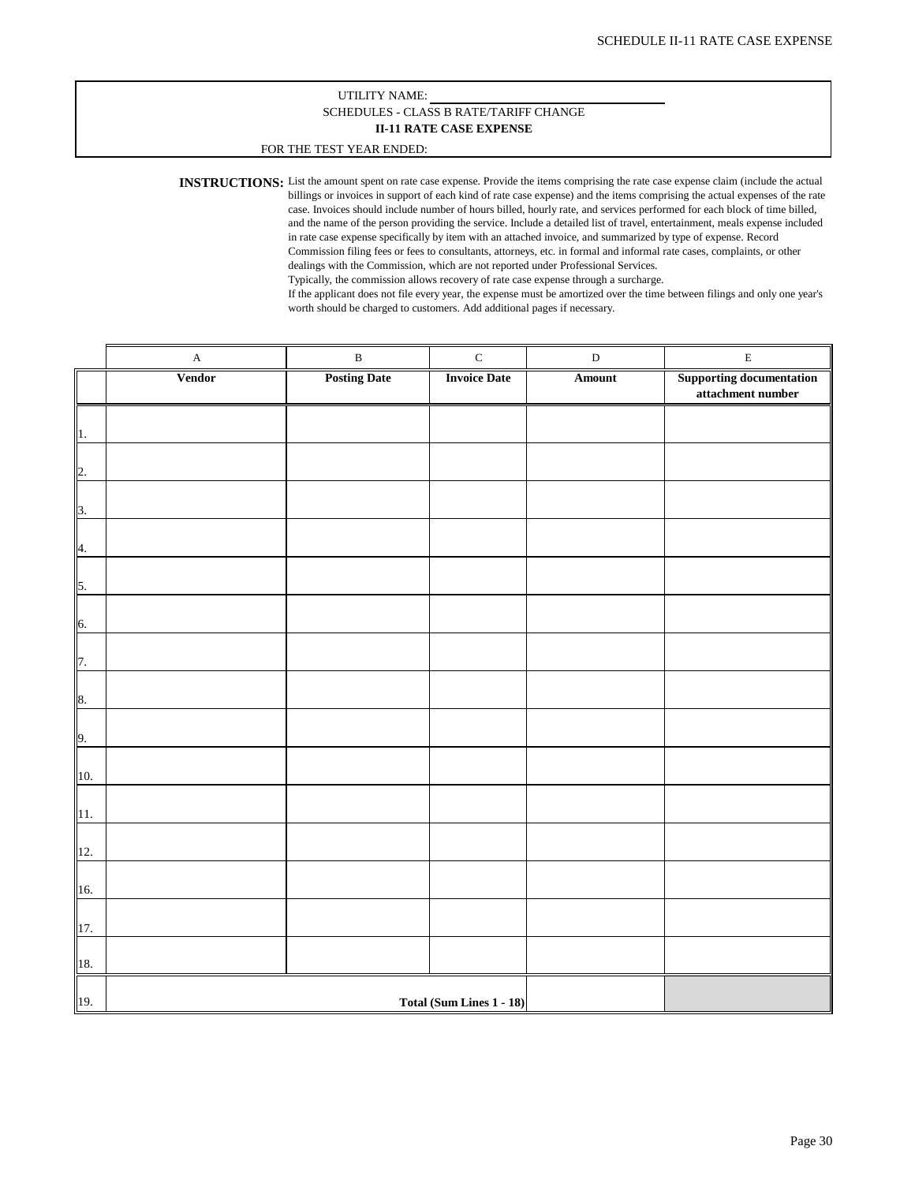SCHEDULE II-11 RATE CASE EXPENSE

UTILITY NAME: ____________________

SCHEDULES - CLASS B RATE/TARIFF CHANGE

**II-11 RATE CASE EXPENSE**

FOR THE TEST YEAR ENDED:

**INSTRUCTIONS:** List the amount spent on rate case expense. Provide the items comprising the rate case expense claim (include the actual billings or invoices in support of each kind of rate case expense) and the items comprising the actual expenses of the rate case. Invoices should include number of hours billed, hourly rate, and services performed for each block of time billed, and the name of the person providing the service. Include a detailed list of travel, entertainment, meals expense included in rate case expense specifically by item with an attached invoice, and summarized by type of expense. Record Commission filing fees or fees to consultants, attorneys, etc. in formal and informal rate cases, complaints, or other dealings with the Commission, which are not reported under Professional Services.
Typically, the commission allows recovery of rate case expense through a surcharge.
If the applicant does not file every year, the expense must be amortized over the time between filings and only one year's worth should be charged to customers. Add additional pages if necessary.

| | A | B | C | D | E |
|---|---|---|---|---|---|
| | **Vendor** | **Posting Date** | **Invoice Date** | **Amount** | **Supporting documentation attachment number** |
| 1. | | | | | |
| 2. | | | | | |
| 3. | | | | | |
| 4. | | | | | |
| 5. | | | | | |
| 6. | | | | | |
| 7. | | | | | |
| 8. | | | | | |
| 9. | | | | | |
| 10. | | | | | |
| 11. | | | | | |
| 12. | | | | | |
| 16. | | | | | |
| 17. | | | | | |
| 18. | | | | | |
| 19. | | | **Total (Sum Lines 1 - 18)** | | |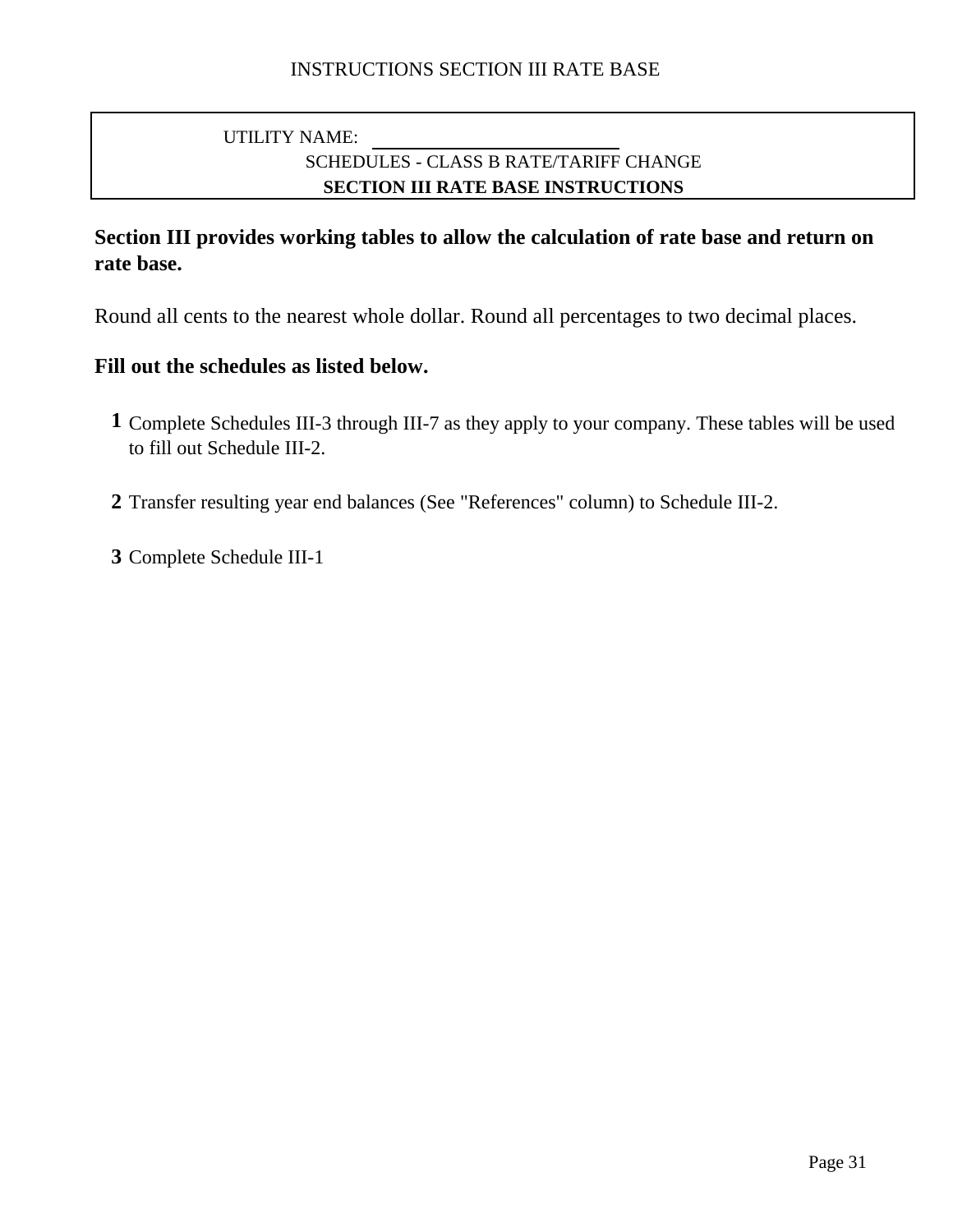INSTRUCTIONS SECTION III RATE BASE

UTILITY NAME: \_\_\_\_\_\_\_\_\_\_\_\_\_\_\_\_\_\_\_\_\_\_\_\_\_\_

SCHEDULES - CLASS B RATE/TARIFF CHANGE

**SECTION III RATE BASE INSTRUCTIONS**

**Section III provides working tables to allow the calculation of rate base and return on rate base.**

Round all cents to the nearest whole dollar. Round all percentages to two decimal places.

**Fill out the schedules as listed below.**

**1** Complete Schedules III-3 through III-7 as they apply to your company. These tables will be used to fill out Schedule III-2.

**2** Transfer resulting year end balances (See "References" column) to Schedule III-2.

**3** Complete Schedule III-1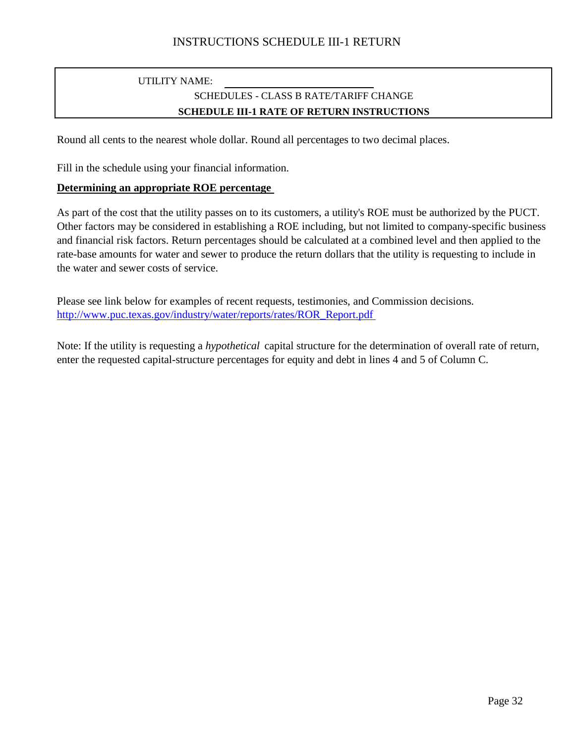# INSTRUCTIONS SCHEDULE III-1 RETURN

UTILITY NAME: ____________________

SCHEDULES - CLASS B RATE/TARIFF CHANGE

**SCHEDULE III-1 RATE OF RETURN INSTRUCTIONS**

Round all cents to the nearest whole dollar. Round all percentages to two decimal places.

Fill in the schedule using your financial information.

**Determining an appropriate ROE percentage**

As part of the cost that the utility passes on to its customers, a utility's ROE must be authorized by the PUCT. Other factors may be considered in establishing a ROE including, but not limited to company-specific business and financial risk factors. Return percentages should be calculated at a combined level and then applied to the rate-base amounts for water and sewer to produce the return dollars that the utility is requesting to include in the water and sewer costs of service.

Please see link below for examples of recent requests, testimonies, and Commission decisions.
http://www.puc.texas.gov/industry/water/reports/rates/ROR_Report.pdf

Note: If the utility is requesting a *hypothetical* capital structure for the determination of overall rate of return, enter the requested capital-structure percentages for equity and debt in lines 4 and 5 of Column C.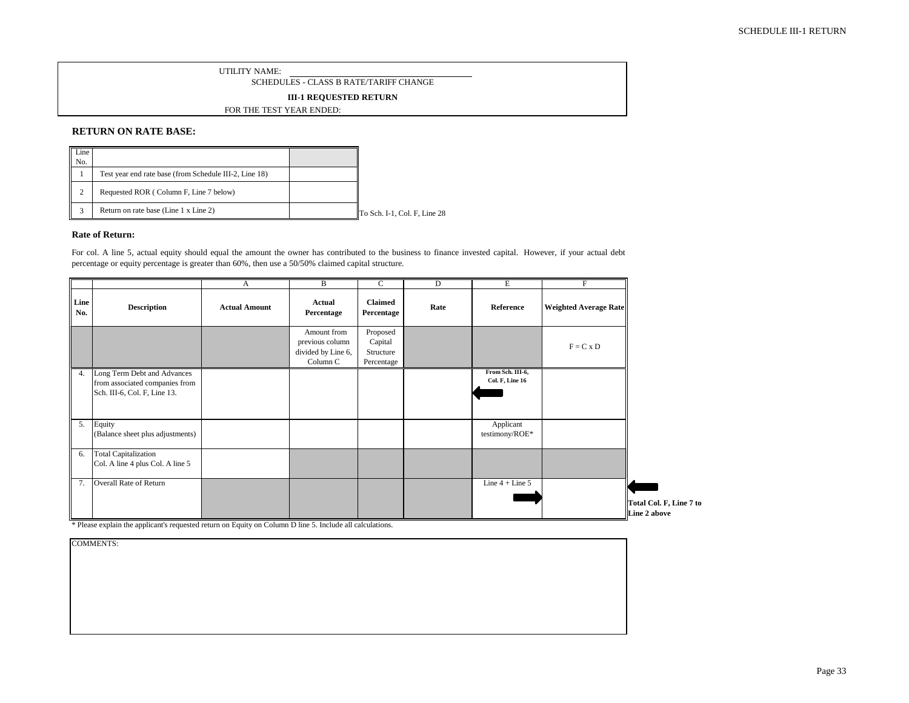UTILITY NAME: ______________________________

SCHEDULES - CLASS B RATE/TARIFF CHANGE

**III-1 REQUESTED RETURN**

FOR THE TEST YEAR ENDED:

## RETURN ON RATE BASE:

| Line No. | | |
|---|---|---|
| 1 | Test year end rate base (from Schedule III-2, Line 18) | |
| 2 | Requested ROR ( Column F, Line 7 below) | |
| 3 | Return on rate base (Line 1 x Line 2) | |

To Sch. I-1, Col. F, Line 28

### Rate of Return:

For col. A line 5, actual equity should equal the amount the owner has contributed to the business to finance invested capital. However, if your actual debt percentage or equity percentage is greater than 60%, then use a 50/50% claimed capital structure.

| | | A | B | C | D | E | F |
|---|---|---|---|---|---|---|---|
| **Line No.** | **Description** | **Actual Amount** | **Actual Percentage** | **Claimed Percentage** | **Rate** | **Reference** | **Weighted Average Rate** |
| | | | Amount from previous column divided by Line 6, Column C | Proposed Capital Structure Percentage | | | F = C x D |
| 4. | Long Term Debt and Advances from associated companies from Sch. III-6, Col. F, Line 13. | | | | | **From Sch. III-6, Col. F, Line 16** | |
| 5. | Equity (Balance sheet plus adjustments) | | | | | Applicant testimony/ROE* | |
| 6. | Total Capitalization Col. A line 4 plus Col. A line 5 | | | | | | |
| 7. | Overall Rate of Return | | | | | Line 4 + Line 5 | |

**Total Col. F, Line 7 to Line 2 above**

* Please explain the applicant's requested return on Equity on Column D line 5. Include all calculations.

COMMENTS: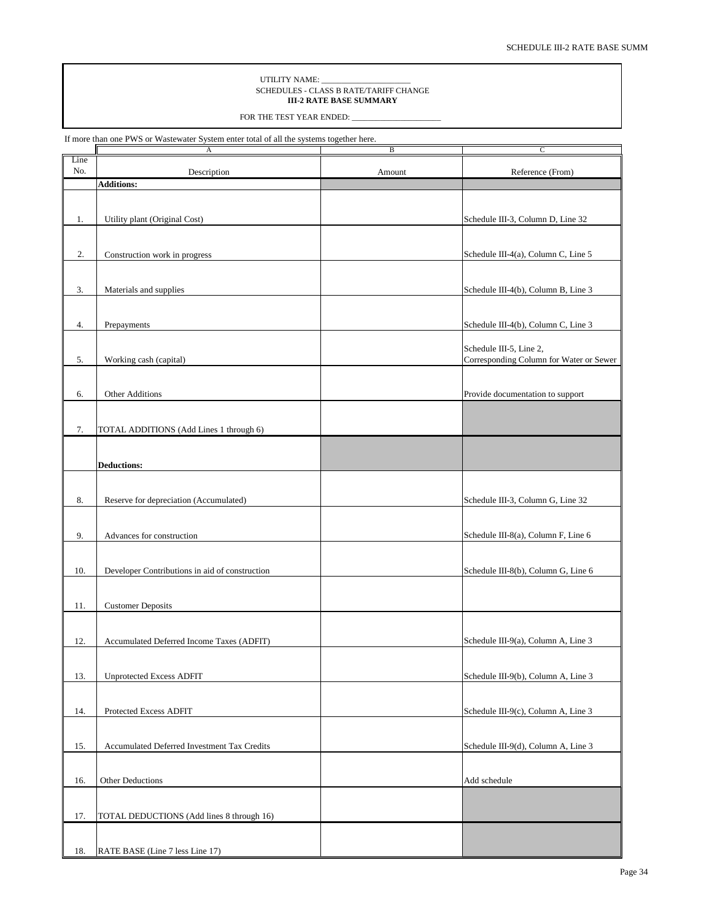UTILITY NAME: ______________________

SCHEDULES - CLASS B RATE/TARIFF CHANGE

**III-2 RATE BASE SUMMARY**

FOR THE TEST YEAR ENDED: ______________________

If more than one PWS or Wastewater System enter total of all the systems together here.

| | A | B | C |
|---|---|---|---|
| Line No. | Description | Amount | Reference (From) |
| | **Additions:** | | |
| 1. | Utility plant (Original Cost) | | Schedule III-3, Column D, Line 32 |
| 2. | Construction work in progress | | Schedule III-4(a), Column C, Line 5 |
| 3. | Materials and supplies | | Schedule III-4(b), Column B, Line 3 |
| 4. | Prepayments | | Schedule III-4(b), Column C, Line 3 |
| 5. | Working cash (capital) | | Schedule III-5, Line 2, Corresponding Column for Water or Sewer |
| 6. | Other Additions | | Provide documentation to support |
| 7. | TOTAL ADDITIONS (Add Lines 1 through 6) | | |
| | **Deductions:** | | |
| 8. | Reserve for depreciation (Accumulated) | | Schedule III-3, Column G, Line 32 |
| 9. | Advances for construction | | Schedule III-8(a), Column F, Line 6 |
| 10. | Developer Contributions in aid of construction | | Schedule III-8(b), Column G, Line 6 |
| 11. | Customer Deposits | | |
| 12. | Accumulated Deferred Income Taxes (ADFIT) | | Schedule III-9(a), Column A, Line 3 |
| 13. | Unprotected Excess ADFIT | | Schedule III-9(b), Column A, Line 3 |
| 14. | Protected Excess ADFIT | | Schedule III-9(c), Column A, Line 3 |
| 15. | Accumulated Deferred Investment Tax Credits | | Schedule III-9(d), Column A, Line 3 |
| 16. | Other Deductions | | Add schedule |
| 17. | TOTAL DEDUCTIONS (Add lines 8 through 16) | | |
| 18. | RATE BASE (Line 7 less Line 17) | | |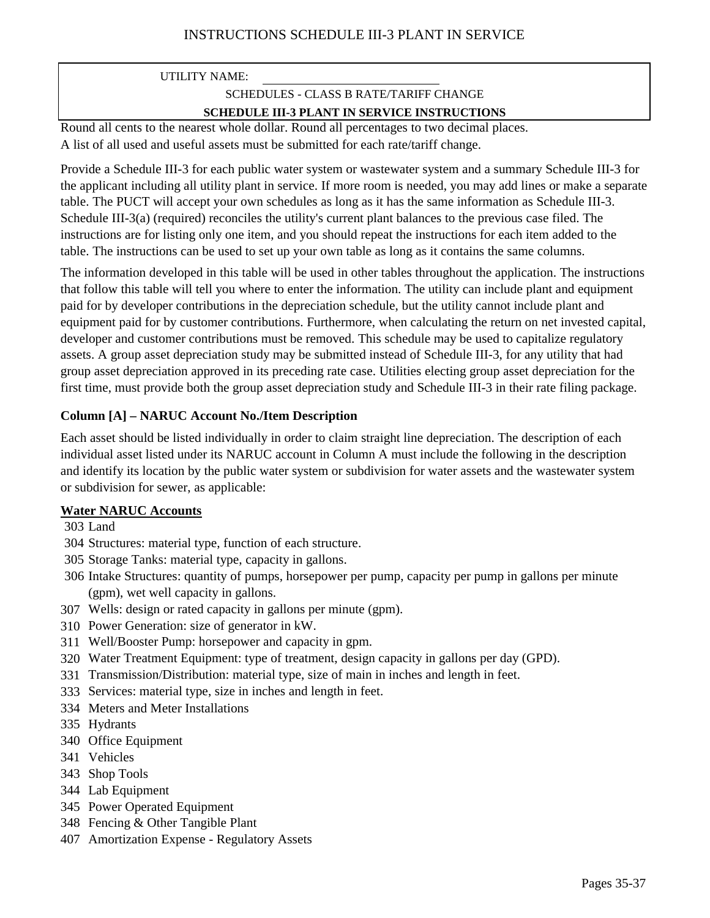# INSTRUCTIONS SCHEDULE III-3 PLANT IN SERVICE

UTILITY NAME: ____________________________

SCHEDULES - CLASS B RATE/TARIFF CHANGE

**SCHEDULE III-3 PLANT IN SERVICE INSTRUCTIONS**

Round all cents to the nearest whole dollar. Round all percentages to two decimal places.
A list of all used and useful assets must be submitted for each rate/tariff change.

Provide a Schedule III-3 for each public water system or wastewater system and a summary Schedule III-3 for the applicant including all utility plant in service. If more room is needed, you may add lines or make a separate table. The PUCT will accept your own schedules as long as it has the same information as Schedule III-3. Schedule III-3(a) (required) reconciles the utility's current plant balances to the previous case filed. The instructions are for listing only one item, and you should repeat the instructions for each item added to the table. The instructions can be used to set up your own table as long as it contains the same columns.

The information developed in this table will be used in other tables throughout the application. The instructions that follow this table will tell you where to enter the information. The utility can include plant and equipment paid for by developer contributions in the depreciation schedule, but the utility cannot include plant and equipment paid for by customer contributions. Furthermore, when calculating the return on net invested capital, developer and customer contributions must be removed. This schedule may be used to capitalize regulatory assets. A group asset depreciation study may be submitted instead of Schedule III-3, for any utility that had group asset depreciation approved in its preceding rate case. Utilities electing group asset depreciation for the first time, must provide both the group asset depreciation study and Schedule III-3 in their rate filing package.

**Column [A] – NARUC Account No./Item Description**

Each asset should be listed individually in order to claim straight line depreciation. The description of each individual asset listed under its NARUC account in Column A must include the following in the description and identify its location by the public water system or subdivision for water assets and the wastewater system or subdivision for sewer, as applicable:

**Water NARUC Accounts**

- 303 Land
- 304 Structures: material type, function of each structure.
- 305 Storage Tanks: material type, capacity in gallons.
- 306 Intake Structures: quantity of pumps, horsepower per pump, capacity per pump in gallons per minute (gpm), wet well capacity in gallons.
- 307 Wells: design or rated capacity in gallons per minute (gpm).
- 310 Power Generation: size of generator in kW.
- 311 Well/Booster Pump: horsepower and capacity in gpm.
- 320 Water Treatment Equipment: type of treatment, design capacity in gallons per day (GPD).
- 331 Transmission/Distribution: material type, size of main in inches and length in feet.
- 333 Services: material type, size in inches and length in feet.
- 334 Meters and Meter Installations
- 335 Hydrants
- 340 Office Equipment
- 341 Vehicles
- 343 Shop Tools
- 344 Lab Equipment
- 345 Power Operated Equipment
- 348 Fencing & Other Tangible Plant
- 407 Amortization Expense - Regulatory Assets

Pages 35-37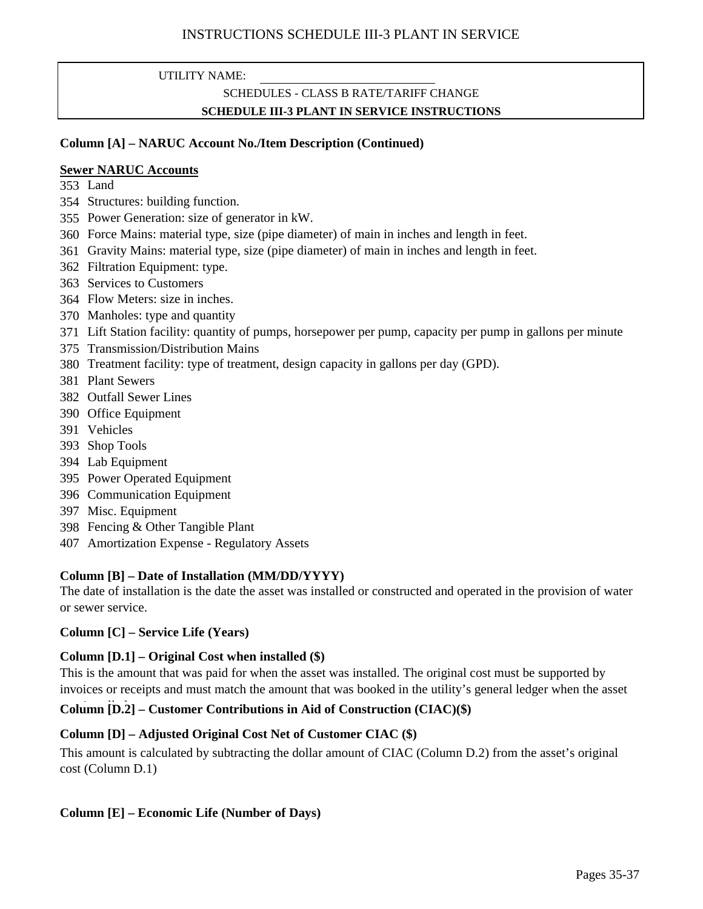# INSTRUCTIONS SCHEDULE III-3 PLANT IN SERVICE

UTILITY NAME: ______________________________

SCHEDULES - CLASS B RATE/TARIFF CHANGE

**SCHEDULE III-3 PLANT IN SERVICE INSTRUCTIONS**

**Column [A] – NARUC Account No./Item Description (Continued)**

**Sewer NARUC Accounts**

353 Land
354 Structures: building function.
355 Power Generation: size of generator in kW.
360 Force Mains: material type, size (pipe diameter) of main in inches and length in feet.
361 Gravity Mains: material type, size (pipe diameter) of main in inches and length in feet.
362 Filtration Equipment: type.
363 Services to Customers
364 Flow Meters: size in inches.
370 Manholes: type and quantity
371 Lift Station facility: quantity of pumps, horsepower per pump, capacity per pump in gallons per minute
375 Transmission/Distribution Mains
380 Treatment facility: type of treatment, design capacity in gallons per day (GPD).
381 Plant Sewers
382 Outfall Sewer Lines
390 Office Equipment
391 Vehicles
393 Shop Tools
394 Lab Equipment
395 Power Operated Equipment
396 Communication Equipment
397 Misc. Equipment
398 Fencing & Other Tangible Plant
407 Amortization Expense - Regulatory Assets

**Column [B] – Date of Installation (MM/DD/YYYY)**

The date of installation is the date the asset was installed or constructed and operated in the provision of water or sewer service.

**Column [C] – Service Life (Years)**

**Column [D.1] – Original Cost when installed ($)**

This is the amount that was paid for when the asset was installed. The original cost must be supported by invoices or receipts and must match the amount that was booked in the utility's general ledger when the asset was installed.

**Column [D.2] – Customer Contributions in Aid of Construction (CIAC)($)**

**Column [D] – Adjusted Original Cost Net of Customer CIAC ($)**

This amount is calculated by subtracting the dollar amount of CIAC (Column D.2) from the asset's original cost (Column D.1)

**Column [E] – Economic Life (Number of Days)**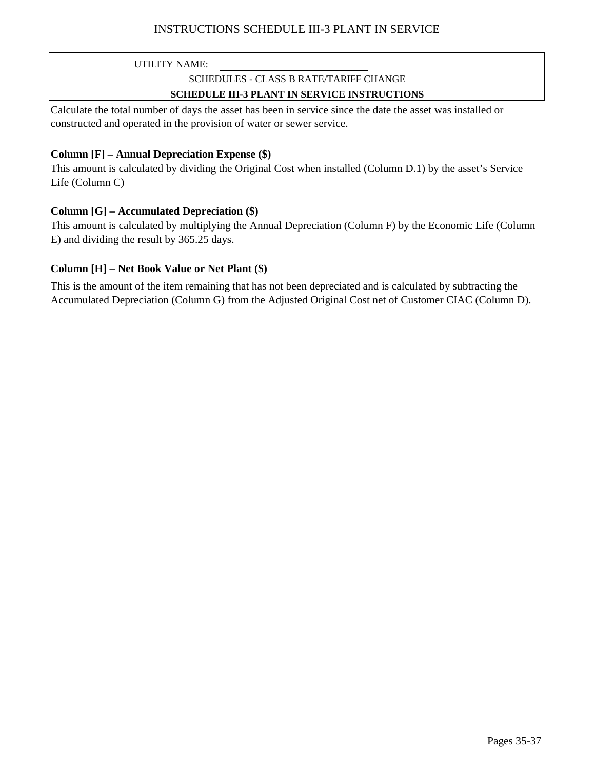UTILITY NAME: ______________________________

SCHEDULES - CLASS B RATE/TARIFF CHANGE

**SCHEDULE III-3 PLANT IN SERVICE INSTRUCTIONS**

Calculate the total number of days the asset has been in service since the date the asset was installed or constructed and operated in the provision of water or sewer service.

**Column [F] – Annual Depreciation Expense ($)**

This amount is calculated by dividing the Original Cost when installed (Column D.1) by the asset's Service Life (Column C)

**Column [G] – Accumulated Depreciation ($)**

This amount is calculated by multiplying the Annual Depreciation (Column F) by the Economic Life (Column E) and dividing the result by 365.25 days.

**Column [H] – Net Book Value or Net Plant ($)**

This is the amount of the item remaining that has not been depreciated and is calculated by subtracting the Accumulated Depreciation (Column G) from the Adjusted Original Cost net of Customer CIAC (Column D).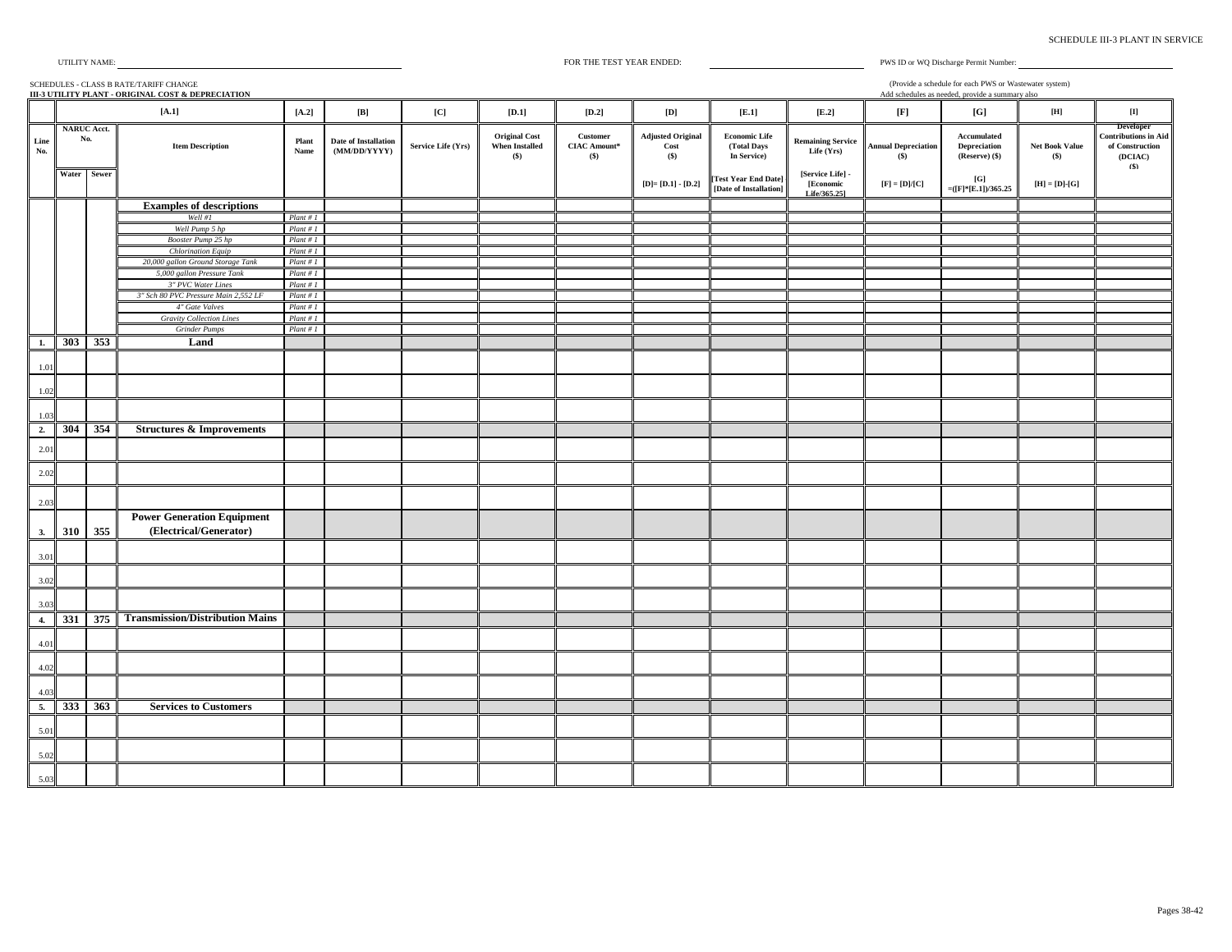SCHEDULE III-3 PLANT IN SERVICE

UTILITY NAME: ______________________ FOR THE TEST YEAR ENDED: ______________________ PWS ID or WQ Discharge Permit Number: ______________________

SCHEDULES - CLASS B RATE/TARIFF CHANGE
**III-3 UTILITY PLANT - ORIGINAL COST & DEPRECIATION**

(Provide a schedule for each PWS or Wastewater system)
Add schedules as needed, provide a summary also

| | [A.1] | | | [A.2] | [B] | [C] | [D.1] | [D.2] | [D] | [E.1] | [E.2] | [F] | [G] | [H] | [I] |
|---|---|---|---|---|---|---|---|---|---|---|---|---|---|---|---|
| Line No. | NARUC Acct. No. | | Item Description | Plant Name | Date of Installation (MM/DD/YYYY) | Service Life (Yrs) | Original Cost When Installed ($) | Customer CIAC Amount* ($) | Adjusted Original Cost ($) | Economic Life (Total Days In Service) | Remaining Service Life (Yrs) | Annual Depreciation ($) | Accumulated Depreciation (Reserve) ($) | Net Book Value ($) | Developer Contributions in Aid of Construction (DCIAC) ($) |
| | Water | Sewer | | | | | | | [D]= [D.1] - [D.2] | [Test Year End Date] [Date of Installation] | [Service Life] - [Economic Life/365.25] | [F] = [D]/[C] | [G] =([F]*[E.1])/365.25 | [H] = [D]-[G] | |
| | | | **Examples of descriptions** | | | | | | | | | | | | |
| | | | *Well #1* | *Plant # 1* | | | | | | | | | | | |
| | | | *Well Pump 5 hp* | *Plant # 1* | | | | | | | | | | | |
| | | | *Booster Pump 25 hp* | *Plant # 1* | | | | | | | | | | | |
| | | | *Chlorination Equip* | *Plant # 1* | | | | | | | | | | | |
| | | | *20,000 gallon Ground Storage Tank* | *Plant # 1* | | | | | | | | | | | |
| | | | *5,000 gallon Pressure Tank* | *Plant # 1* | | | | | | | | | | | |
| | | | *3" PVC Water Lines* | *Plant # 1* | | | | | | | | | | | |
| | | | *3" Sch 80 PVC Pressure Main 2,552 LF* | *Plant # 1* | | | | | | | | | | | |
| | | | *4" Gate Valves* | *Plant # 1* | | | | | | | | | | | |
| | | | *Gravity Collection Lines* | *Plant # 1* | | | | | | | | | | | |
| | | | *Grinder Pumps* | *Plant # 1* | | | | | | | | | | | |
| **1.** | **303** | **353** | **Land** | | | | | | | | | | | | |
| 1.01 | | | | | | | | | | | | | | | |
| 1.02 | | | | | | | | | | | | | | | |
| 1.03 | | | | | | | | | | | | | | | |
| **2.** | **304** | **354** | **Structures & Improvements** | | | | | | | | | | | | |
| 2.01 | | | | | | | | | | | | | | | |
| 2.02 | | | | | | | | | | | | | | | |
| 2.03 | | | | | | | | | | | | | | | |
| **3.** | **310** | **355** | **Power Generation Equipment (Electrical/Generator)** | | | | | | | | | | | | |
| 3.01 | | | | | | | | | | | | | | | |
| 3.02 | | | | | | | | | | | | | | | |
| 3.03 | | | | | | | | | | | | | | | |
| **4.** | **331** | **375** | **Transmission/Distribution Mains** | | | | | | | | | | | | |
| 4.01 | | | | | | | | | | | | | | | |
| 4.02 | | | | | | | | | | | | | | | |
| 4.03 | | | | | | | | | | | | | | | |
| **5.** | **333** | **363** | **Services to Customers** | | | | | | | | | | | | |
| 5.01 | | | | | | | | | | | | | | | |
| 5.02 | | | | | | | | | | | | | | | |
| 5.03 | | | | | | | | | | | | | | | |

Pages 38-42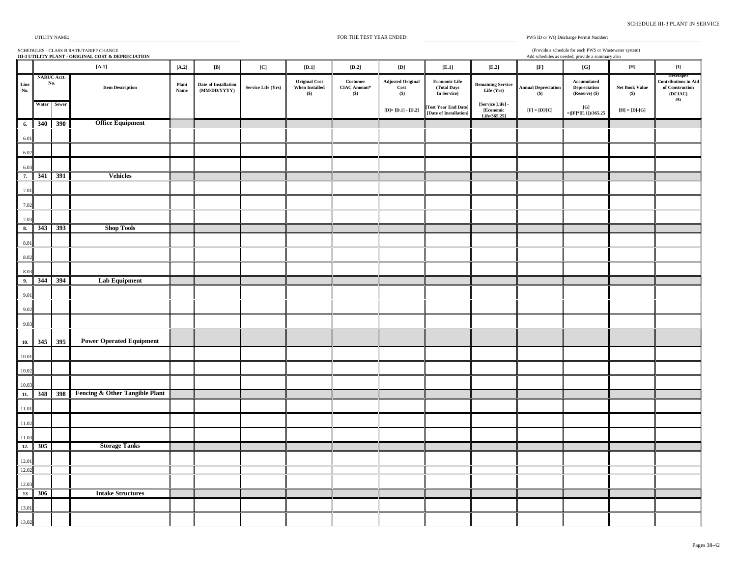SCHEDULE III-3 PLANT IN SERVICE

UTILITY NAME: ______________________ FOR THE TEST YEAR ENDED: ______________ PWS ID or WQ Discharge Permit Number: ______________

SCHEDULES - CLASS B RATE/TARIFF CHANGE
**III-3 UTILITY PLANT - ORIGINAL COST & DEPRECIATION**

(Provide a schedule for each PWS or Wastewater system)
Add schedules as needed, provide a summary also

| | [A.1] | | | [A.2] | [B] | [C] | [D.1] | [D.2] | [D] | [E.1] | [E.2] | [F] | [G] | [H] | [I] |
|---|---|---|---|---|---|---|---|---|---|---|---|---|---|---|---|
| Line No. | NARUC Acct. No. | | Item Description | Plant Name | Date of Installation (MM/DD/YYYY) | Service Life (Yrs) | Original Cost When Installed ($) | Customer CIAC Amount* ($) | Adjusted Original Cost ($) | Economic Life (Total Days In Service) | Remaining Service Life (Yrs) | Annual Depreciation ($) | Accumulated Depreciation (Reserve) ($) | Net Book Value ($) | Developer Contributions in Aid of Construction (DCIAC) ($) |
| | Water | Sewer | | | | | | | [D]= [D.1] - [D.2] | [Test Year End Date] [Date of Installation] | [Service Life] - [Economic Life/365.25] | [F] = [D]/[C] | [G] =([F]*[E.1])/365.25 | [H] = [D]-[G] | |
| 6. | 340 | 390 | **Office Equipment** | | | | | | | | | | | | |
| 6.01 | | | | | | | | | | | | | | | |
| 6.02 | | | | | | | | | | | | | | | |
| 6.03 | | | | | | | | | | | | | | | |
| 7. | 341 | 391 | **Vehicles** | | | | | | | | | | | | |
| 7.01 | | | | | | | | | | | | | | | |
| 7.02 | | | | | | | | | | | | | | | |
| 7.03 | | | | | | | | | | | | | | | |
| 8. | 343 | 393 | **Shop Tools** | | | | | | | | | | | | |
| 8.01 | | | | | | | | | | | | | | | |
| 8.02 | | | | | | | | | | | | | | | |
| 8.03 | | | | | | | | | | | | | | | |
| 9. | 344 | 394 | **Lab Equipment** | | | | | | | | | | | | |
| 9.01 | | | | | | | | | | | | | | | |
| 9.02 | | | | | | | | | | | | | | | |
| 9.03 | | | | | | | | | | | | | | | |
| 10. | 345 | 395 | **Power Operated Equipment** | | | | | | | | | | | | |
| 10.01 | | | | | | | | | | | | | | | |
| 10.02 | | | | | | | | | | | | | | | |
| 10.03 | | | | | | | | | | | | | | | |
| 11. | 348 | 398 | **Fencing & Other Tangible Plant** | | | | | | | | | | | | |
| 11.01 | | | | | | | | | | | | | | | |
| 11.02 | | | | | | | | | | | | | | | |
| 11.03 | | | | | | | | | | | | | | | |
| 12. | 305 | | **Storage Tanks** | | | | | | | | | | | | |
| 12.01 | | | | | | | | | | | | | | | |
| 12.02 | | | | | | | | | | | | | | | |
| 12.03 | | | | | | | | | | | | | | | |
| 13 | 306 | | **Intake Structures** | | | | | | | | | | | | |
| 13.01 | | | | | | | | | | | | | | | |
| 13.02 | | | | | | | | | | | | | | | |

Pages 38-42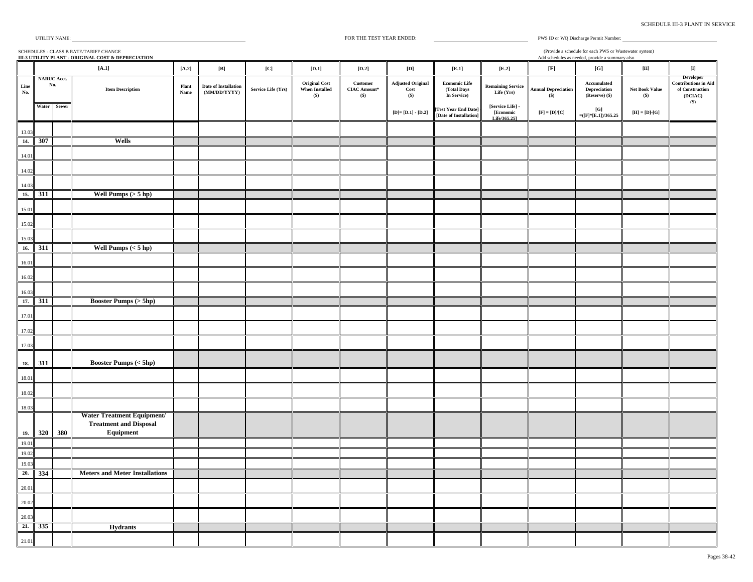SCHEDULE III-3 PLANT IN SERVICE

UTILITY NAME: FOR THE TEST YEAR ENDED: PWS ID or WQ Discharge Permit Number:

SCHEDULES - CLASS B RATE/TARIFF CHANGE

**III-3 UTILITY PLANT - ORIGINAL COST & DEPRECIATION**

(Provide a schedule for each PWS or Wastewater system)
Add schedules as needed, provide a summary also

| | [A.1] | | | [A.2] | [B] | [C] | [D.1] | [D.2] | [D] | [E.1] | [E.2] | [F] | [G] | [H] | [I] |
|---|---|---|---|---|---|---|---|---|---|---|---|---|---|---|---|
| Line No. | NARUC Acct. No. | | Item Description | Plant Name | Date of Installation (MM/DD/YYYY) | Service Life (Yrs) | Original Cost When Installed ($) | Customer CIAC Amount* ($) | Adjusted Original Cost ($) | Economic Life (Total Days In Service) | Remaining Service Life (Yrs) | Annual Depreciation ($) | Accumulated Depreciation (Reserve) ($) | Net Book Value ($) | Developer Contributions in Aid of Construction (DCIAC) ($) |
| | Water | Sewer | | | | | | | [D]= [D.1] - [D.2] | [Test Year End Date] [Date of Installation] | [Service Life] - [Economic Life/365.25] | [F] = [D]/[C] | [G] =([F]*[E.1])/365.25 | [H] = [D]-[G] | |
| 13.03 | | | | | | | | | | | | | | | |
| 14. | 307 | | **Wells** | | | | | | | | | | | | |
| 14.01 | | | | | | | | | | | | | | | |
| 14.02 | | | | | | | | | | | | | | | |
| 14.03 | | | | | | | | | | | | | | | |
| 15. | 311 | | **Well Pumps (> 5 hp)** | | | | | | | | | | | | |
| 15.01 | | | | | | | | | | | | | | | |
| 15.02 | | | | | | | | | | | | | | | |
| 15.03 | | | | | | | | | | | | | | | |
| 16. | 311 | | **Well Pumps (< 5 hp)** | | | | | | | | | | | | |
| 16.01 | | | | | | | | | | | | | | | |
| 16.02 | | | | | | | | | | | | | | | |
| 16.03 | | | | | | | | | | | | | | | |
| 17. | 311 | | **Booster Pumps (> 5hp)** | | | | | | | | | | | | |
| 17.01 | | | | | | | | | | | | | | | |
| 17.02 | | | | | | | | | | | | | | | |
| 17.03 | | | | | | | | | | | | | | | |
| 18. | 311 | | **Booster Pumps (< 5hp)** | | | | | | | | | | | | |
| 18.01 | | | | | | | | | | | | | | | |
| 18.02 | | | | | | | | | | | | | | | |
| 18.03 | | | | | | | | | | | | | | | |
| 19. | 320 | 380 | **Water Treatment Equipment/ Treatment and Disposal Equipment** | | | | | | | | | | | | |
| 19.01 | | | | | | | | | | | | | | | |
| 19.02 | | | | | | | | | | | | | | | |
| 19.03 | | | | | | | | | | | | | | | |
| 20. | 334 | | **Meters and Meter Installations** | | | | | | | | | | | | |
| 20.01 | | | | | | | | | | | | | | | |
| 20.02 | | | | | | | | | | | | | | | |
| 20.03 | | | | | | | | | | | | | | | |
| 21. | 335 | | **Hydrants** | | | | | | | | | | | | |
| 21.01 | | | | | | | | | | | | | | | |

Pages 38-42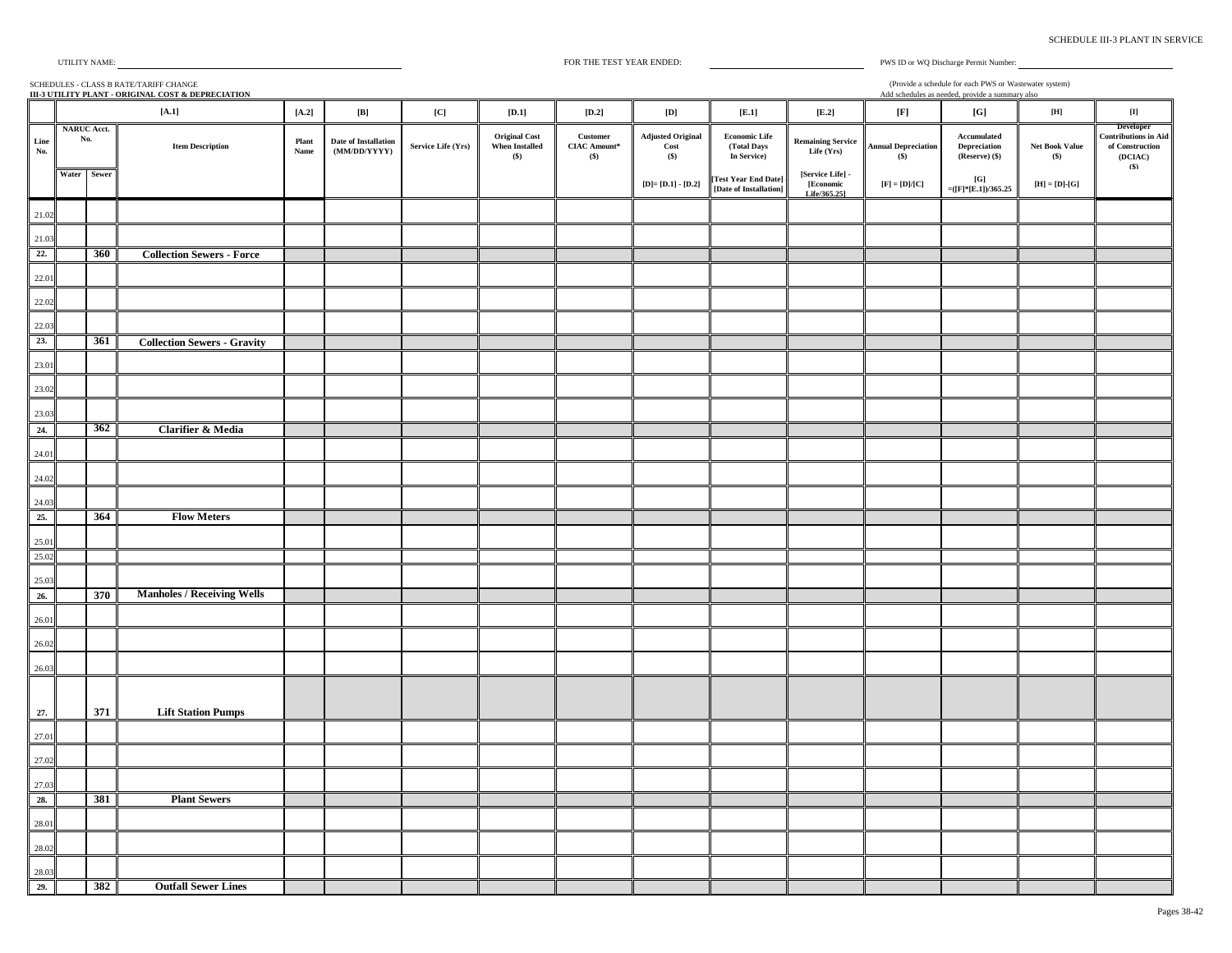SCHEDULE III-3 PLANT IN SERVICE

UTILITY NAME: ______________________ FOR THE TEST YEAR ENDED: ______________________ PWS ID or WQ Discharge Permit Number: ______________________

SCHEDULES - CLASS B RATE/TARIFF CHANGE
**III-3 UTILITY PLANT - ORIGINAL COST & DEPRECIATION**

(Provide a schedule for each PWS or Wastewater system)
Add schedules as needed, provide a summary also

| | [A.1] | | | [A.2] | [B] | [C] | [D.1] | [D.2] | [D] | [E.1] | [E.2] | [F] | [G] | [H] | [I] |
|---|---|---|---|---|---|---|---|---|---|---|---|---|---|---|---|
| Line No. | NARUC Acct. No. | | Item Description | Plant Name | Date of Installation (MM/DD/YYYY) | Service Life (Yrs) | Original Cost When Installed ($) | Customer CIAC Amount* ($) | Adjusted Original Cost ($) | Economic Life (Total Days In Service) | Remaining Service Life (Yrs) | Annual Depreciation ($) | Accumulated Depreciation (Reserve) ($) | Net Book Value ($) | Developer Contributions in Aid of Construction (DCIAC) ($) |
| | Water | Sewer | | | | | | | [D]= [D.1] - [D.2] | [Test Year End Date] [Date of Installation] | [Service Life] - [Economic Life/365.25] | [F] = [D]/[C] | [G] =([F]*[E.1])/365.25 | [H] = [D]-[G] | |
| 21.02 | | | | | | | | | | | | | | | |
| 21.03 | | | | | | | | | | | | | | | |
| **22.** | | **360** | **Collection Sewers - Force** | | | | | | | | | | | | |
| 22.01 | | | | | | | | | | | | | | | |
| 22.02 | | | | | | | | | | | | | | | |
| 22.03 | | | | | | | | | | | | | | | |
| **23.** | | **361** | **Collection Sewers - Gravity** | | | | | | | | | | | | |
| 23.01 | | | | | | | | | | | | | | | |
| 23.02 | | | | | | | | | | | | | | | |
| 23.03 | | | | | | | | | | | | | | | |
| **24.** | | **362** | **Clarifier & Media** | | | | | | | | | | | | |
| 24.01 | | | | | | | | | | | | | | | |
| 24.02 | | | | | | | | | | | | | | | |
| 24.03 | | | | | | | | | | | | | | | |
| **25.** | | **364** | **Flow Meters** | | | | | | | | | | | | |
| 25.01 | | | | | | | | | | | | | | | |
| 25.02 | | | | | | | | | | | | | | | |
| 25.03 | | | | | | | | | | | | | | | |
| **26.** | | **370** | **Manholes / Receiving Wells** | | | | | | | | | | | | |
| 26.01 | | | | | | | | | | | | | | | |
| 26.02 | | | | | | | | | | | | | | | |
| 26.03 | | | | | | | | | | | | | | | |
| **27.** | | **371** | **Lift Station Pumps** | | | | | | | | | | | | |
| 27.01 | | | | | | | | | | | | | | | |
| 27.02 | | | | | | | | | | | | | | | |
| 27.03 | | | | | | | | | | | | | | | |
| **28.** | | **381** | **Plant Sewers** | | | | | | | | | | | | |
| 28.01 | | | | | | | | | | | | | | | |
| 28.02 | | | | | | | | | | | | | | | |
| 28.03 | | | | | | | | | | | | | | | |
| **29.** | | **382** | **Outfall Sewer Lines** | | | | | | | | | | | | |

Pages 38-42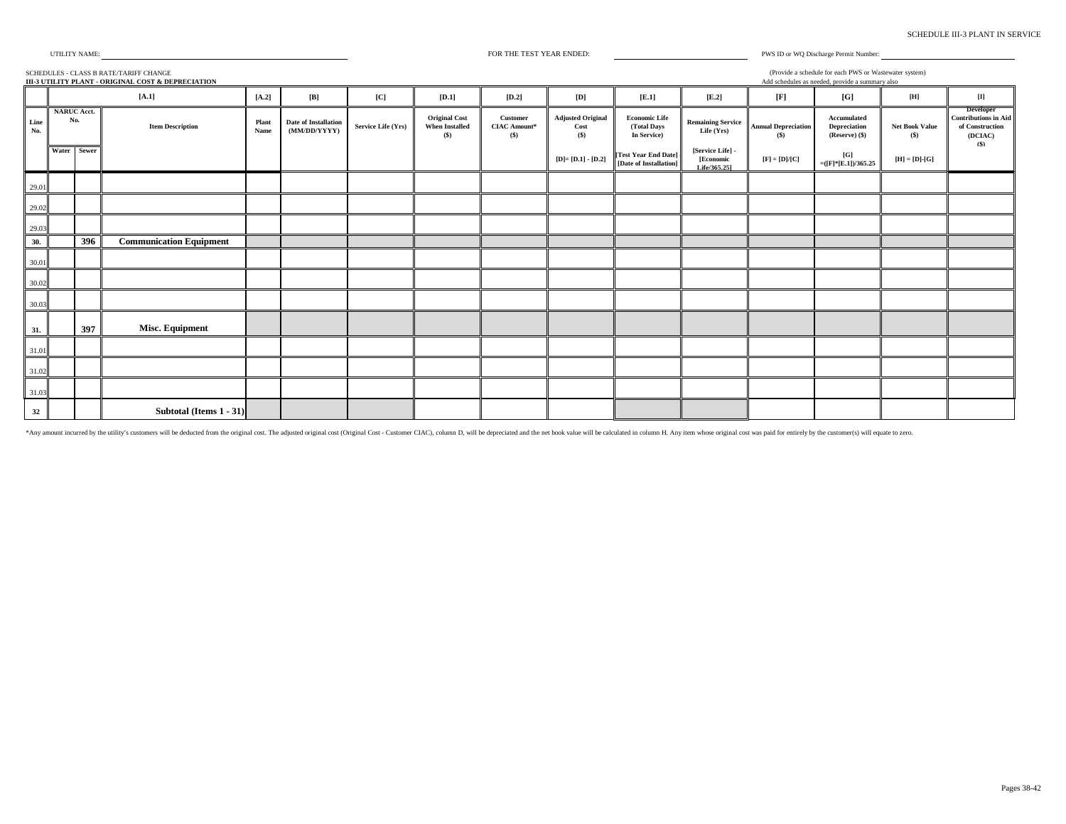SCHEDULE III-3 PLANT IN SERVICE

UTILITY NAME: ______________________ FOR THE TEST YEAR ENDED: ______________________ PWS ID or WQ Discharge Permit Number: ______________________

SCHEDULES - CLASS B RATE/TARIFF CHANGE
**III-3 UTILITY PLANT - ORIGINAL COST & DEPRECIATION**

(Provide a schedule for each PWS or Wastewater system)
Add schedules as needed, provide a summary also

| | [A.1] | | | [A.2] | [B] | [C] | [D.1] | [D.2] | [D] | [E.1] | [E.2] | [F] | [G] | [H] | [I] |
|---|---|---|---|---|---|---|---|---|---|---|---|---|---|---|---|
| Line No. | NARUC Acct. No. | | Item Description | Plant Name | Date of Installation (MM/DD/YYYY) | Service Life (Yrs) | Original Cost When Installed ($) | Customer CIAC Amount* ($) | Adjusted Original Cost ($) | Economic Life (Total Days In Service) | Remaining Service Life (Yrs) | Annual Depreciation ($) | Accumulated Depreciation (Reserve) ($) | Net Book Value ($) | Developer Contributions in Aid of Construction (DCIAC) ($) |
| | Water | Sewer | | | | | | | [D]= [D.1] - [D.2] | [Test Year End Date] [Date of Installation] | [Service Life] - [Economic Life/365.25] | [F] = [D]/[C] | [G] =([F]*[E.1])/365.25 | [H] = [D]-[G] | |
| 29.01 | | | | | | | | | | | | | | | |
| 29.02 | | | | | | | | | | | | | | | |
| 29.03 | | | | | | | | | | | | | | | |
| 30. | | 396 | **Communication Equipment** | | | | | | | | | | | | |
| 30.01 | | | | | | | | | | | | | | | |
| 30.02 | | | | | | | | | | | | | | | |
| 30.03 | | | | | | | | | | | | | | | |
| 31. | | 397 | **Misc. Equipment** | | | | | | | | | | | | |
| 31.01 | | | | | | | | | | | | | | | |
| 31.02 | | | | | | | | | | | | | | | |
| 31.03 | | | | | | | | | | | | | | | |
| 32 | | | **Subtotal (Items 1 - 31)** | | | | | | | | | | | | |

*Any amount incurred by the utility's customers will be deducted from the original cost. The adjusted original cost (Original Cost - Customer CIAC), column D, will be depreciated and the net book value will be calculated in column H. Any item whose original cost was paid for entirely by the customer(s) will equate to zero.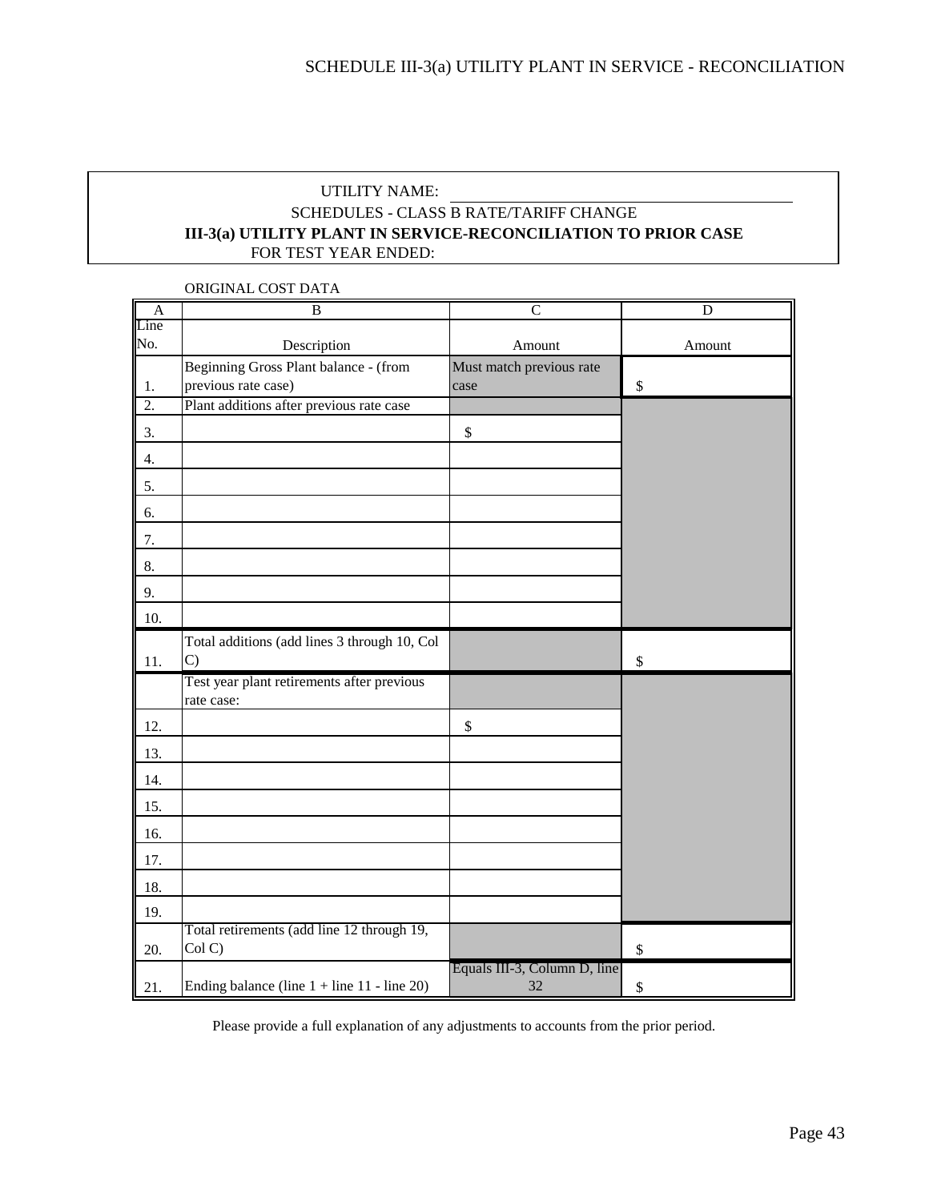SCHEDULE III-3(a) UTILITY PLANT IN SERVICE - RECONCILIATION

UTILITY NAME: \_\_\_\_\_\_\_\_\_\_\_\_\_\_\_\_\_\_\_\_\_\_\_\_\_\_\_\_\_\_

SCHEDULES - CLASS B RATE/TARIFF CHANGE

**III-3(a) UTILITY PLANT IN SERVICE-RECONCILIATION TO PRIOR CASE**

FOR TEST YEAR ENDED:

ORIGINAL COST DATA

| A | B | C | D |
|---|---|---|---|
| Line No. | Description | Amount | Amount |
| 1. | Beginning Gross Plant balance - (from previous rate case) | Must match previous rate case | $ |
| 2. | Plant additions after previous rate case | | |
| 3. | | $ | |
| 4. | | | |
| 5. | | | |
| 6. | | | |
| 7. | | | |
| 8. | | | |
| 9. | | | |
| 10. | | | |
| 11. | Total additions (add lines 3 through 10, Col C) | | $ |
| | Test year plant retirements after previous rate case: | | |
| 12. | | $ | |
| 13. | | | |
| 14. | | | |
| 15. | | | |
| 16. | | | |
| 17. | | | |
| 18. | | | |
| 19. | | | |
| 20. | Total retirements (add line 12 through 19, Col C) | | $ |
| 21. | Ending balance (line 1 + line 11 - line 20) | Equals III-3, Column D, line 32 | $ |

Please provide a full explanation of any adjustments to accounts from the prior period.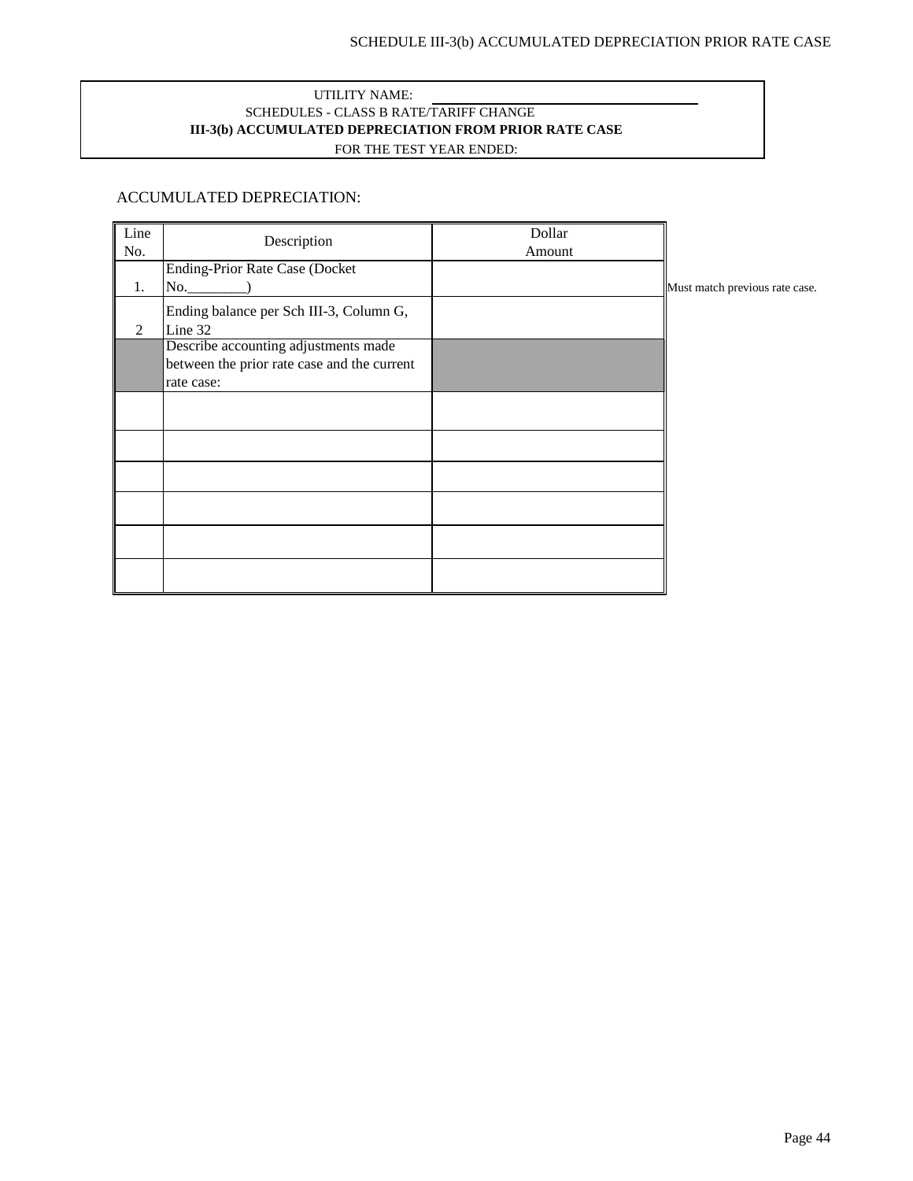# SCHEDULE III-3(b) ACCUMULATED DEPRECIATION PRIOR RATE CASE

UTILITY NAME: ______________________________

SCHEDULES - CLASS B RATE/TARIFF CHANGE

**III-3(b) ACCUMULATED DEPRECIATION FROM PRIOR RATE CASE**

FOR THE TEST YEAR ENDED:

ACCUMULATED DEPRECIATION:

| Line No. | Description | Dollar Amount | |
|---|---|---|---|
| 1. | Ending-Prior Rate Case (Docket No.________) | | Must match previous rate case. |
| 2 | Ending balance per Sch III-3, Column G, Line 32 | | |
| | Describe accounting adjustments made between the prior rate case and the current rate case: | | |
| | | | |
| | | | |
| | | | |
| | | | |
| | | | |
| | | | |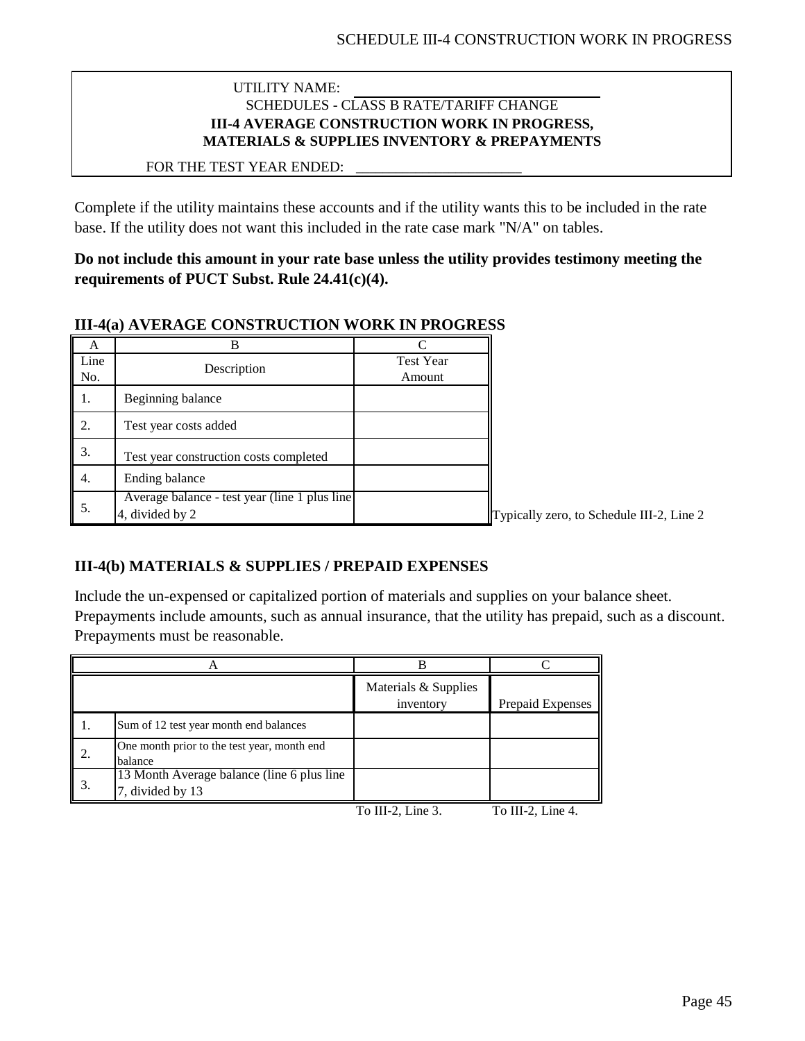UTILITY NAME: ____________________

SCHEDULES - CLASS B RATE/TARIFF CHANGE

**III-4 AVERAGE CONSTRUCTION WORK IN PROGRESS, MATERIALS & SUPPLIES INVENTORY & PREPAYMENTS**

FOR THE TEST YEAR ENDED: ____________________

Complete if the utility maintains these accounts and if the utility wants this to be included in the rate base. If the utility does not want this included in the rate case mark "N/A" on tables.

**Do not include this amount in your rate base unless the utility provides testimony meeting the requirements of PUCT Subst. Rule 24.41(c)(4).**

### III-4(a) AVERAGE CONSTRUCTION WORK IN PROGRESS

| A | B | C | |
|---|---|---|---|
| Line No. | Description | Test Year Amount | |
| 1. | Beginning balance | | |
| 2. | Test year costs added | | |
| 3. | Test year construction costs completed | | |
| 4. | Ending balance | | |
| 5. | Average balance - test year (line 1 plus line 4, divided by 2 | | Typically zero, to Schedule III-2, Line 2 |

### III-4(b) MATERIALS & SUPPLIES / PREPAID EXPENSES

Include the un-expensed or capitalized portion of materials and supplies on your balance sheet. Prepayments include amounts, such as annual insurance, that the utility has prepaid, such as a discount. Prepayments must be reasonable.

| A | | B | C |
|---|---|---|---|
| | | Materials & Supplies inventory | Prepaid Expenses |
| 1. | Sum of 12 test year month end balances | | |
| 2. | One month prior to the test year, month end balance | | |
| 3. | 13 Month Average balance (line 6 plus line 7, divided by 13 | | |
| | | To III-2, Line 3. | To III-2, Line 4. |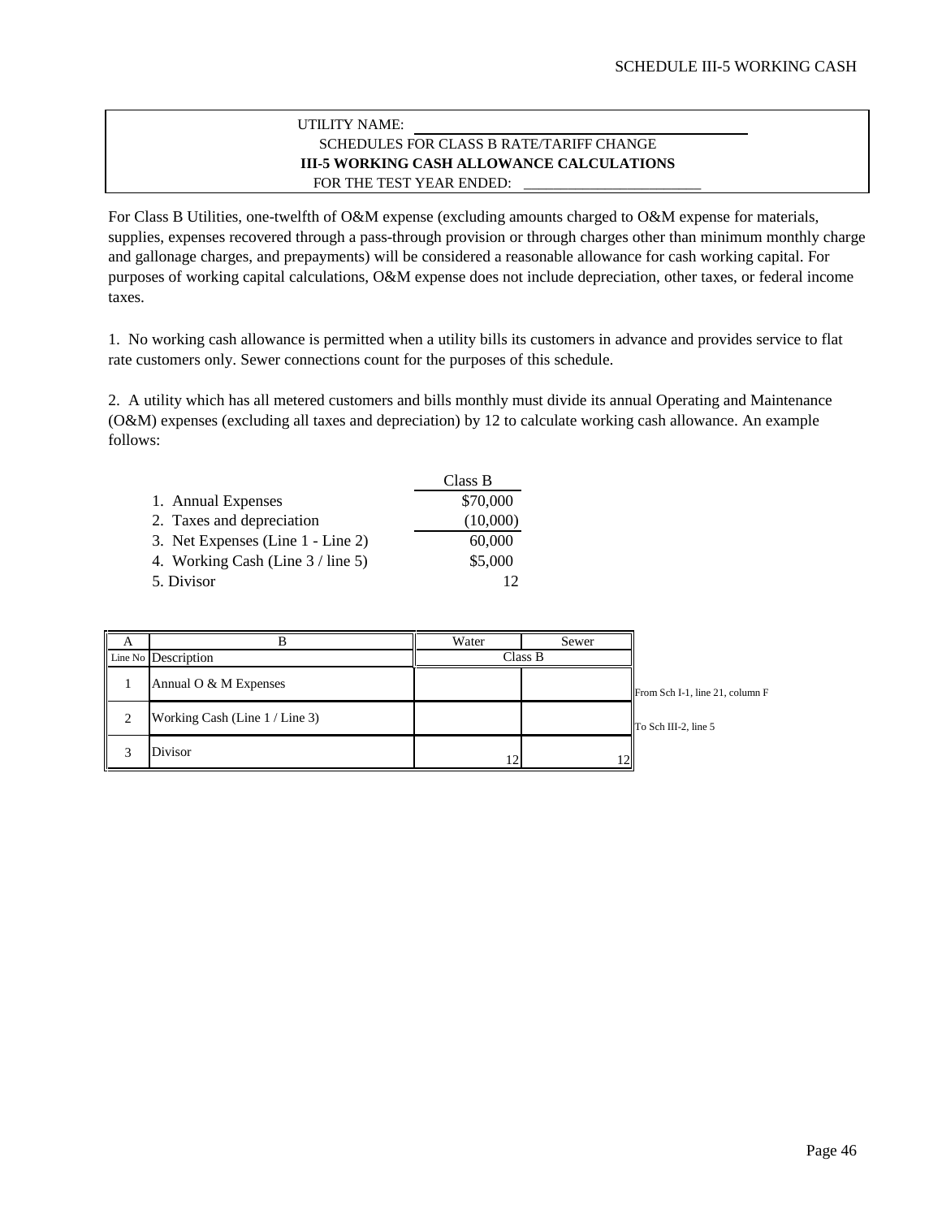SCHEDULE III-5 WORKING CASH

UTILITY NAME: ______________________________

SCHEDULES FOR CLASS B RATE/TARIFF CHANGE

**III-5 WORKING CASH ALLOWANCE CALCULATIONS**

FOR THE TEST YEAR ENDED: ______________________

For Class B Utilities, one-twelfth of O&M expense (excluding amounts charged to O&M expense for materials, supplies, expenses recovered through a pass-through provision or through charges other than minimum monthly charge and gallonage charges, and prepayments) will be considered a reasonable allowance for cash working capital. For purposes of working capital calculations, O&M expense does not include depreciation, other taxes, or federal income taxes.

1. No working cash allowance is permitted when a utility bills its customers in advance and provides service to flat rate customers only. Sewer connections count for the purposes of this schedule.

2. A utility which has all metered customers and bills monthly must divide its annual Operating and Maintenance (O&M) expenses (excluding all taxes and depreciation) by 12 to calculate working cash allowance. An example follows:

| | Class B |
|---|---|
| 1. Annual Expenses | $70,000 |
| 2. Taxes and depreciation | (10,000) |
| 3. Net Expenses (Line 1 - Line 2) | 60,000 |
| 4. Working Cash (Line 3 / line 5) | $5,000 |
| 5. Divisor | 12 |

| A | B | Water | Sewer | |
|---|---|---|---|---|
| Line No | Description | Class B | | |
| 1 | Annual O & M Expenses | | | From Sch I-1, line 21, column F |
| 2 | Working Cash (Line 1 / Line 3) | | | To Sch III-2, line 5 |
| 3 | Divisor | 12 | 12 | |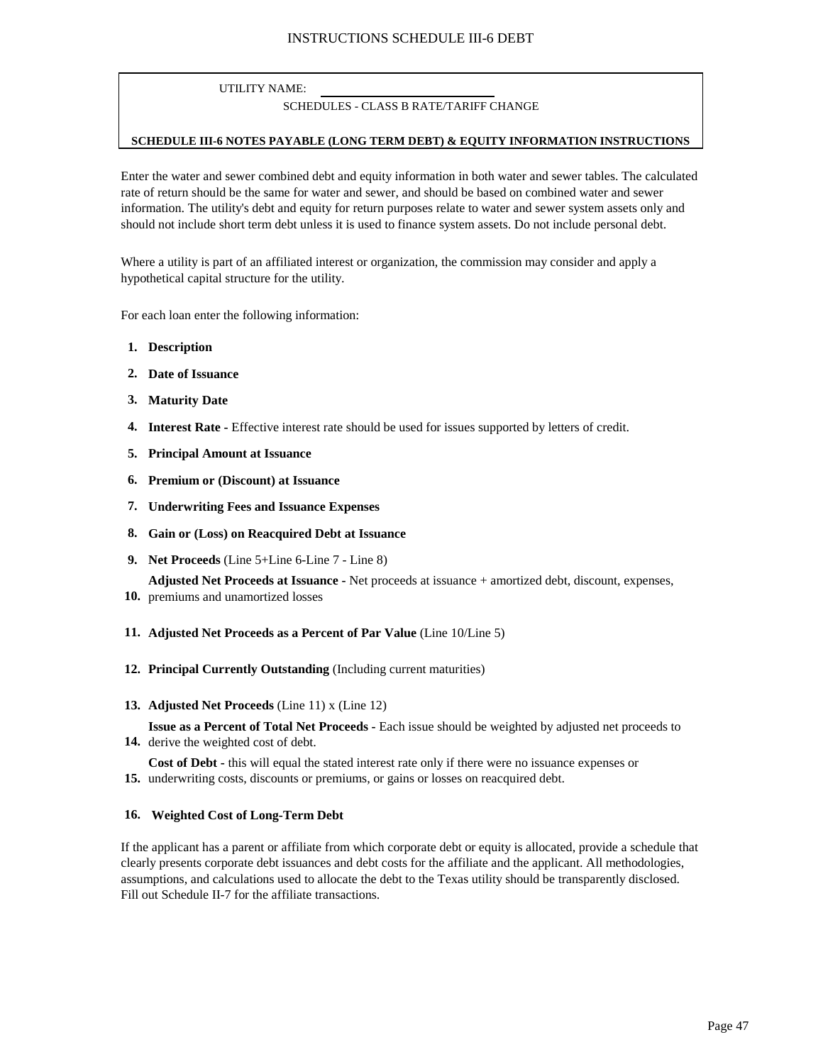# INSTRUCTIONS SCHEDULE III-6 DEBT

UTILITY NAME: ____________________

SCHEDULES - CLASS B RATE/TARIFF CHANGE

**SCHEDULE III-6 NOTES PAYABLE (LONG TERM DEBT) & EQUITY INFORMATION INSTRUCTIONS**

Enter the water and sewer combined debt and equity information in both water and sewer tables. The calculated rate of return should be the same for water and sewer, and should be based on combined water and sewer information. The utility's debt and equity for return purposes relate to water and sewer system assets only and should not include short term debt unless it is used to finance system assets. Do not include personal debt.

Where a utility is part of an affiliated interest or organization, the commission may consider and apply a hypothetical capital structure for the utility.

For each loan enter the following information:

1. **Description**
2. **Date of Issuance**
3. **Maturity Date**
4. **Interest Rate -** Effective interest rate should be used for issues supported by letters of credit.
5. **Principal Amount at Issuance**
6. **Premium or (Discount) at Issuance**
7. **Underwriting Fees and Issuance Expenses**
8. **Gain or (Loss) on Reacquired Debt at Issuance**
9. **Net Proceeds** (Line 5+Line 6-Line 7 - Line 8)
10. **Adjusted Net Proceeds at Issuance -** Net proceeds at issuance + amortized debt, discount, expenses, premiums and unamortized losses
11. **Adjusted Net Proceeds as a Percent of Par Value** (Line 10/Line 5)
12. **Principal Currently Outstanding** (Including current maturities)
13. **Adjusted Net Proceeds** (Line 11) x (Line 12)
14. **Issue as a Percent of Total Net Proceeds -** Each issue should be weighted by adjusted net proceeds to derive the weighted cost of debt.
15. **Cost of Debt -** this will equal the stated interest rate only if there were no issuance expenses or underwriting costs, discounts or premiums, or gains or losses on reacquired debt.
16. **Weighted Cost of Long-Term Debt**

If the applicant has a parent or affiliate from which corporate debt or equity is allocated, provide a schedule that clearly presents corporate debt issuances and debt costs for the affiliate and the applicant. All methodologies, assumptions, and calculations used to allocate the debt to the Texas utility should be transparently disclosed. Fill out Schedule II-7 for the affiliate transactions.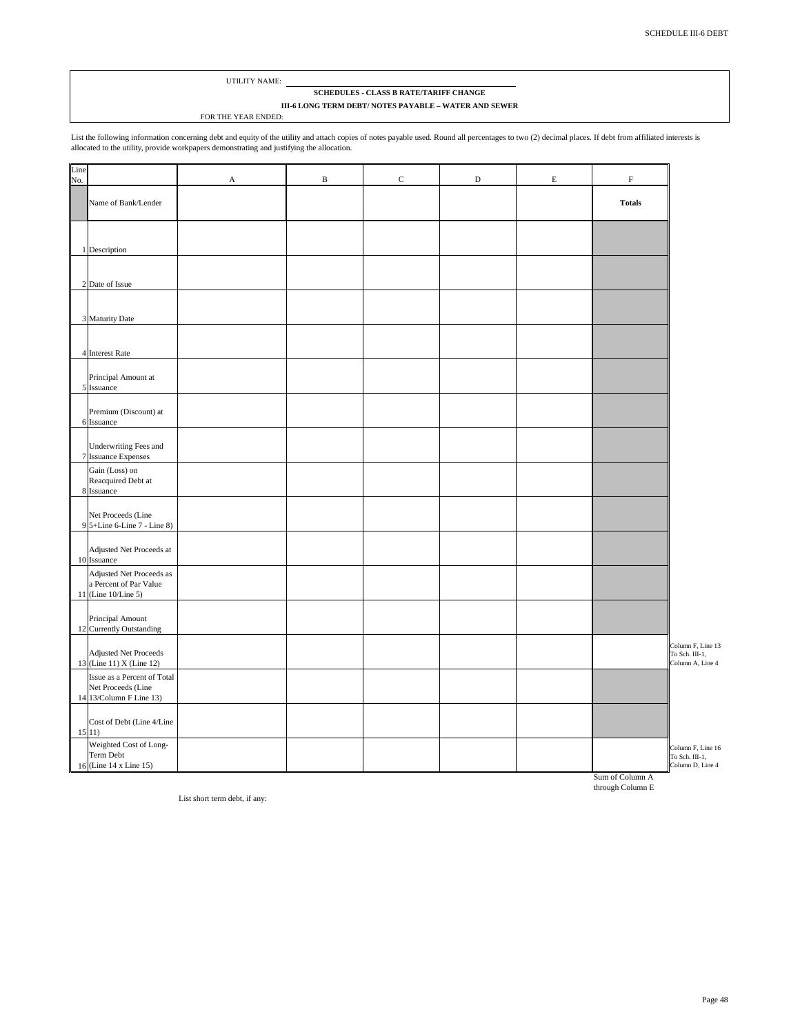SCHEDULE III-6 DEBT

UTILITY NAME: ______________________

**SCHEDULES - CLASS B RATE/TARIFF CHANGE**

**III-6 LONG TERM DEBT/ NOTES PAYABLE – WATER AND SEWER**

FOR THE YEAR ENDED:

List the following information concerning debt and equity of the utility and attach copies of notes payable used. Round all percentages to two (2) decimal places. If debt from affiliated interests is allocated to the utility, provide workpapers demonstrating and justifying the allocation.

| Line No. | | A | B | C | D | E | F | |
|---|---|---|---|---|---|---|---|---|
| | Name of Bank/Lender | | | | | | **Totals** | |
| 1 | Description | | | | | | | |
| 2 | Date of Issue | | | | | | | |
| 3 | Maturity Date | | | | | | | |
| 4 | Interest Rate | | | | | | | |
| 5 | Principal Amount at Issuance | | | | | | | |
| 6 | Premium (Discount) at Issuance | | | | | | | |
| 7 | Underwriting Fees and Issuance Expenses | | | | | | | |
| 8 | Gain (Loss) on Reacquired Debt at Issuance | | | | | | | |
| 9 | Net Proceeds (Line 5+Line 6-Line 7 - Line 8) | | | | | | | |
| 10 | Adjusted Net Proceeds at Issuance | | | | | | | |
| 11 | Adjusted Net Proceeds as a Percent of Par Value (Line 10/Line 5) | | | | | | | |
| 12 | Principal Amount Currently Outstanding | | | | | | | |
| 13 | Adjusted Net Proceeds (Line 11) X (Line 12) | | | | | | | Column F, Line 13 To Sch. III-1, Column A, Line 4 |
| 14 | Issue as a Percent of Total Net Proceeds (Line 13/Column F Line 13) | | | | | | | |
| 15 | Cost of Debt (Line 4/Line 11) | | | | | | | |
| 16 | Weighted Cost of Long-Term Debt (Line 14 x Line 15) | | | | | | | Column F, Line 16 To Sch. III-1, Column D, Line 4 |
| | | | | | | | Sum of Column A through Column E | |

List short term debt, if any: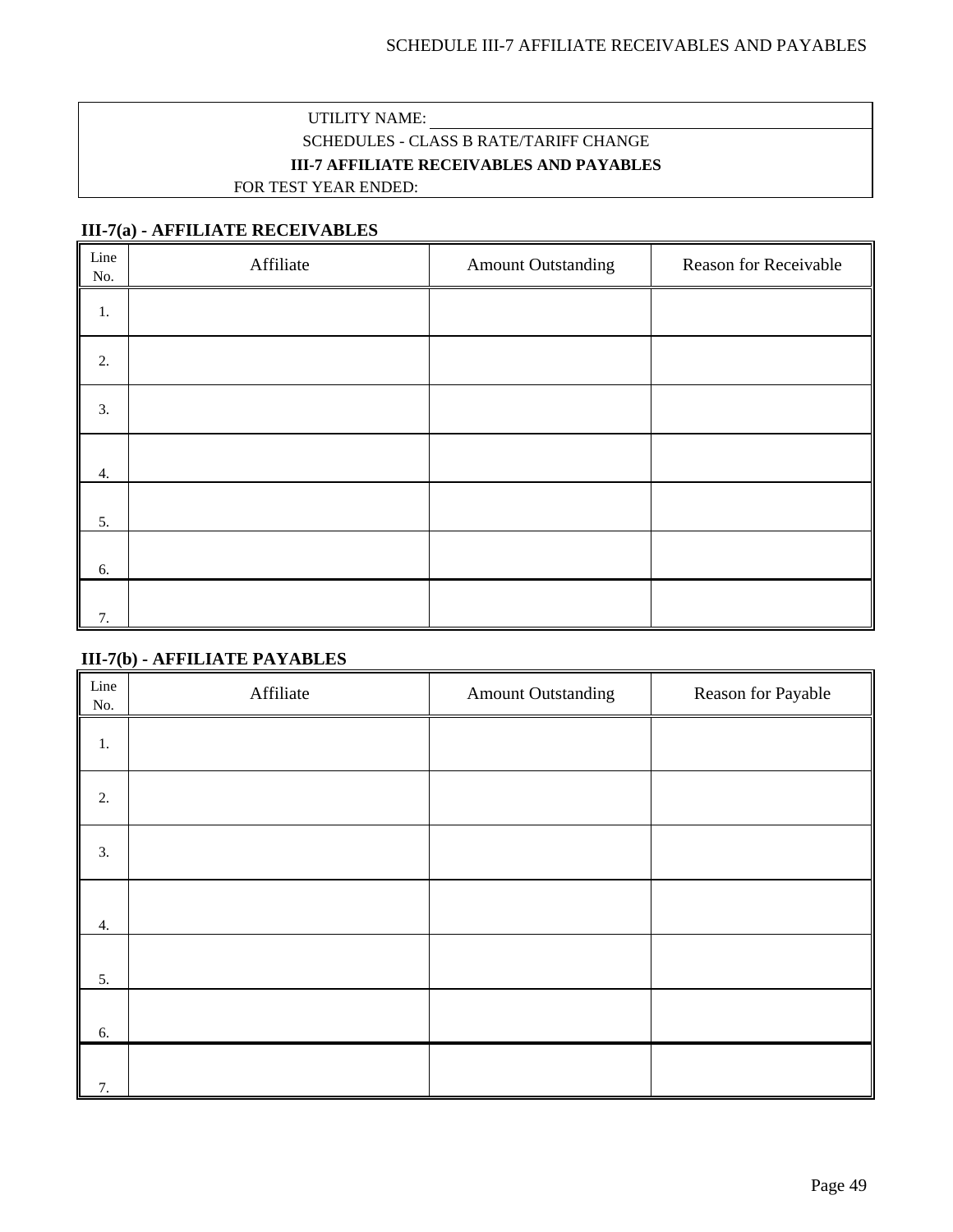UTILITY NAME: \_\_\_\_\_\_\_\_\_\_\_\_\_\_\_\_\_\_\_\_\_\_\_\_\_\_\_\_\_\_\_\_\_\_\_\_\_\_\_\_

SCHEDULES - CLASS B RATE/TARIFF CHANGE

**III-7 AFFILIATE RECEIVABLES AND PAYABLES**

FOR TEST YEAR ENDED:

### III-7(a) - AFFILIATE RECEIVABLES

| Line No. | Affiliate | Amount Outstanding | Reason for Receivable |
|---|---|---|---|
| 1. | | | |
| 2. | | | |
| 3. | | | |
| 4. | | | |
| 5. | | | |
| 6. | | | |
| 7. | | | |

### III-7(b) - AFFILIATE PAYABLES

| Line No. | Affiliate | Amount Outstanding | Reason for Payable |
|---|---|---|---|
| 1. | | | |
| 2. | | | |
| 3. | | | |
| 4. | | | |
| 5. | | | |
| 6. | | | |
| 7. | | | |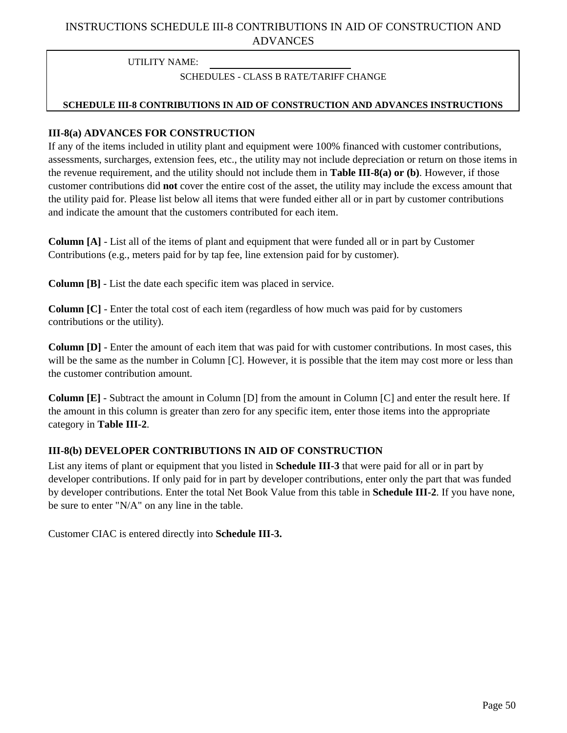# INSTRUCTIONS SCHEDULE III-8 CONTRIBUTIONS IN AID OF CONSTRUCTION AND ADVANCES

UTILITY NAME: ______________________________

SCHEDULES - CLASS B RATE/TARIFF CHANGE

**SCHEDULE III-8 CONTRIBUTIONS IN AID OF CONSTRUCTION AND ADVANCES INSTRUCTIONS**

## III-8(a) ADVANCES FOR CONSTRUCTION

If any of the items included in utility plant and equipment were 100% financed with customer contributions, assessments, surcharges, extension fees, etc., the utility may not include depreciation or return on those items in the revenue requirement, and the utility should not include them in **Table III-8(a) or (b)**. However, if those customer contributions did **not** cover the entire cost of the asset, the utility may include the excess amount that the utility paid for. Please list below all items that were funded either all or in part by customer contributions and indicate the amount that the customers contributed for each item.

**Column [A]** - List all of the items of plant and equipment that were funded all or in part by Customer Contributions (e.g., meters paid for by tap fee, line extension paid for by customer).

**Column [B]** - List the date each specific item was placed in service.

**Column [C]** - Enter the total cost of each item (regardless of how much was paid for by customers contributions or the utility).

**Column [D]** - Enter the amount of each item that was paid for with customer contributions. In most cases, this will be the same as the number in Column [C]. However, it is possible that the item may cost more or less than the customer contribution amount.

**Column [E]** - Subtract the amount in Column [D] from the amount in Column [C] and enter the result here. If the amount in this column is greater than zero for any specific item, enter those items into the appropriate category in **Table III-2**.

## III-8(b) DEVELOPER CONTRIBUTIONS IN AID OF CONSTRUCTION

List any items of plant or equipment that you listed in **Schedule III-3** that were paid for all or in part by developer contributions. If only paid for in part by developer contributions, enter only the part that was funded by developer contributions. Enter the total Net Book Value from this table in **Schedule III-2**. If you have none, be sure to enter "N/A" on any line in the table.

Customer CIAC is entered directly into **Schedule III-3.**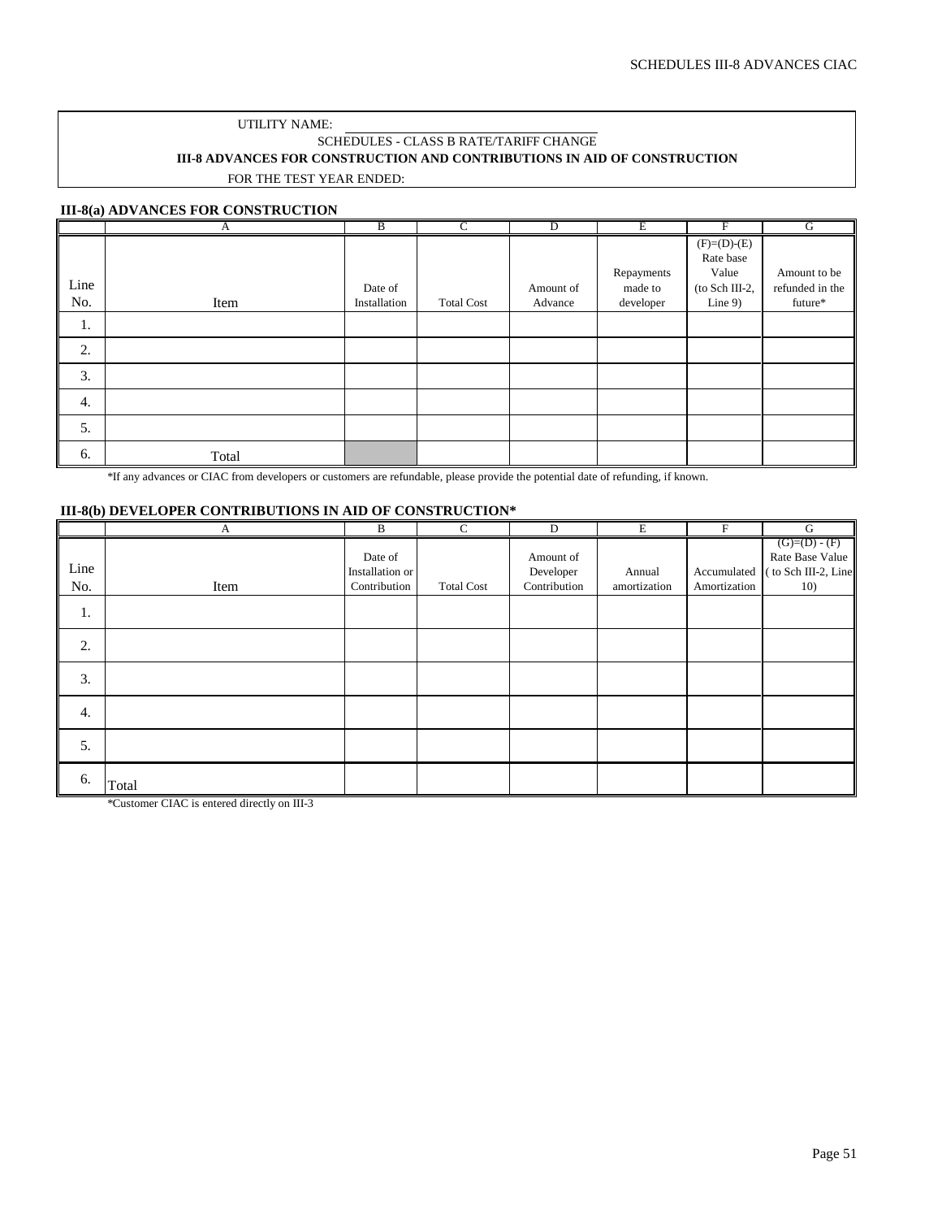UTILITY NAME: ____________________

SCHEDULES - CLASS B RATE/TARIFF CHANGE

**III-8 ADVANCES FOR CONSTRUCTION AND CONTRIBUTIONS IN AID OF CONSTRUCTION**

FOR THE TEST YEAR ENDED:

**III-8(a) ADVANCES FOR CONSTRUCTION**

| | A | B | C | D | E | F | G |
|---|---|---|---|---|---|---|---|
| Line No. | Item | Date of Installation | Total Cost | Amount of Advance | Repayments made to developer | (F)=(D)-(E) Rate base Value (to Sch III-2, Line 9) | Amount to be refunded in the future* |
| 1. | | | | | | | |
| 2. | | | | | | | |
| 3. | | | | | | | |
| 4. | | | | | | | |
| 5. | | | | | | | |
| 6. | Total | | | | | | |

*If any advances or CIAC from developers or customers are refundable, please provide the potential date of refunding, if known.

**III-8(b) DEVELOPER CONTRIBUTIONS IN AID OF CONSTRUCTION***

| | A | B | C | D | E | F | G |
|---|---|---|---|---|---|---|---|
| Line No. | Item | Date of Installation or Contribution | Total Cost | Amount of Developer Contribution | Annual amortization | Accumulated Amortization | (G)=(D) - (F) Rate Base Value ( to Sch III-2, Line 10) |
| 1. | | | | | | | |
| 2. | | | | | | | |
| 3. | | | | | | | |
| 4. | | | | | | | |
| 5. | | | | | | | |
| 6. | Total | | | | | | |

*Customer CIAC is entered directly on III-3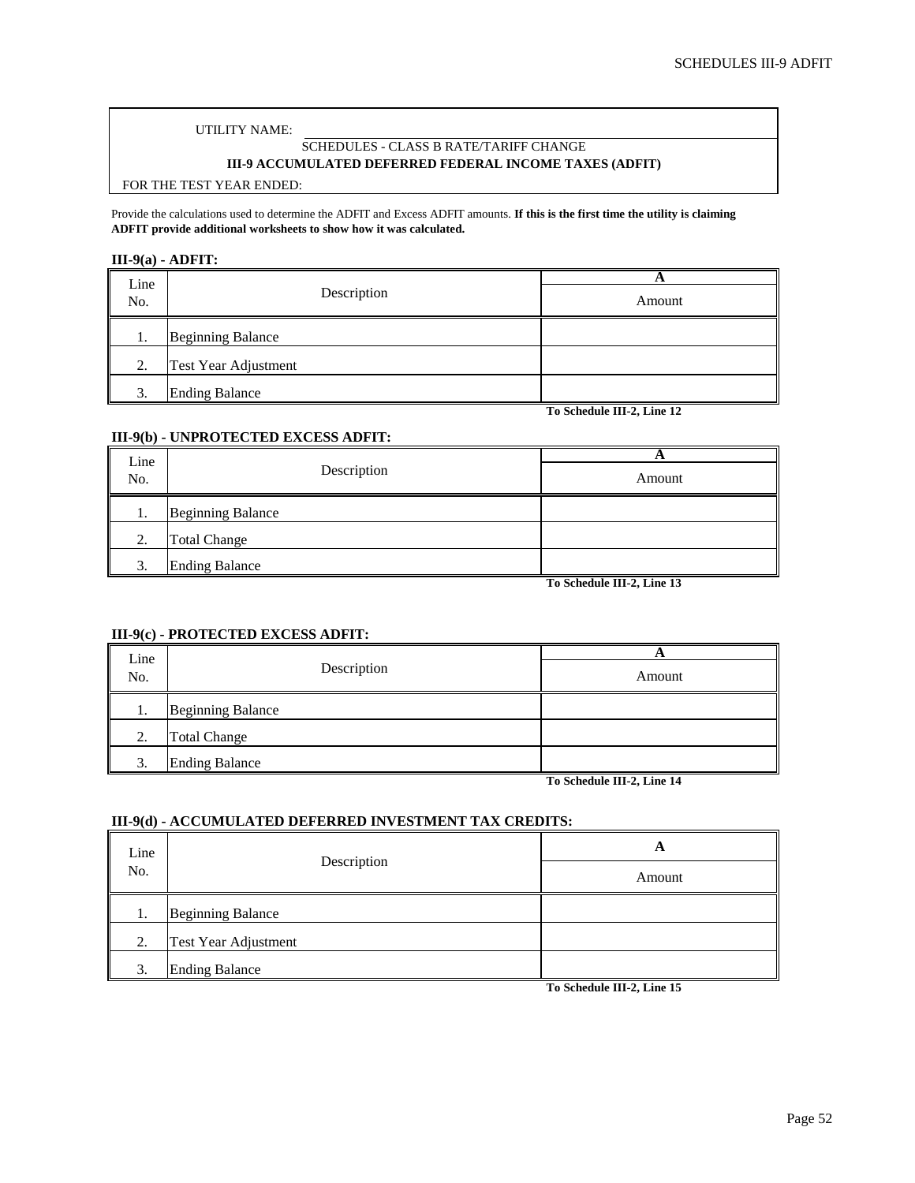UTILITY NAME:

SCHEDULES - CLASS B RATE/TARIFF CHANGE

**III-9 ACCUMULATED DEFERRED FEDERAL INCOME TAXES (ADFIT)**

FOR THE TEST YEAR ENDED:

Provide the calculations used to determine the ADFIT and Excess ADFIT amounts. **If this is the first time the utility is claiming ADFIT provide additional worksheets to show how it was calculated.**

**III-9(a) - ADFIT:**

| Line No. | Description | A<br>Amount |
|---|---|---|
| 1. | Beginning Balance | |
| 2. | Test Year Adjustment | |
| 3. | Ending Balance | |
| | | **To Schedule III-2, Line 12** |

**III-9(b) - UNPROTECTED EXCESS ADFIT:**

| Line No. | Description | A<br>Amount |
|---|---|---|
| 1. | Beginning Balance | |
| 2. | Total Change | |
| 3. | Ending Balance | |
| | | **To Schedule III-2, Line 13** |

**III-9(c) - PROTECTED EXCESS ADFIT:**

| Line No. | Description | A<br>Amount |
|---|---|---|
| 1. | Beginning Balance | |
| 2. | Total Change | |
| 3. | Ending Balance | |
| | | **To Schedule III-2, Line 14** |

**III-9(d) - ACCUMULATED DEFERRED INVESTMENT TAX CREDITS:**

| Line No. | Description | A<br>Amount |
|---|---|---|
| 1. | Beginning Balance | |
| 2. | Test Year Adjustment | |
| 3. | Ending Balance | |
| | | **To Schedule III-2, Line 15** |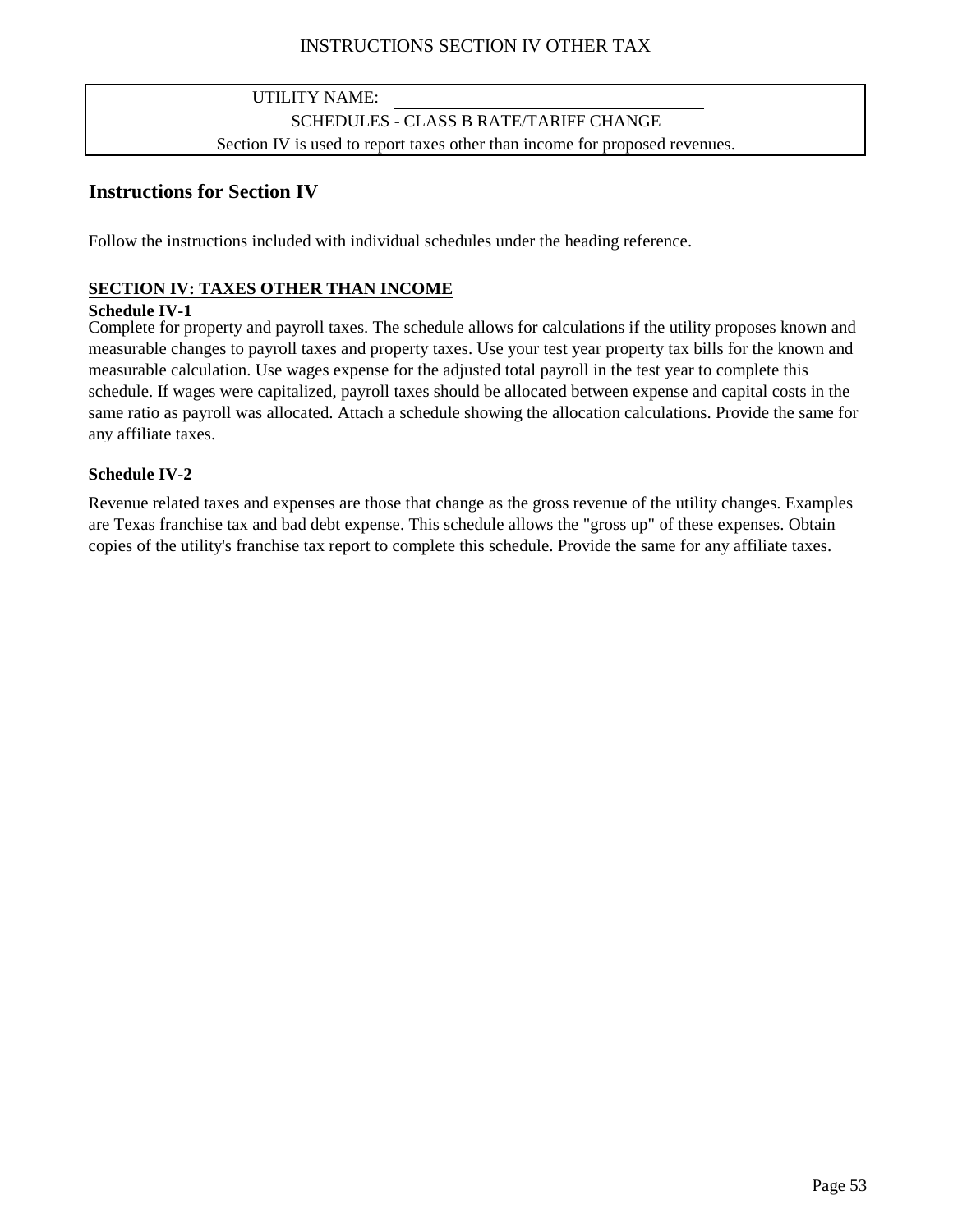INSTRUCTIONS SECTION IV OTHER TAX

UTILITY NAME: ____________________

SCHEDULES - CLASS B RATE/TARIFF CHANGE

Section IV is used to report taxes other than income for proposed revenues.

## Instructions for Section IV

Follow the instructions included with individual schedules under the heading reference.

**SECTION IV: TAXES OTHER THAN INCOME**

**Schedule IV-1**

Complete for property and payroll taxes. The schedule allows for calculations if the utility proposes known and measurable changes to payroll taxes and property taxes. Use your test year property tax bills for the known and measurable calculation. Use wages expense for the adjusted total payroll in the test year to complete this schedule. If wages were capitalized, payroll taxes should be allocated between expense and capital costs in the same ratio as payroll was allocated. Attach a schedule showing the allocation calculations. Provide the same for any affiliate taxes.

**Schedule IV-2**

Revenue related taxes and expenses are those that change as the gross revenue of the utility changes. Examples are Texas franchise tax and bad debt expense. This schedule allows the "gross up" of these expenses. Obtain copies of the utility's franchise tax report to complete this schedule. Provide the same for any affiliate taxes.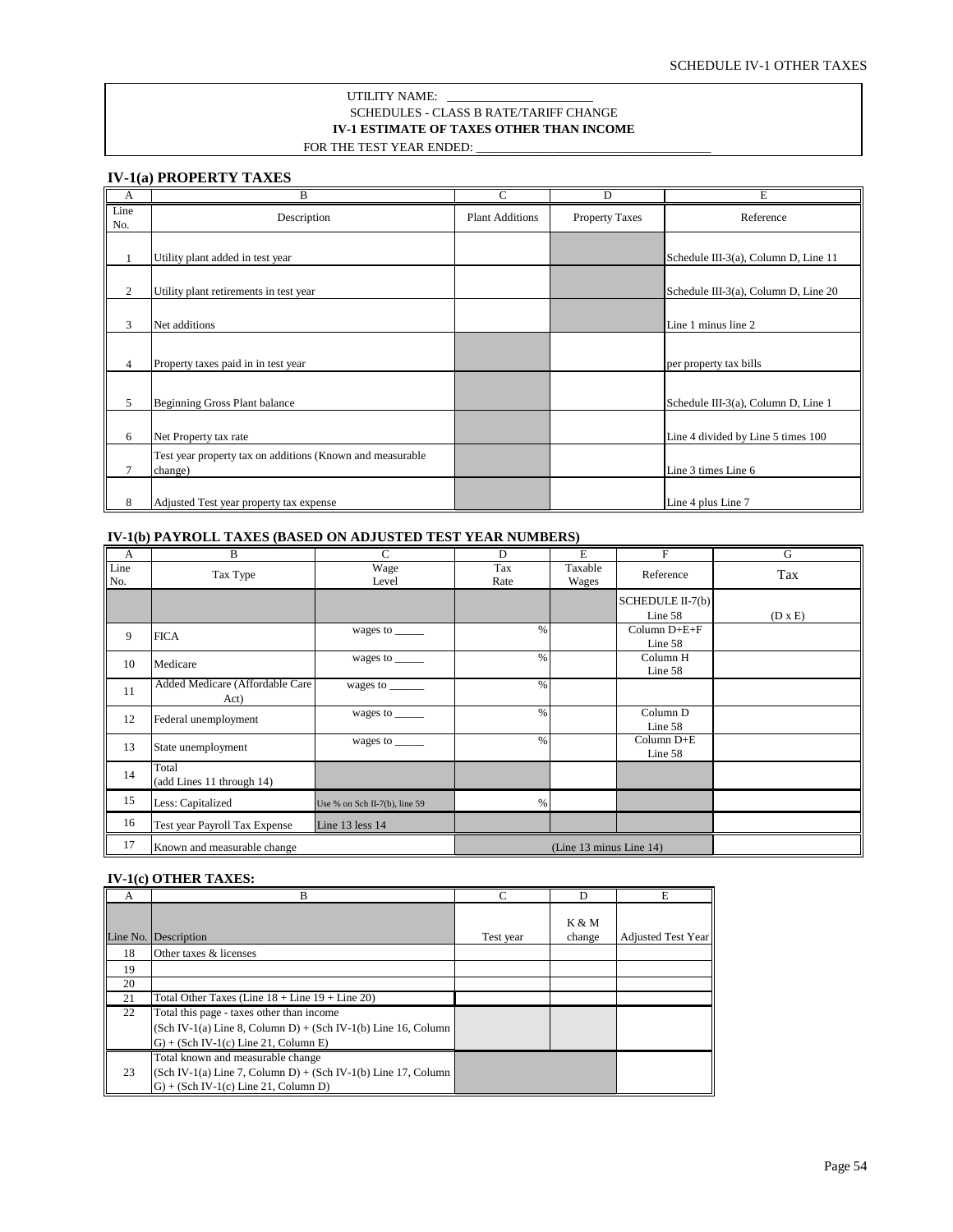SCHEDULE IV-1 OTHER TAXES

UTILITY NAME: _______________________

SCHEDULES - CLASS B RATE/TARIFF CHANGE

**IV-1 ESTIMATE OF TAXES OTHER THAN INCOME**

FOR THE TEST YEAR ENDED: ___________________________________

## IV-1(a) PROPERTY TAXES

| A | B | C | D | E |
|---|---|---|---|---|
| Line No. | Description | Plant Additions | Property Taxes | Reference |
| 1 | Utility plant added in test year | | | Schedule III-3(a), Column D, Line 11 |
| 2 | Utility plant retirements in test year | | | Schedule III-3(a), Column D, Line 20 |
| 3 | Net additions | | | Line 1 minus line 2 |
| 4 | Property taxes paid in in test year | | | per property tax bills |
| 5 | Beginning Gross Plant balance | | | Schedule III-3(a), Column D, Line 1 |
| 6 | Net Property tax rate | | | Line 4 divided by Line 5 times 100 |
| 7 | Test year property tax on additions (Known and measurable change) | | | Line 3 times Line 6 |
| 8 | Adjusted Test year property tax expense | | | Line 4 plus Line 7 |

## IV-1(b) PAYROLL TAXES (BASED ON ADJUSTED TEST YEAR NUMBERS)

| A | B | C | D | E | F | G |
|---|---|---|---|---|---|---|
| Line No. | Tax Type | Wage Level | Tax Rate | Taxable Wages | Reference | Tax |
| | | | | | SCHEDULE II-7(b) Line 58 | (D x E) |
| 9 | FICA | wages to _____ | % | | Column D+E+F Line 58 | |
| 10 | Medicare | wages to _____ | % | | Column H Line 58 | |
| 11 | Added Medicare (Affordable Care Act) | wages to ______ | % | | | |
| 12 | Federal unemployment | wages to _____ | % | | Column D Line 58 | |
| 13 | State unemployment | wages to _____ | % | | Column D+E Line 58 | |
| 14 | Total (add Lines 11 through 14) | | | | | |
| 15 | Less: Capitalized | Use % on Sch II-7(b), line 59 | % | | | |
| 16 | Test year Payroll Tax Expense | Line 13 less 14 | | | | |
| 17 | Known and measurable change | | (Line 13 minus Line 14) | | | |

## IV-1(c) OTHER TAXES:

| A | B | C | D | E |
|---|---|---|---|---|
| Line No. | Description | Test year | K & M change | Adjusted Test Year |
| 18 | Other taxes & licenses | | | |
| 19 | | | | |
| 20 | | | | |
| 21 | Total Other Taxes (Line 18 + Line 19 + Line 20) | | | |
| 22 | Total this page - taxes other than income (Sch IV-1(a) Line 8, Column D) + (Sch IV-1(b) Line 16, Column G) + (Sch IV-1(c) Line 21, Column E) | | | |
| 23 | Total known and measurable change (Sch IV-1(a) Line 7, Column D) + (Sch IV-1(b) Line 17, Column G) + (Sch IV-1(c) Line 21, Column D) | | | |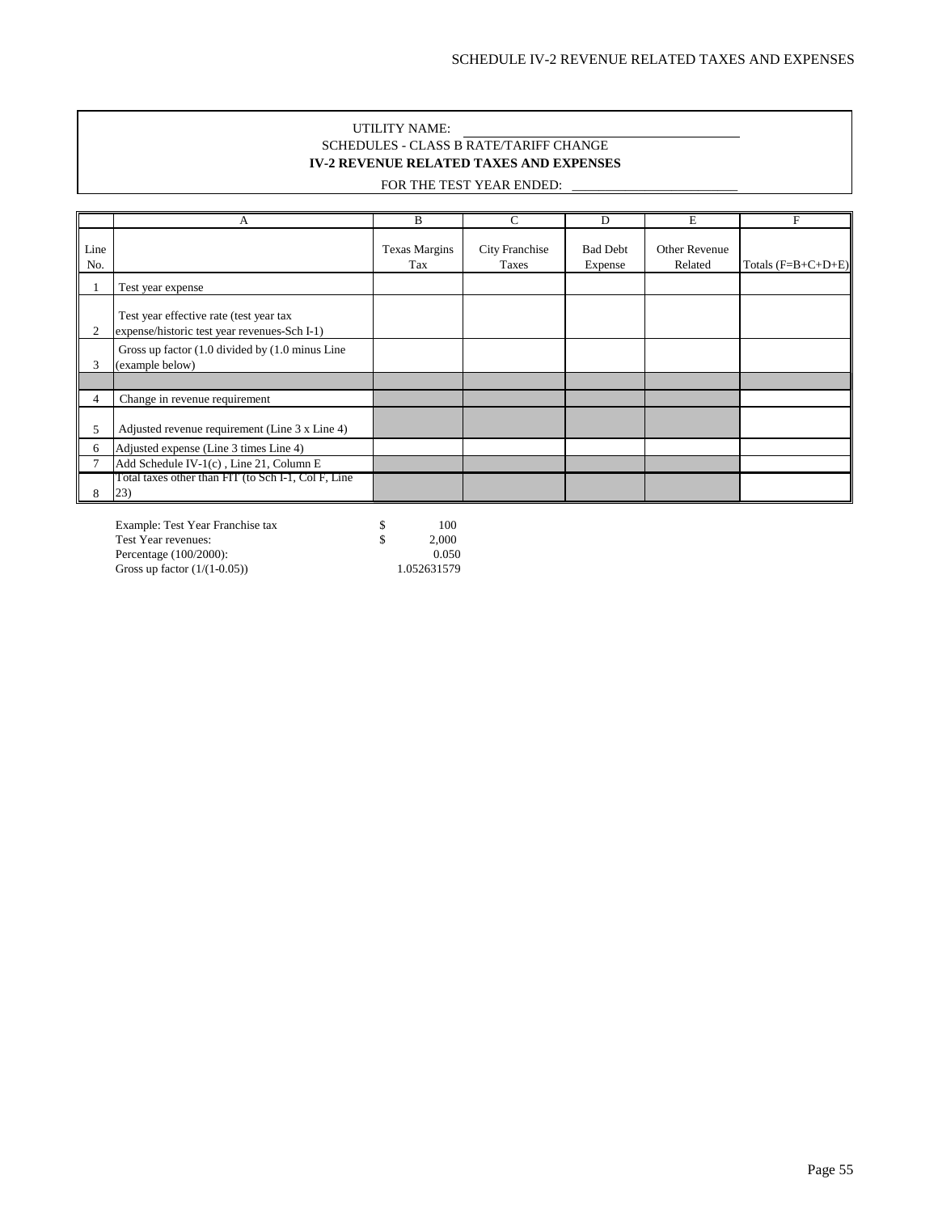UTILITY NAME: ______________________________

SCHEDULES - CLASS B RATE/TARIFF CHANGE

**IV-2 REVENUE RELATED TAXES AND EXPENSES**

FOR THE TEST YEAR ENDED: ________________________

| | A | B | C | D | E | F |
|---|---|---|---|---|---|---|
| Line No. | | Texas Margins Tax | City Franchise Taxes | Bad Debt Expense | Other Revenue Related | Totals (F=B+C+D+E) |
| 1 | Test year expense | | | | | |
| 2 | Test year effective rate (test year tax expense/historic test year revenues-Sch I-1) | | | | | |
| 3 | Gross up factor (1.0 divided by (1.0 minus Line (example below) | | | | | |
| | | | | | | |
| 4 | Change in revenue requirement | | | | | |
| 5 | Adjusted revenue requirement (Line 3 x Line 4) | | | | | |
| 6 | Adjusted expense (Line 3 times Line 4) | | | | | |
| 7 | Add Schedule IV-1(c) , Line 21, Column E | | | | | |
| 8 | Total taxes other than FIT (to Sch I-1, Col F, Line 23) | | | | | |

| | | |
|---|---|---|
| Example: Test Year Franchise tax | $ | 100 |
| Test Year revenues: | $ | 2,000 |
| Percentage (100/2000): | | 0.050 |
| Gross up factor (1/(1-0.05)) | | 1.052631579 |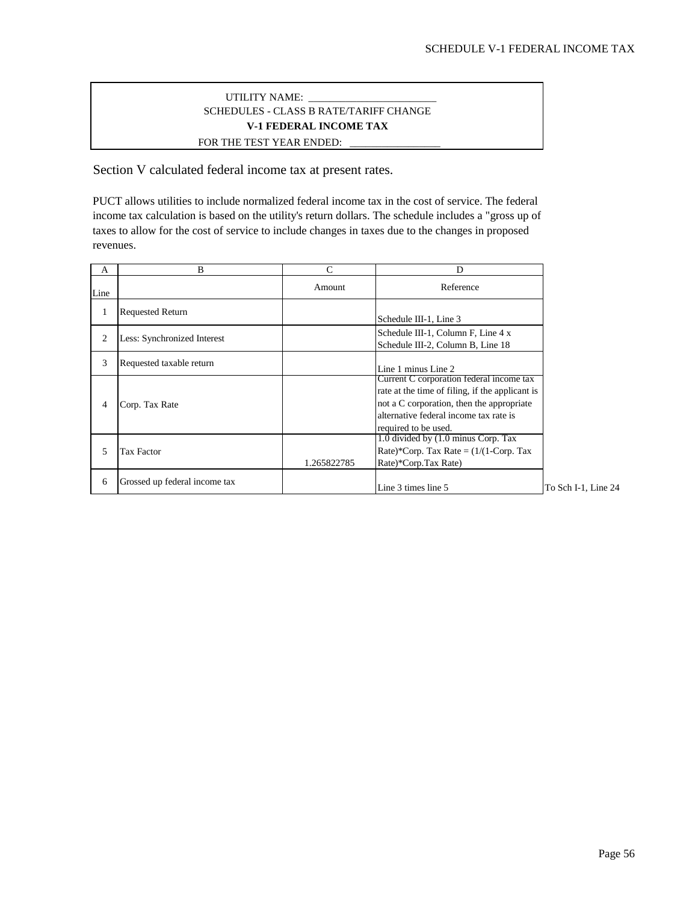UTILITY NAME: ________________________

SCHEDULES - CLASS B RATE/TARIFF CHANGE

**V-1 FEDERAL INCOME TAX**

FOR THE TEST YEAR ENDED: _________________

Section V calculated federal income tax at present rates.

PUCT allows utilities to include normalized federal income tax in the cost of service. The federal income tax calculation is based on the utility's return dollars. The schedule includes a "gross up of taxes to allow for the cost of service to include changes in taxes due to the changes in proposed revenues.

| A | B | C | D | |
|---|---|---|---|---|
| Line | | Amount | Reference | |
| 1 | Requested Return | | Schedule III-1, Line 3 | |
| 2 | Less: Synchronized Interest | | Schedule III-1, Column F, Line 4 x Schedule III-2, Column B, Line 18 | |
| 3 | Requested taxable return | | Line 1 minus Line 2 | |
| 4 | Corp. Tax Rate | | Current C corporation federal income tax rate at the time of filing, if the applicant is not a C corporation, then the appropriate alternative federal income tax rate is required to be used. | |
| 5 | Tax Factor | 1.265822785 | 1.0 divided by (1.0 minus Corp. Tax Rate)*Corp. Tax Rate = (1/(1-Corp. Tax Rate)*Corp.Tax Rate) | |
| 6 | Grossed up federal income tax | | Line 3 times line 5 | To Sch I-1, Line 24 |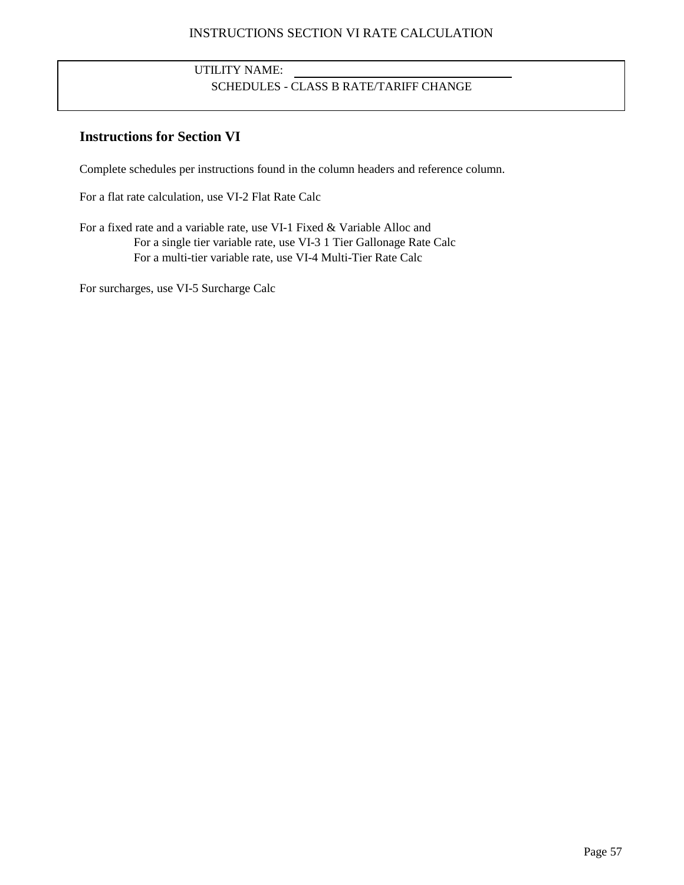INSTRUCTIONS SECTION VI RATE CALCULATION

UTILITY NAME: ______________________________

SCHEDULES - CLASS B RATE/TARIFF CHANGE

## Instructions for Section VI

Complete schedules per instructions found in the column headers and reference column.

For a flat rate calculation, use VI-2 Flat Rate Calc

For a fixed rate and a variable rate, use VI-1 Fixed & Variable Alloc and
- For a single tier variable rate, use VI-3 1 Tier Gallonage Rate Calc
- For a multi-tier variable rate, use VI-4 Multi-Tier Rate Calc

For surcharges, use VI-5 Surcharge Calc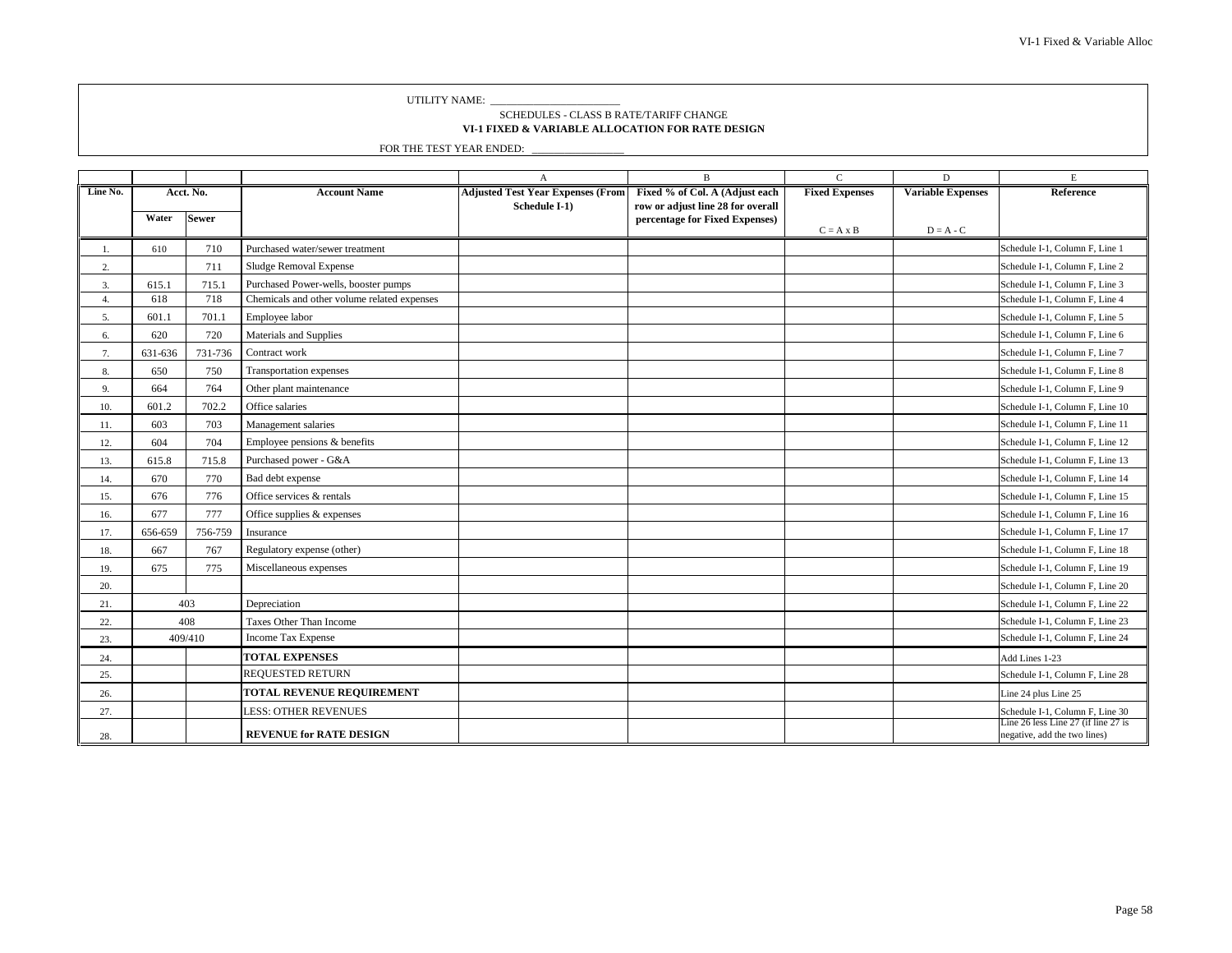UTILITY NAME: \_\_\_\_\_\_\_\_\_\_\_\_\_\_\_\_\_\_\_\_\_\_\_\_\_

SCHEDULES - CLASS B RATE/TARIFF CHANGE

**VI-1 FIXED & VARIABLE ALLOCATION FOR RATE DESIGN**

FOR THE TEST YEAR ENDED: \_\_\_\_\_\_\_\_\_\_\_\_\_\_\_\_\_

| | | | | A | B | C | D | E |
|---|---|---|---|---|---|---|---|---|
| **Line No.** | **Acct. No.** | | **Account Name** | **Adjusted Test Year Expenses (From Schedule I-1)** | **Fixed % of Col. A (Adjust each row or adjust line 28 for overall percentage for Fixed Expenses)** | **Fixed Expenses** | **Variable Expenses** | **Reference** |
| | **Water** | **Sewer** | | | | C = A x B | D = A - C | |
| 1. | 610 | 710 | Purchased water/sewer treatment | | | | | Schedule I-1, Column F, Line 1 |
| 2. | | 711 | Sludge Removal Expense | | | | | Schedule I-1, Column F, Line 2 |
| 3. | 615.1 | 715.1 | Purchased Power-wells, booster pumps | | | | | Schedule I-1, Column F, Line 3 |
| 4. | 618 | 718 | Chemicals and other volume related expenses | | | | | Schedule I-1, Column F, Line 4 |
| 5. | 601.1 | 701.1 | Employee labor | | | | | Schedule I-1, Column F, Line 5 |
| 6. | 620 | 720 | Materials and Supplies | | | | | Schedule I-1, Column F, Line 6 |
| 7. | 631-636 | 731-736 | Contract work | | | | | Schedule I-1, Column F, Line 7 |
| 8. | 650 | 750 | Transportation expenses | | | | | Schedule I-1, Column F, Line 8 |
| 9. | 664 | 764 | Other plant maintenance | | | | | Schedule I-1, Column F, Line 9 |
| 10. | 601.2 | 702.2 | Office salaries | | | | | Schedule I-1, Column F, Line 10 |
| 11. | 603 | 703 | Management salaries | | | | | Schedule I-1, Column F, Line 11 |
| 12. | 604 | 704 | Employee pensions & benefits | | | | | Schedule I-1, Column F, Line 12 |
| 13. | 615.8 | 715.8 | Purchased power - G&A | | | | | Schedule I-1, Column F, Line 13 |
| 14. | 670 | 770 | Bad debt expense | | | | | Schedule I-1, Column F, Line 14 |
| 15. | 676 | 776 | Office services & rentals | | | | | Schedule I-1, Column F, Line 15 |
| 16. | 677 | 777 | Office supplies & expenses | | | | | Schedule I-1, Column F, Line 16 |
| 17. | 656-659 | 756-759 | Insurance | | | | | Schedule I-1, Column F, Line 17 |
| 18. | 667 | 767 | Regulatory expense (other) | | | | | Schedule I-1, Column F, Line 18 |
| 19. | 675 | 775 | Miscellaneous expenses | | | | | Schedule I-1, Column F, Line 19 |
| 20. | | | | | | | | Schedule I-1, Column F, Line 20 |
| 21. | 403 | | Depreciation | | | | | Schedule I-1, Column F, Line 22 |
| 22. | 408 | | Taxes Other Than Income | | | | | Schedule I-1, Column F, Line 23 |
| 23. | 409/410 | | Income Tax Expense | | | | | Schedule I-1, Column F, Line 24 |
| 24. | | | **TOTAL EXPENSES** | | | | | Add Lines 1-23 |
| 25. | | | REQUESTED RETURN | | | | | Schedule I-1, Column F, Line 28 |
| 26. | | | **TOTAL REVENUE REQUIREMENT** | | | | | Line 24 plus Line 25 |
| 27. | | | LESS: OTHER REVENUES | | | | | Schedule I-1, Column F, Line 30 |
| 28. | | | **REVENUE for RATE DESIGN** | | | | | Line 26 less Line 27 (if line 27 is negative, add the two lines) |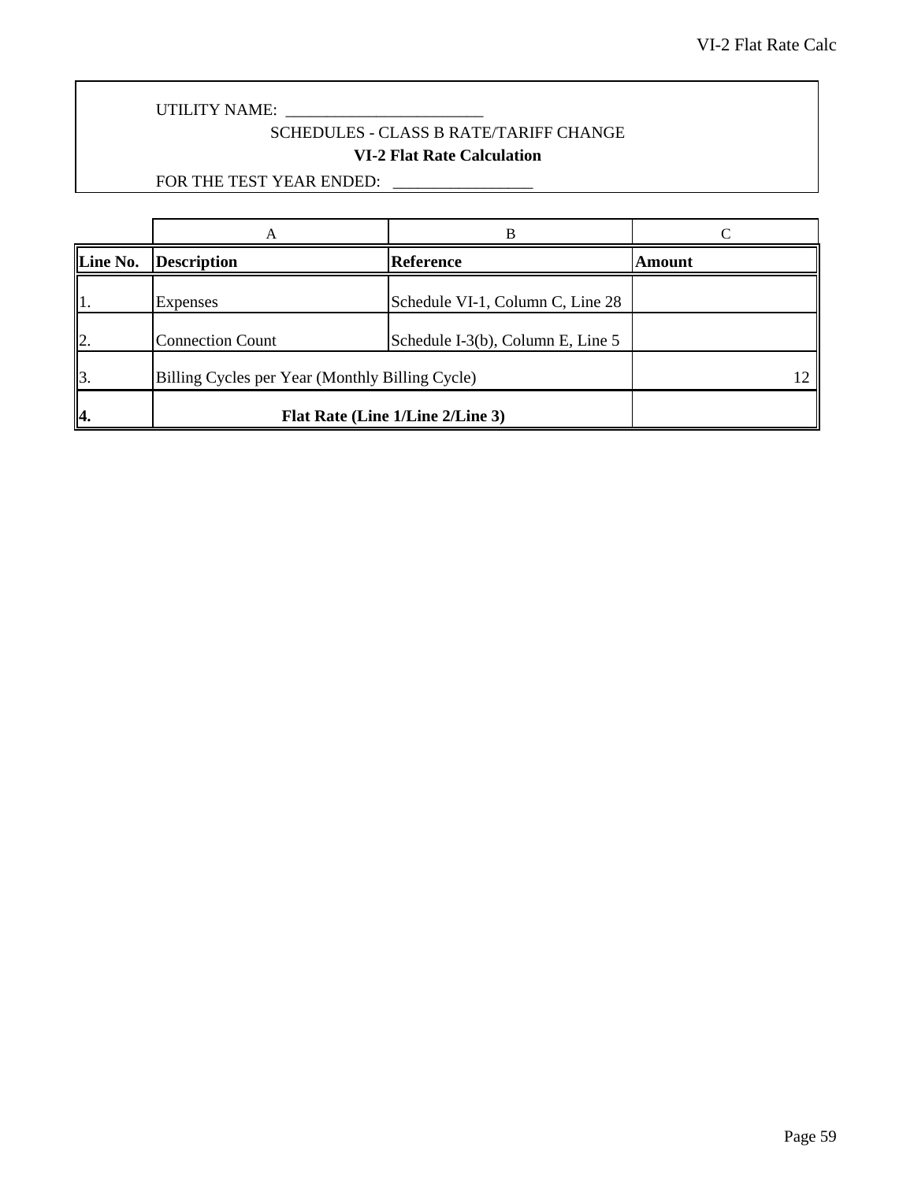UTILITY NAME: ________________________

SCHEDULES - CLASS B RATE/TARIFF CHANGE

**VI-2 Flat Rate Calculation**

FOR THE TEST YEAR ENDED: _________________

| | A | B | C |
|---|---|---|---|
| **Line No.** | **Description** | **Reference** | **Amount** |
| 1. | Expenses | Schedule VI-1, Column C, Line 28 | |
| 2. | Connection Count | Schedule I-3(b), Column E, Line 5 | |
| 3. | Billing Cycles per Year (Monthly Billing Cycle) | | 12 |
| **4.** | **Flat Rate (Line 1/Line 2/Line 3)** | | |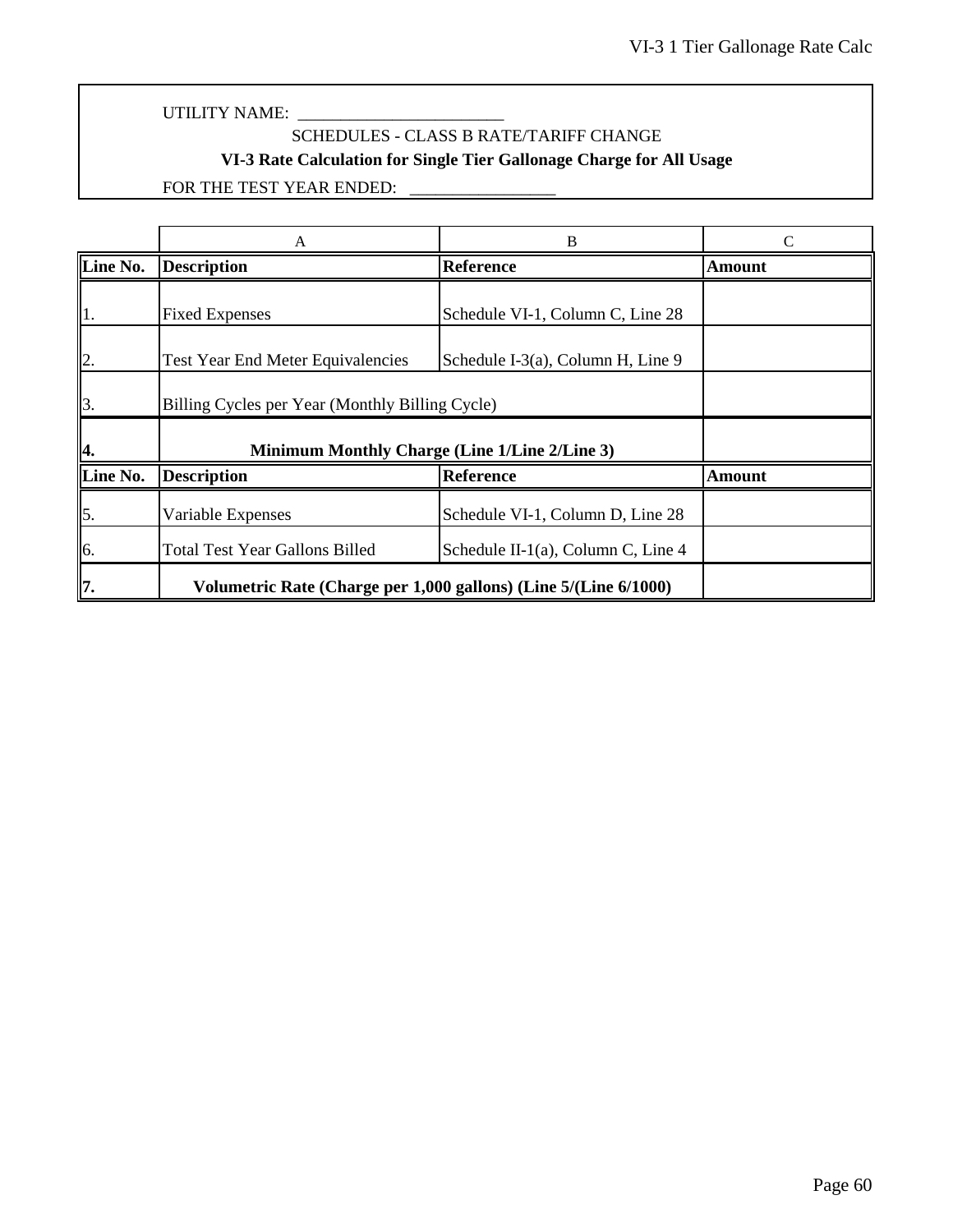UTILITY NAME: ________________________

SCHEDULES - CLASS B RATE/TARIFF CHANGE

**VI-3 Rate Calculation for Single Tier Gallonage Charge for All Usage**

FOR THE TEST YEAR ENDED: _________________

| | A | B | C |
|---|---|---|---|
| **Line No.** | **Description** | **Reference** | **Amount** |
| 1. | Fixed Expenses | Schedule VI-1, Column C, Line 28 | |
| 2. | Test Year End Meter Equivalencies | Schedule I-3(a), Column H, Line 9 | |
| 3. | Billing Cycles per Year (Monthly Billing Cycle) | | |
| **4.** | **Minimum Monthly Charge (Line 1/Line 2/Line 3)** | | |
| **Line No.** | **Description** | **Reference** | **Amount** |
| 5. | Variable Expenses | Schedule VI-1, Column D, Line 28 | |
| 6. | Total Test Year Gallons Billed | Schedule II-1(a), Column C, Line 4 | |
| **7.** | **Volumetric Rate (Charge per 1,000 gallons) (Line 5/(Line 6/1000)** | | |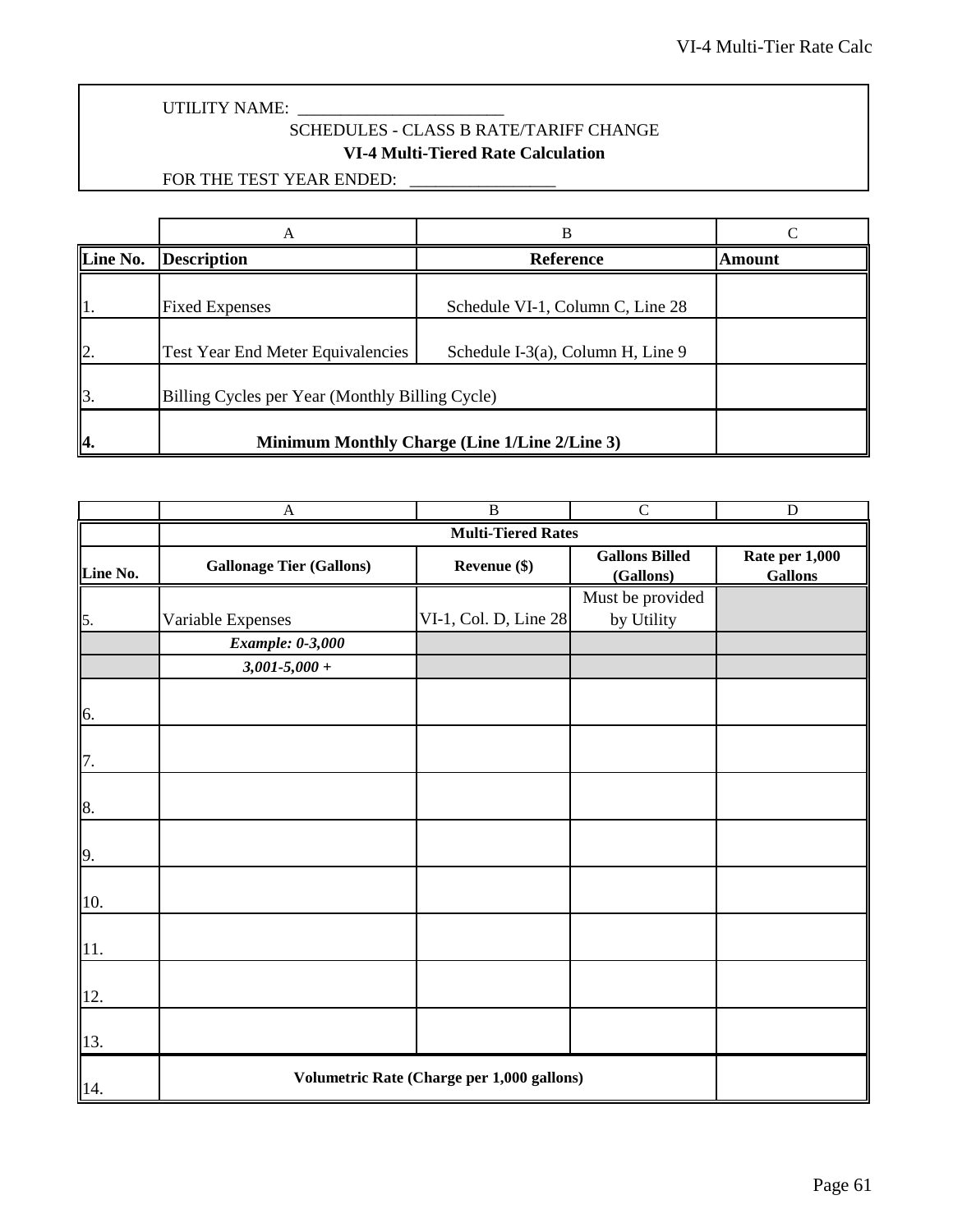UTILITY NAME: ________________________

SCHEDULES - CLASS B RATE/TARIFF CHANGE

**VI-4 Multi-Tiered Rate Calculation**

FOR THE TEST YEAR ENDED: _________________

| | A | B | C |
|---|---|---|---|
| **Line No.** | **Description** | **Reference** | **Amount** |
| 1. | Fixed Expenses | Schedule VI-1, Column C, Line 28 | |
| 2. | Test Year End Meter Equivalencies | Schedule I-3(a), Column H, Line 9 | |
| 3. | Billing Cycles per Year (Monthly Billing Cycle) | | |
| **4.** | **Minimum Monthly Charge (Line 1/Line 2/Line 3)** | | |

| | A | B | C | D |
|---|---|---|---|---|
| | **Multi-Tiered Rates** | | | |
| **Line No.** | **Gallonage Tier (Gallons)** | **Revenue ($)** | **Gallons Billed (Gallons)** | **Rate per 1,000 Gallons** |
| 5. | Variable Expenses | VI-1, Col. D, Line 28 | Must be provided by Utility | |
| | ***Example: 0-3,000*** | | | |
| | ***3,001-5,000 +*** | | | |
| 6. | | | | |
| 7. | | | | |
| 8. | | | | |
| 9. | | | | |
| 10. | | | | |
| 11. | | | | |
| 12. | | | | |
| 13. | | | | |
| 14. | **Volumetric Rate (Charge per 1,000 gallons)** | | | |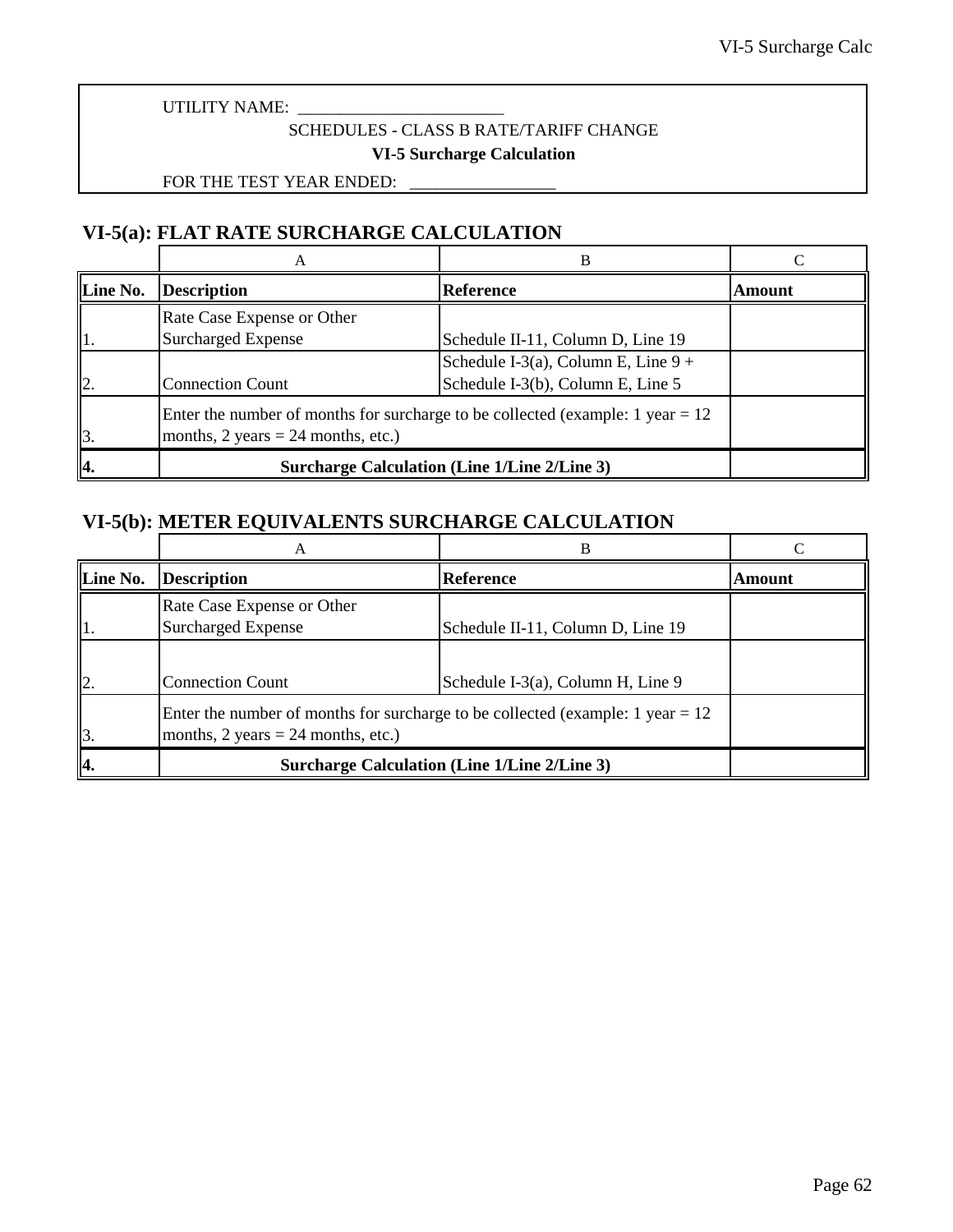UTILITY NAME: ________________________

SCHEDULES - CLASS B RATE/TARIFF CHANGE

**VI-5 Surcharge Calculation**

FOR THE TEST YEAR ENDED: _________________

## VI-5(a): FLAT RATE SURCHARGE CALCULATION

| | A | B | C |
|---|---|---|---|
| **Line No.** | **Description** | **Reference** | **Amount** |
| 1. | Rate Case Expense or Other Surcharged Expense | Schedule II-11, Column D, Line 19 | |
| 2. | Connection Count | Schedule I-3(a), Column E, Line 9 + Schedule I-3(b), Column E, Line 5 | |
| 3. | Enter the number of months for surcharge to be collected (example: 1 year = 12 months, 2 years = 24 months, etc.) | | |
| **4.** | **Surcharge Calculation (Line 1/Line 2/Line 3)** | | |

## VI-5(b): METER EQUIVALENTS SURCHARGE CALCULATION

| | A | B | C |
|---|---|---|---|
| **Line No.** | **Description** | **Reference** | **Amount** |
| 1. | Rate Case Expense or Other Surcharged Expense | Schedule II-11, Column D, Line 19 | |
| 2. | Connection Count | Schedule I-3(a), Column H, Line 9 | |
| 3. | Enter the number of months for surcharge to be collected (example: 1 year = 12 months, 2 years = 24 months, etc.) | | |
| **4.** | **Surcharge Calculation (Line 1/Line 2/Line 3)** | | |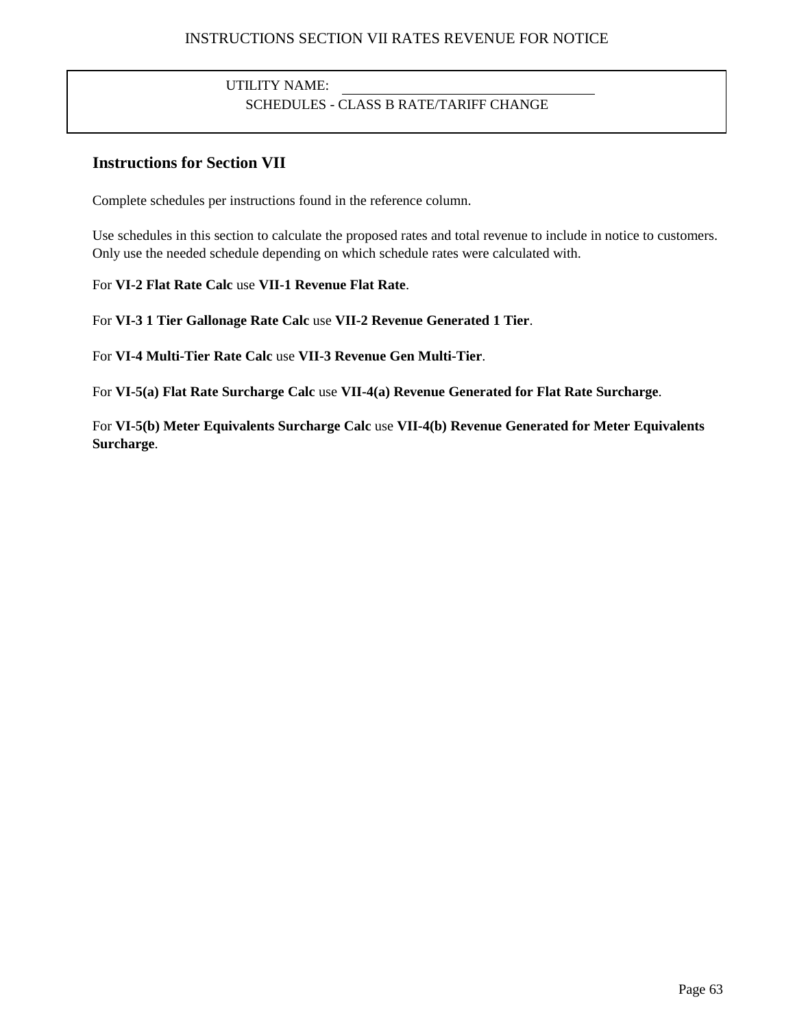INSTRUCTIONS SECTION VII RATES REVENUE FOR NOTICE

UTILITY NAME: ____________________

SCHEDULES - CLASS B RATE/TARIFF CHANGE

## Instructions for Section VII

Complete schedules per instructions found in the reference column.

Use schedules in this section to calculate the proposed rates and total revenue to include in notice to customers. Only use the needed schedule depending on which schedule rates were calculated with.

For **VI-2 Flat Rate Calc** use **VII-1 Revenue Flat Rate**.

For **VI-3 1 Tier Gallonage Rate Calc** use **VII-2 Revenue Generated 1 Tier**.

For **VI-4 Multi-Tier Rate Calc** use **VII-3 Revenue Gen Multi-Tier**.

For **VI-5(a) Flat Rate Surcharge Calc** use **VII-4(a) Revenue Generated for Flat Rate Surcharge**.

For **VI-5(b) Meter Equivalents Surcharge Calc** use **VII-4(b) Revenue Generated for Meter Equivalents Surcharge**.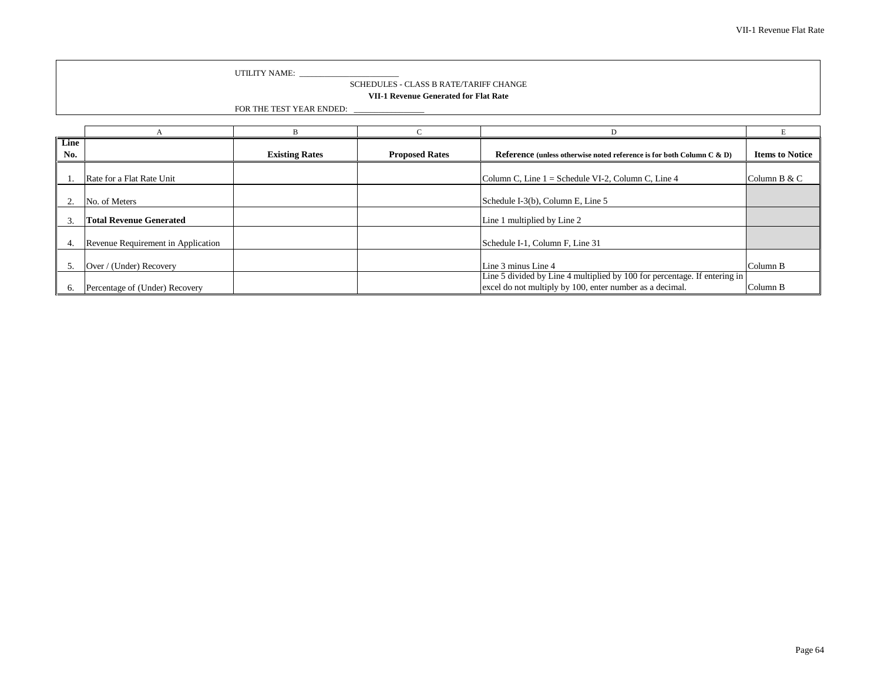UTILITY NAME: ________________________

SCHEDULES - CLASS B RATE/TARIFF CHANGE

**VII-1 Revenue Generated for Flat Rate**

FOR THE TEST YEAR ENDED: ________________

| | A | B | C | D | E |
|---|---|---|---|---|---|
| **Line No.** | | **Existing Rates** | **Proposed Rates** | **Reference** **(unless otherwise noted reference is for both Column C & D)** | **Items to Notice** |
| 1. | Rate for a Flat Rate Unit | | | Column C, Line 1 = Schedule VI-2, Column C, Line 4 | Column B & C |
| 2. | No. of Meters | | | Schedule I-3(b), Column E, Line 5 | |
| 3. | **Total Revenue Generated** | | | Line 1 multiplied by Line 2 | |
| 4. | Revenue Requirement in Application | | | Schedule I-1, Column F, Line 31 | |
| 5. | Over / (Under) Recovery | | | Line 3 minus Line 4 | Column B |
| 6. | Percentage of (Under) Recovery | | | Line 5 divided by Line 4 multiplied by 100 for percentage. If entering in excel do not multiply by 100, enter number as a decimal. | Column B |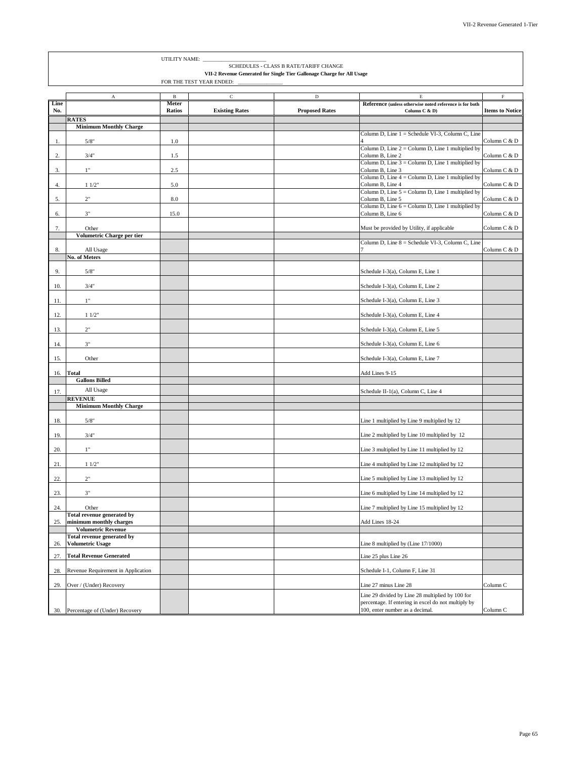UTILITY NAME: ________________________

SCHEDULES - CLASS B RATE/TARIFF CHANGE

**VII-2 Revenue Generated for Single Tier Gallonage Charge for All Usage**

FOR THE TEST YEAR ENDED: ________________

| Line No. | A | B Meter Ratios | C Existing Rates | D Proposed Rates | E Reference (unless otherwise noted reference is for both Column C & D) | F Items to Notice |
|---|---|---|---|---|---|---|
| | **RATES** | | | | | |
| | **Minimum Monthly Charge** | | | | | |
| 1. | 5/8" | 1.0 | | | Column D, Line 1 = Schedule VI-3, Column C, Line 4 | Column C & D |
| 2. | 3/4" | 1.5 | | | Column D, Line 2 = Column D, Line 1 multiplied by Column B, Line 2 | Column C & D |
| 3. | 1" | 2.5 | | | Column D, Line 3 = Column D, Line 1 multiplied by Column B, Line 3 | Column C & D |
| 4. | 1 1/2" | 5.0 | | | Column D, Line 4 = Column D, Line 1 multiplied by Column B, Line 4 | Column C & D |
| 5. | 2" | 8.0 | | | Column D, Line 5 = Column D, Line 1 multiplied by Column B, Line 5 | Column C & D |
| 6. | 3" | 15.0 | | | Column D, Line 6 = Column D, Line 1 multiplied by Column B, Line 6 | Column C & D |
| 7. | Other | | | | Must be provided by Utility, if applicable | Column C & D |
| | **Volumetric Charge per tier** | | | | | |
| 8. | All Usage | | | | Column D, Line 8 = Schedule VI-3, Column C, Line 7 | Column C & D |
| | **No. of Meters** | | | | | |
| 9. | 5/8" | | | | Schedule I-3(a), Column E, Line 1 | |
| 10. | 3/4" | | | | Schedule I-3(a), Column E, Line 2 | |
| 11. | 1" | | | | Schedule I-3(a), Column E, Line 3 | |
| 12. | 1 1/2" | | | | Schedule I-3(a), Column E, Line 4 | |
| 13. | 2" | | | | Schedule I-3(a), Column E, Line 5 | |
| 14. | 3" | | | | Schedule I-3(a), Column E, Line 6 | |
| 15. | Other | | | | Schedule I-3(a), Column E, Line 7 | |
| 16. | **Total** | | | | Add Lines 9-15 | |
| | **Gallons Billed** | | | | | |
| 17. | All Usage | | | | Schedule II-1(a), Column C, Line 4 | |
| | **REVENUE** | | | | | |
| | **Minimum Monthly Charge** | | | | | |
| 18. | 5/8" | | | | Line 1 multiplied by Line 9 multiplied by 12 | |
| 19. | 3/4" | | | | Line 2 multiplied by Line 10 multiplied by 12 | |
| 20. | 1" | | | | Line 3 multiplied by Line 11 multiplied by 12 | |
| 21. | 1 1/2" | | | | Line 4 multiplied by Line 12 multiplied by 12 | |
| 22. | 2" | | | | Line 5 multiplied by Line 13 multiplied by 12 | |
| 23. | 3" | | | | Line 6 multiplied by Line 14 multiplied by 12 | |
| 24. | Other | | | | Line 7 multiplied by Line 15 multiplied by 12 | |
| 25. | **Total revenue generated by minimum monthly charges** | | | | Add Lines 18-24 | |
| | **Volumetric Revenue** | | | | | |
| 26. | **Total revenue generated by Volumetric Usage** | | | | Line 8 multiplied by (Line 17/1000) | |
| 27. | **Total Revenue Generated** | | | | Line 25 plus Line 26 | |
| 28. | Revenue Requirement in Application | | | | Schedule I-1, Column F, Line 31 | |
| 29. | Over / (Under) Recovery | | | | Line 27 minus Line 28 | Column C |
| 30. | Percentage of (Under) Recovery | | | | Line 29 divided by Line 28 multiplied by 100 for percentage. If entering in excel do not multiply by 100, enter number as a decimal. | Column C |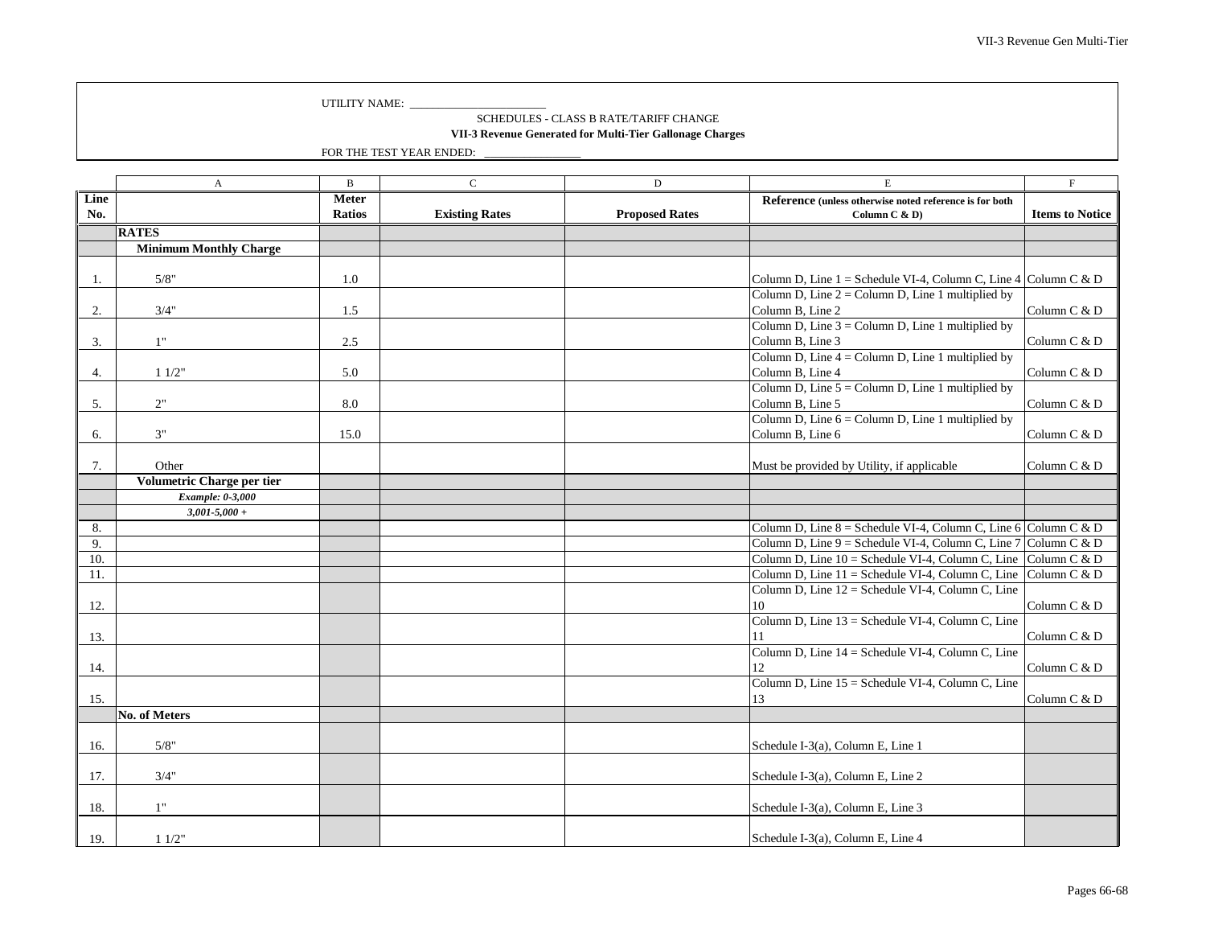UTILITY NAME: ________________________

SCHEDULES - CLASS B RATE/TARIFF CHANGE

**VII-3 Revenue Generated for Multi-Tier Gallonage Charges**

FOR THE TEST YEAR ENDED: _________________

| | A | B | C | D | E | F |
|---|---|---|---|---|---|---|
| **Line No.** | | **Meter Ratios** | **Existing Rates** | **Proposed Rates** | **Reference** (unless otherwise noted reference is for both Column C & D) | **Items to Notice** |
| | **RATES** | | | | | |
| | **Minimum Monthly Charge** | | | | | |
| 1. | 5/8" | 1.0 | | | Column D, Line 1 = Schedule VI-4, Column C, Line 4 | Column C & D |
| 2. | 3/4" | 1.5 | | | Column D, Line 2 = Column D, Line 1 multiplied by Column B, Line 2 | Column C & D |
| 3. | 1" | 2.5 | | | Column D, Line 3 = Column D, Line 1 multiplied by Column B, Line 3 | Column C & D |
| 4. | 1 1/2" | 5.0 | | | Column D, Line 4 = Column D, Line 1 multiplied by Column B, Line 4 | Column C & D |
| 5. | 2" | 8.0 | | | Column D, Line 5 = Column D, Line 1 multiplied by Column B, Line 5 | Column C & D |
| 6. | 3" | 15.0 | | | Column D, Line 6 = Column D, Line 1 multiplied by Column B, Line 6 | Column C & D |
| 7. | Other | | | | Must be provided by Utility, if applicable | Column C & D |
| | **Volumetric Charge per tier** | | | | | |
| | ***Example: 0-3,000*** | | | | | |
| | ***3,001-5,000 +*** | | | | | |
| 8. | | | | | Column D, Line 8 = Schedule VI-4, Column C, Line 6 | Column C & D |
| 9. | | | | | Column D, Line 9 = Schedule VI-4, Column C, Line 7 | Column C & D |
| 10. | | | | | Column D, Line 10 = Schedule VI-4, Column C, Line | Column C & D |
| 11. | | | | | Column D, Line 11 = Schedule VI-4, Column C, Line | Column C & D |
| 12. | | | | | Column D, Line 12 = Schedule VI-4, Column C, Line 10 | Column C & D |
| 13. | | | | | Column D, Line 13 = Schedule VI-4, Column C, Line 11 | Column C & D |
| 14. | | | | | Column D, Line 14 = Schedule VI-4, Column C, Line 12 | Column C & D |
| 15. | | | | | Column D, Line 15 = Schedule VI-4, Column C, Line 13 | Column C & D |
| | **No. of Meters** | | | | | |
| 16. | 5/8" | | | | Schedule I-3(a), Column E, Line 1 | |
| 17. | 3/4" | | | | Schedule I-3(a), Column E, Line 2 | |
| 18. | 1" | | | | Schedule I-3(a), Column E, Line 3 | |
| 19. | 1 1/2" | | | | Schedule I-3(a), Column E, Line 4 | |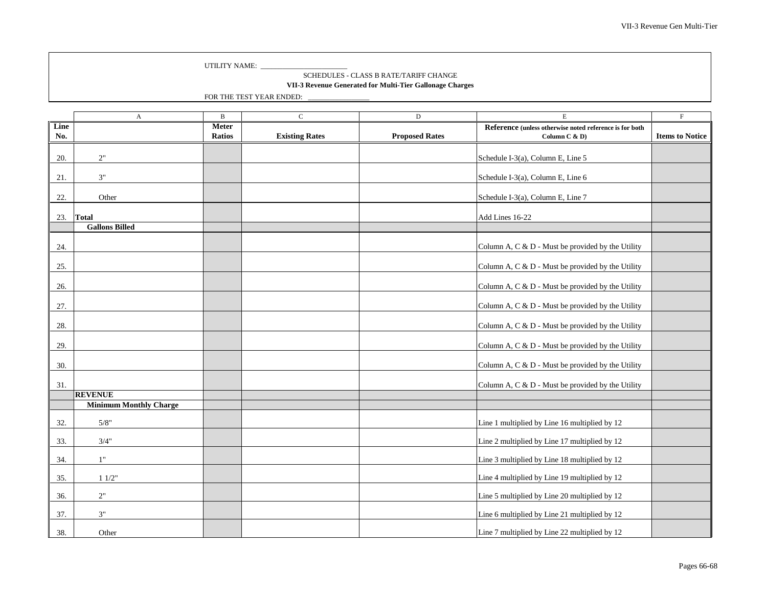UTILITY NAME: ________________________

SCHEDULES - CLASS B RATE/TARIFF CHANGE

**VII-3 Revenue Generated for Multi-Tier Gallonage Charges**

FOR THE TEST YEAR ENDED: _________________

| | A | B | C | D | E | F |
|---|---|---|---|---|---|---|
| **Line No.** | | **Meter Ratios** | **Existing Rates** | **Proposed Rates** | **Reference** (unless otherwise noted reference is for both Column C & D) | **Items to Notice** |
| 20. | 2" | | | | Schedule I-3(a), Column E, Line 5 | |
| 21. | 3" | | | | Schedule I-3(a), Column E, Line 6 | |
| 22. | Other | | | | Schedule I-3(a), Column E, Line 7 | |
| 23. | **Total** | | | | Add Lines 16-22 | |
| | **Gallons Billed** | | | | | |
| 24. | | | | | Column A, C & D - Must be provided by the Utility | |
| 25. | | | | | Column A, C & D - Must be provided by the Utility | |
| 26. | | | | | Column A, C & D - Must be provided by the Utility | |
| 27. | | | | | Column A, C & D - Must be provided by the Utility | |
| 28. | | | | | Column A, C & D - Must be provided by the Utility | |
| 29. | | | | | Column A, C & D - Must be provided by the Utility | |
| 30. | | | | | Column A, C & D - Must be provided by the Utility | |
| 31. | | | | | Column A, C & D - Must be provided by the Utility | |
| | **REVENUE** | | | | | |
| | **Minimum Monthly Charge** | | | | | |
| 32. | 5/8" | | | | Line 1 multiplied by Line 16 multiplied by 12 | |
| 33. | 3/4" | | | | Line 2 multiplied by Line 17 multiplied by 12 | |
| 34. | 1" | | | | Line 3 multiplied by Line 18 multiplied by 12 | |
| 35. | 1 1/2" | | | | Line 4 multiplied by Line 19 multiplied by 12 | |
| 36. | 2" | | | | Line 5 multiplied by Line 20 multiplied by 12 | |
| 37. | 3" | | | | Line 6 multiplied by Line 21 multiplied by 12 | |
| 38. | Other | | | | Line 7 multiplied by Line 22 multiplied by 12 | |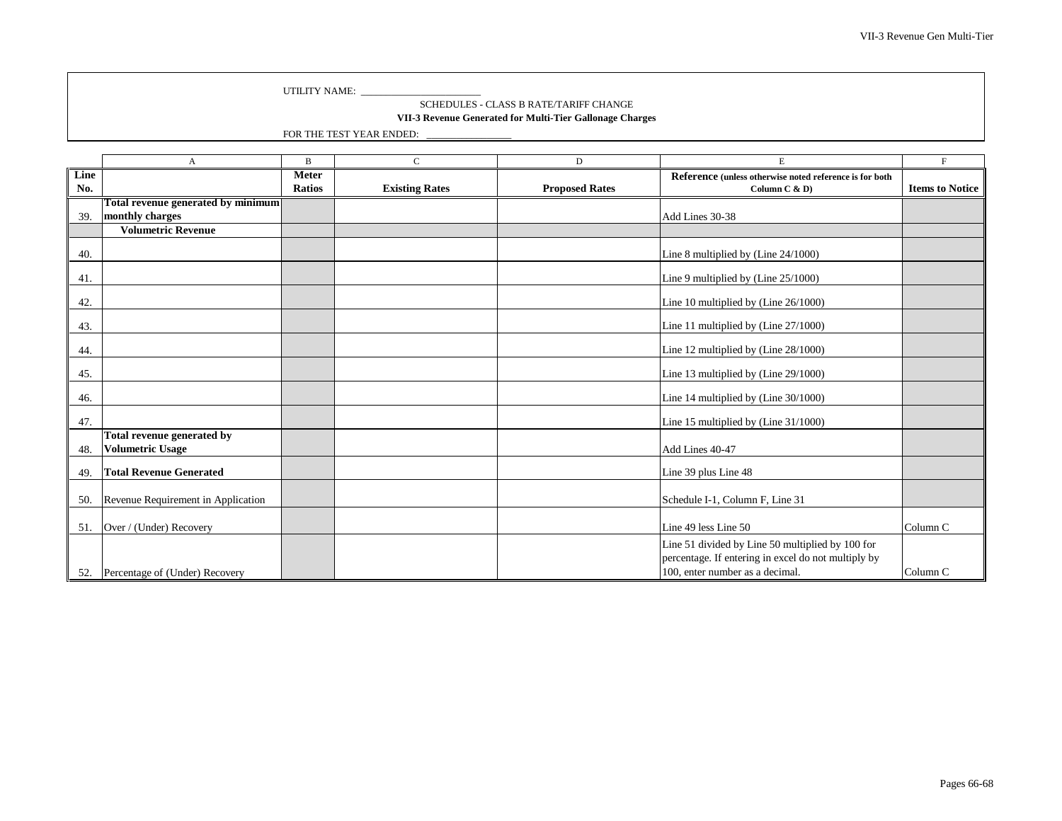UTILITY NAME: ______________________

SCHEDULES - CLASS B RATE/TARIFF CHANGE

**VII-3 Revenue Generated for Multi-Tier Gallonage Charges**

FOR THE TEST YEAR ENDED: ________________

| | A | B | C | D | E | F |
|---|---|---|---|---|---|---|
| **Line No.** | | **Meter Ratios** | **Existing Rates** | **Proposed Rates** | **Reference** (unless otherwise noted reference is for both Column C & D) | **Items to Notice** |
| 39. | **Total revenue generated by minimum monthly charges** | | | | Add Lines 30-38 | |
| | **Volumetric Revenue** | | | | | |
| 40. | | | | | Line 8 multiplied by (Line 24/1000) | |
| 41. | | | | | Line 9 multiplied by (Line 25/1000) | |
| 42. | | | | | Line 10 multiplied by (Line 26/1000) | |
| 43. | | | | | Line 11 multiplied by (Line 27/1000) | |
| 44. | | | | | Line 12 multiplied by (Line 28/1000) | |
| 45. | | | | | Line 13 multiplied by (Line 29/1000) | |
| 46. | | | | | Line 14 multiplied by (Line 30/1000) | |
| 47. | | | | | Line 15 multiplied by (Line 31/1000) | |
| 48. | **Total revenue generated by Volumetric Usage** | | | | Add Lines 40-47 | |
| 49. | **Total Revenue Generated** | | | | Line 39 plus Line 48 | |
| 50. | Revenue Requirement in Application | | | | Schedule I-1, Column F, Line 31 | |
| 51. | Over / (Under) Recovery | | | | Line 49 less Line 50 | Column C |
| 52. | Percentage of (Under) Recovery | | | | Line 51 divided by Line 50 multiplied by 100 for percentage. If entering in excel do not multiply by 100, enter number as a decimal. | Column C |

Pages 66-68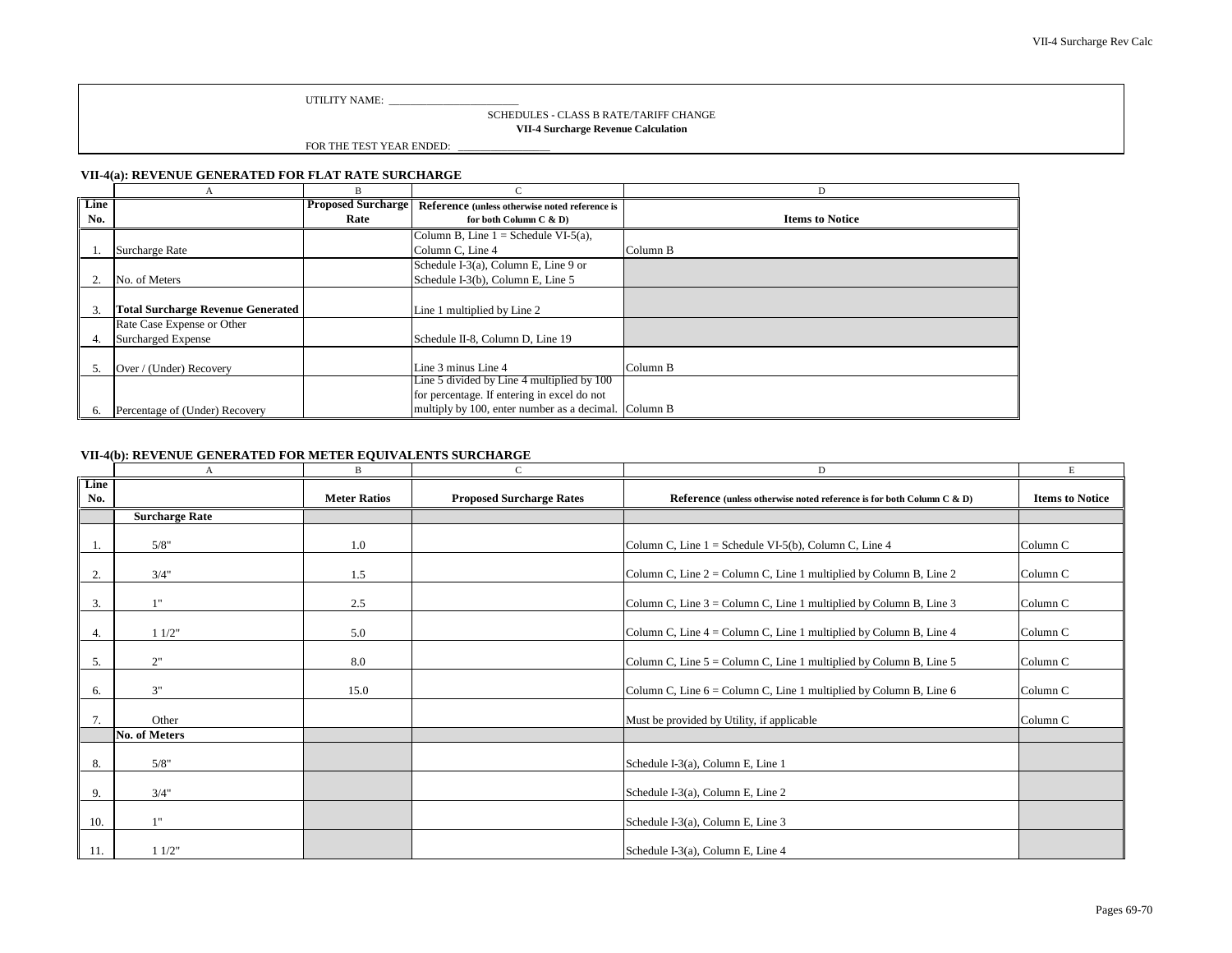UTILITY NAME: ________________________

SCHEDULES - CLASS B RATE/TARIFF CHANGE

**VII-4 Surcharge Revenue Calculation**

FOR THE TEST YEAR ENDED: ________________

### VII-4(a): REVENUE GENERATED FOR FLAT RATE SURCHARGE

| | A | B | C | D |
|---|---|---|---|---|
| **Line No.** | | **Proposed Surcharge Rate** | **Reference** (unless otherwise noted reference is for both Column C & D) | **Items to Notice** |
| 1. | Surcharge Rate | | Column B, Line 1 = Schedule VI-5(a), Column C, Line 4 | Column B |
| 2. | No. of Meters | | Schedule I-3(a), Column E, Line 9 or Schedule I-3(b), Column E, Line 5 | |
| 3. | **Total Surcharge Revenue Generated** | | Line 1 multiplied by Line 2 | |
| 4. | Rate Case Expense or Other Surcharged Expense | | Schedule II-8, Column D, Line 19 | |
| 5. | Over / (Under) Recovery | | Line 3 minus Line 4 | Column B |
| 6. | Percentage of (Under) Recovery | | Line 5 divided by Line 4 multiplied by 100 for percentage. If entering in excel do not multiply by 100, enter number as a decimal. | Column B |

### VII-4(b): REVENUE GENERATED FOR METER EQUIVALENTS SURCHARGE

| | A | B | C | D | E |
|---|---|---|---|---|---|
| **Line No.** | | **Meter Ratios** | **Proposed Surcharge Rates** | **Reference** (unless otherwise noted reference is for both Column C & D) | **Items to Notice** |
| | **Surcharge Rate** | | | | |
| 1. | 5/8" | 1.0 | | Column C, Line 1 = Schedule VI-5(b), Column C, Line 4 | Column C |
| 2. | 3/4" | 1.5 | | Column C, Line 2 = Column C, Line 1 multiplied by Column B, Line 2 | Column C |
| 3. | 1" | 2.5 | | Column C, Line 3 = Column C, Line 1 multiplied by Column B, Line 3 | Column C |
| 4. | 1 1/2" | 5.0 | | Column C, Line 4 = Column C, Line 1 multiplied by Column B, Line 4 | Column C |
| 5. | 2" | 8.0 | | Column C, Line 5 = Column C, Line 1 multiplied by Column B, Line 5 | Column C |
| 6. | 3" | 15.0 | | Column C, Line 6 = Column C, Line 1 multiplied by Column B, Line 6 | Column C |
| 7. | Other | | | Must be provided by Utility, if applicable | Column C |
| | **No. of Meters** | | | | |
| 8. | 5/8" | | | Schedule I-3(a), Column E, Line 1 | |
| 9. | 3/4" | | | Schedule I-3(a), Column E, Line 2 | |
| 10. | 1" | | | Schedule I-3(a), Column E, Line 3 | |
| 11. | 1 1/2" | | | Schedule I-3(a), Column E, Line 4 | |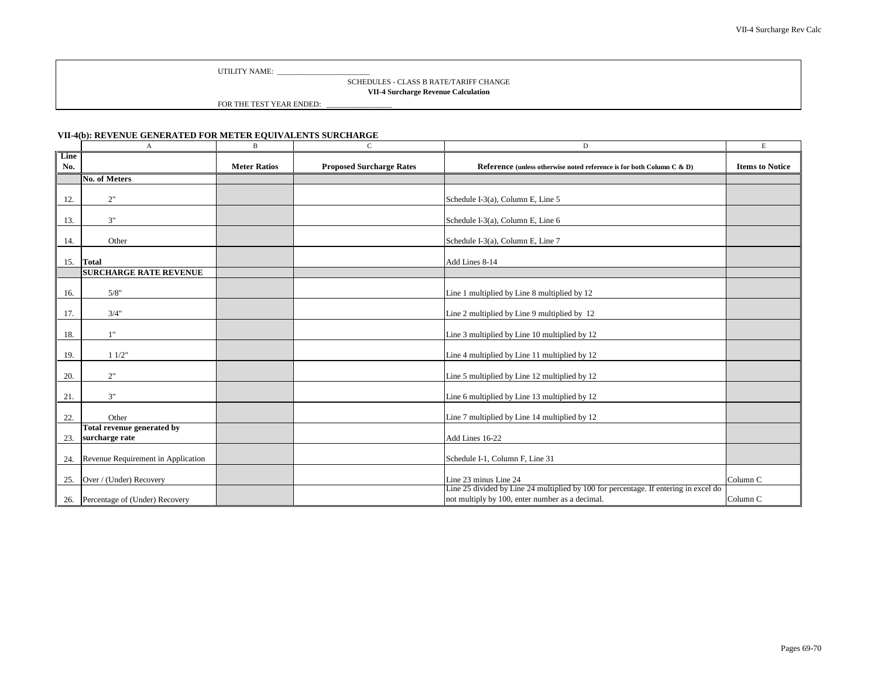UTILITY NAME: ________________________

SCHEDULES - CLASS B RATE/TARIFF CHANGE

**VII-4 Surcharge Revenue Calculation**

FOR THE TEST YEAR ENDED: ________________

### VII-4(b): REVENUE GENERATED FOR METER EQUIVALENTS SURCHARGE

| | A | B | C | D | E |
|---|---|---|---|---|---|
| **Line No.** | | **Meter Ratios** | **Proposed Surcharge Rates** | **Reference** (unless otherwise noted reference is for both Column C & D) | **Items to Notice** |
| | **No. of Meters** | | | | |
| 12. | 2" | | | Schedule I-3(a), Column E, Line 5 | |
| 13. | 3" | | | Schedule I-3(a), Column E, Line 6 | |
| 14. | Other | | | Schedule I-3(a), Column E, Line 7 | |
| 15. | **Total** | | | Add Lines 8-14 | |
| | **SURCHARGE RATE REVENUE** | | | | |
| 16. | 5/8" | | | Line 1 multiplied by Line 8 multiplied by 12 | |
| 17. | 3/4" | | | Line 2 multiplied by Line 9 multiplied by 12 | |
| 18. | 1" | | | Line 3 multiplied by Line 10 multiplied by 12 | |
| 19. | 1 1/2" | | | Line 4 multiplied by Line 11 multiplied by 12 | |
| 20. | 2" | | | Line 5 multiplied by Line 12 multiplied by 12 | |
| 21. | 3" | | | Line 6 multiplied by Line 13 multiplied by 12 | |
| 22. | Other | | | Line 7 multiplied by Line 14 multiplied by 12 | |
| 23. | **Total revenue generated by surcharge rate** | | | Add Lines 16-22 | |
| 24. | Revenue Requirement in Application | | | Schedule I-1, Column F, Line 31 | |
| 25. | Over / (Under) Recovery | | | Line 23 minus Line 24 | Column C |
| 26. | Percentage of (Under) Recovery | | | Line 25 divided by Line 24 multiplied by 100 for percentage. If entering in excel do not multiply by 100, enter number as a decimal. | Column C |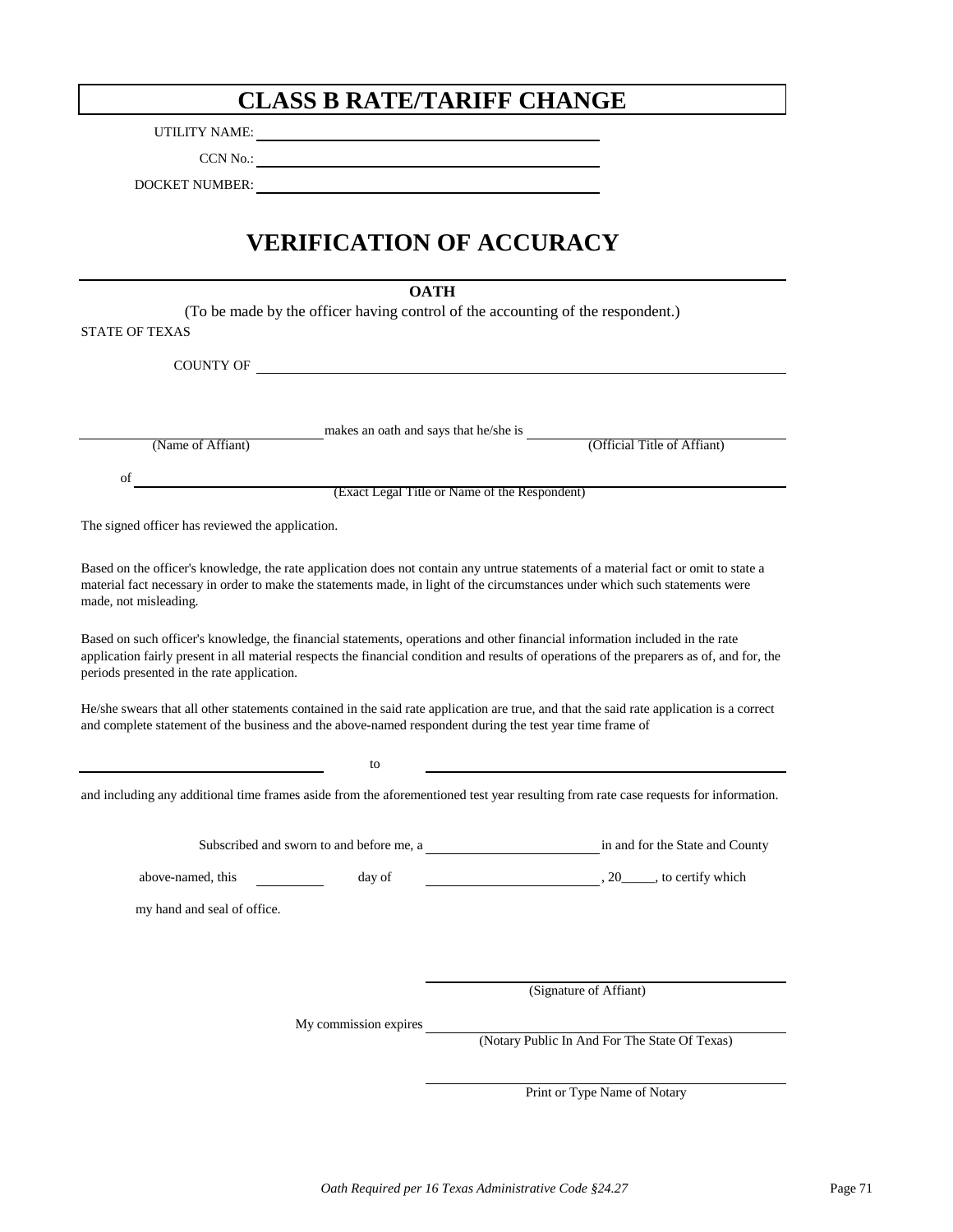# CLASS B RATE/TARIFF CHANGE

UTILITY NAME: ____________________________________

CCN No.: ____________________________________

DOCKET NUMBER: ____________________________________

# VERIFICATION OF ACCURACY

**OATH**

(To be made by the officer having control of the accounting of the respondent.)

STATE OF TEXAS

COUNTY OF ____________________________________

____________________ makes an oath and says that he/she is ____________________
(Name of Affiant) (Official Title of Affiant)

of ____________________________________
(Exact Legal Title or Name of the Respondent)

The signed officer has reviewed the application.

Based on the officer's knowledge, the rate application does not contain any untrue statements of a material fact or omit to state a material fact necessary in order to make the statements made, in light of the circumstances under which such statements were made, not misleading.

Based on such officer's knowledge, the financial statements, operations and other financial information included in the rate application fairly present in all material respects the financial condition and results of operations of the preparers as of, and for, the periods presented in the rate application.

He/she swears that all other statements contained in the said rate application are true, and that the said rate application is a correct and complete statement of the business and the above-named respondent during the test year time frame of

____________________ to ____________________

and including any additional time frames aside from the aforementioned test year resulting from rate case requests for information.

Subscribed and sworn to and before me, a ____________________ in and for the State and County

above-named, this ________ day of ____________________, 20_____, to certify which

my hand and seal of office.

____________________________________
(Signature of Affiant)

My commission expires ____________________________________
(Notary Public In And For The State Of Texas)

____________________________________
Print or Type Name of Notary

*Oath Required per 16 Texas Administrative Code §24.27*